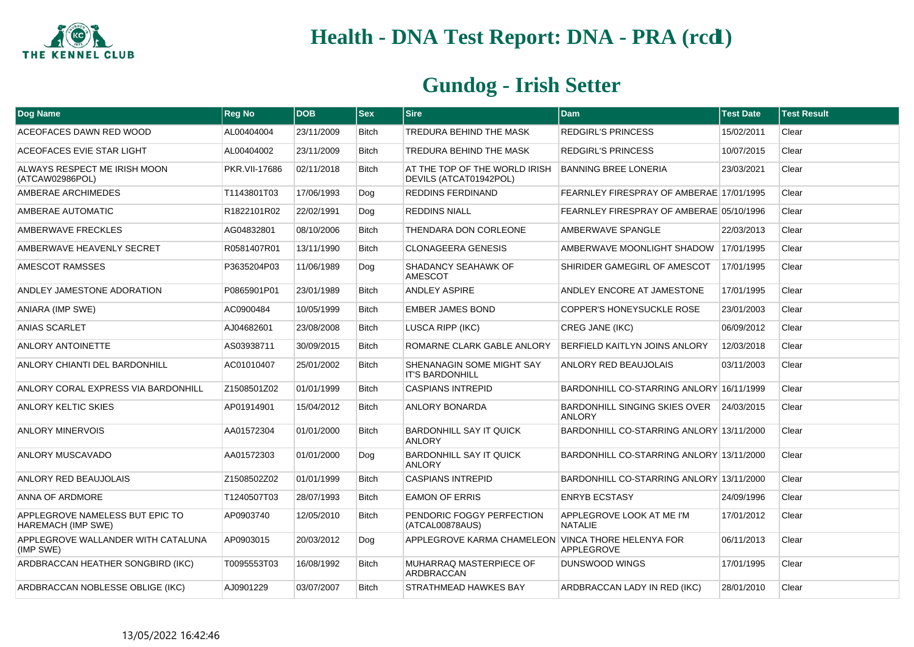# Health - DNA Test Report: DNA - PRA (rcd1)

## Gundog - Irish Setter

| Dog Name | Reg No | DOB | Sex | Sire | Dam | Test Date | Test Result |
|---|---|---|---|---|---|---|---|
| ACEOFACES DAWN RED WOOD | AL00404004 | 23/11/2009 | Bitch | TREDURA BEHIND THE MASK | REDGIRL'S PRINCESS | 15/02/2011 | Clear |
| ACEOFACES EVIE STAR LIGHT | AL00404002 | 23/11/2009 | Bitch | TREDURA BEHIND THE MASK | REDGIRL'S PRINCESS | 10/07/2015 | Clear |
| ALWAYS RESPECT ME IRISH MOON (ATCAW02986POL) | PKR.VII-17686 | 02/11/2018 | Bitch | AT THE TOP OF THE WORLD IRISH DEVILS (ATCAT01942POL) | BANNING BREE LONERIA | 23/03/2021 | Clear |
| AMBERAE ARCHIMEDES | T1143801T03 | 17/06/1993 | Dog | REDDINS FERDINAND | FEARNLEY FIRESPRAY OF AMBERAE | 17/01/1995 | Clear |
| AMBERAE AUTOMATIC | R1822101R02 | 22/02/1991 | Dog | REDDINS NIALL | FEARNLEY FIRESPRAY OF AMBERAE | 05/10/1996 | Clear |
| AMBERWAVE FRECKLES | AG04832801 | 08/10/2006 | Bitch | THENDARA DON CORLEONE | AMBERWAVE SPANGLE | 22/03/2013 | Clear |
| AMBERWAVE HEAVENLY SECRET | R0581407R01 | 13/11/1990 | Bitch | CLONAGEERA GENESIS | AMBERWAVE MOONLIGHT SHADOW | 17/01/1995 | Clear |
| AMESCOT RAMSSES | P3635204P03 | 11/06/1989 | Dog | SHADANCY SEAHAWK OF AMESCOT | SHIRIDER GAMEGIRL OF AMESCOT | 17/01/1995 | Clear |
| ANDLEY JAMESTONE ADORATION | P0865901P01 | 23/01/1989 | Bitch | ANDLEY ASPIRE | ANDLEY ENCORE AT JAMESTONE | 17/01/1995 | Clear |
| ANIARA (IMP SWE) | AC0900484 | 10/05/1999 | Bitch | EMBER JAMES BOND | COPPER'S HONEYSUCKLE ROSE | 23/01/2003 | Clear |
| ANIAS SCARLET | AJ04682601 | 23/08/2008 | Bitch | LUSCA RIPP (IKC) | CREG JANE (IKC) | 06/09/2012 | Clear |
| ANLORY ANTOINETTE | AS03938711 | 30/09/2015 | Bitch | ROMARNE CLARK GABLE ANLORY | BERFIELD KAITLYN JOINS ANLORY | 12/03/2018 | Clear |
| ANLORY CHIANTI DEL BARDONHILL | AC01010407 | 25/01/2002 | Bitch | SHENANAGIN SOME MIGHT SAY IT'S BARDONHILL | ANLORY RED BEAUJOLAIS | 03/11/2003 | Clear |
| ANLORY CORAL EXPRESS VIA BARDONHILL | Z1508501Z02 | 01/01/1999 | Bitch | CASPIANS INTREPID | BARDONHILL CO-STARRING ANLORY | 16/11/1999 | Clear |
| ANLORY KELTIC SKIES | AP01914901 | 15/04/2012 | Bitch | ANLORY BONARDA | BARDONHILL SINGING SKIES OVER ANLORY | 24/03/2015 | Clear |
| ANLORY MINERVOIS | AA01572304 | 01/01/2000 | Bitch | BARDONHILL SAY IT QUICK ANLORY | BARDONHILL CO-STARRING ANLORY | 13/11/2000 | Clear |
| ANLORY MUSCAVADO | AA01572303 | 01/01/2000 | Dog | BARDONHILL SAY IT QUICK ANLORY | BARDONHILL CO-STARRING ANLORY | 13/11/2000 | Clear |
| ANLORY RED BEAUJOLAIS | Z1508502Z02 | 01/01/1999 | Bitch | CASPIANS INTREPID | BARDONHILL CO-STARRING ANLORY | 13/11/2000 | Clear |
| ANNA OF ARDMORE | T1240507T03 | 28/07/1993 | Bitch | EAMON OF ERRIS | ENRYB ECSTASY | 24/09/1996 | Clear |
| APPLEGROVE NAMELESS BUT EPIC TO HAREMACH (IMP SWE) | AP0903740 | 12/05/2010 | Bitch | PENDORIC FOGGY PERFECTION (ATCAL00878AUS) | APPLEGROVE LOOK AT ME I'M NATALIE | 17/01/2012 | Clear |
| APPLEGROVE WALLANDER WITH CATALUNA (IMP SWE) | AP0903015 | 20/03/2012 | Dog | APPLEGROVE KARMA CHAMELEON | VINCA THORE HELENYA FOR APPLEGROVE | 06/11/2013 | Clear |
| ARDBRACCAN HEATHER SONGBIRD (IKC) | T0095553T03 | 16/08/1992 | Bitch | MUHARRAQ MASTERPIECE OF ARDBRACCAN | DUNSWOOD WINGS | 17/01/1995 | Clear |
| ARDBRACCAN NOBLESSE OBLIGE (IKC) | AJ0901229 | 03/07/2007 | Bitch | STRATHMEAD HAWKES BAY | ARDBRACCAN LADY IN RED (IKC) | 28/01/2010 | Clear |

13/05/2022 16:42:46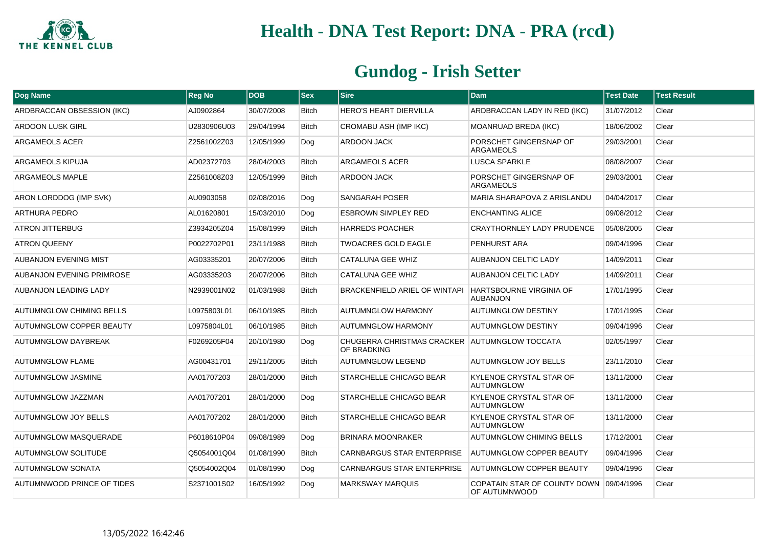# Health - DNA Test Report: DNA - PRA (rcd1)

## Gundog - Irish Setter

| Dog Name | Reg No | DOB | Sex | Sire | Dam | Test Date | Test Result |
|---|---|---|---|---|---|---|---|
| ARDBRACCAN OBSESSION (IKC) | AJ0902864 | 30/07/2008 | Bitch | HERO'S HEART DIERVILLA | ARDBRACCAN LADY IN RED (IKC) | 31/07/2012 | Clear |
| ARDOON LUSK GIRL | U2830906U03 | 29/04/1994 | Bitch | CROMABU ASH (IMP IKC) | MOANRUAD BREDA (IKC) | 18/06/2002 | Clear |
| ARGAMEOLS ACER | Z2561002Z03 | 12/05/1999 | Dog | ARDOON JACK | PORSCHET GINGERSNAP OF ARGAMEOLS | 29/03/2001 | Clear |
| ARGAMEOLS KIPUJA | AD02372703 | 28/04/2003 | Bitch | ARGAMEOLS ACER | LUSCA SPARKLE | 08/08/2007 | Clear |
| ARGAMEOLS MAPLE | Z2561008Z03 | 12/05/1999 | Bitch | ARDOON JACK | PORSCHET GINGERSNAP OF ARGAMEOLS | 29/03/2001 | Clear |
| ARON LORDDOG (IMP SVK) | AU0903058 | 02/08/2016 | Dog | SANGARAH POSER | MARIA SHARAPOVA Z ARISLANDU | 04/04/2017 | Clear |
| ARTHURA PEDRO | AL01620801 | 15/03/2010 | Dog | ESBROWN SIMPLEY RED | ENCHANTING ALICE | 09/08/2012 | Clear |
| ATRON JITTERBUG | Z3934205Z04 | 15/08/1999 | Bitch | HARREDS POACHER | CRAYTHORNLEY LADY PRUDENCE | 05/08/2005 | Clear |
| ATRON QUEENY | P0022702P01 | 23/11/1988 | Bitch | TWOACRES GOLD EAGLE | PENHURST ARA | 09/04/1996 | Clear |
| AUBANJON EVENING MIST | AG03335201 | 20/07/2006 | Bitch | CATALUNA GEE WHIZ | AUBANJON CELTIC LADY | 14/09/2011 | Clear |
| AUBANJON EVENING PRIMROSE | AG03335203 | 20/07/2006 | Bitch | CATALUNA GEE WHIZ | AUBANJON CELTIC LADY | 14/09/2011 | Clear |
| AUBANJON LEADING LADY | N2939001N02 | 01/03/1988 | Bitch | BRACKENFIELD ARIEL OF WINTAPI | HARTSBOURNE VIRGINIA OF AUBANJON | 17/01/1995 | Clear |
| AUTUMNGLOW CHIMING BELLS | L0975803L01 | 06/10/1985 | Bitch | AUTUMNGLOW HARMONY | AUTUMNGLOW DESTINY | 17/01/1995 | Clear |
| AUTUMNGLOW COPPER BEAUTY | L0975804L01 | 06/10/1985 | Bitch | AUTUMNGLOW HARMONY | AUTUMNGLOW DESTINY | 09/04/1996 | Clear |
| AUTUMNGLOW DAYBREAK | F0269205F04 | 20/10/1980 | Dog | CHUGERRA CHRISTMAS CRACKER OF BRADKING | AUTUMNGLOW TOCCATA | 02/05/1997 | Clear |
| AUTUMNGLOW FLAME | AG00431701 | 29/11/2005 | Bitch | AUTUMNGLOW LEGEND | AUTUMNGLOW JOY BELLS | 23/11/2010 | Clear |
| AUTUMNGLOW JASMINE | AA01707203 | 28/01/2000 | Bitch | STARCHELLE CHICAGO BEAR | KYLENOE CRYSTAL STAR OF AUTUMNGLOW | 13/11/2000 | Clear |
| AUTUMNGLOW JAZZMAN | AA01707201 | 28/01/2000 | Dog | STARCHELLE CHICAGO BEAR | KYLENOE CRYSTAL STAR OF AUTUMNGLOW | 13/11/2000 | Clear |
| AUTUMNGLOW JOY BELLS | AA01707202 | 28/01/2000 | Bitch | STARCHELLE CHICAGO BEAR | KYLENOE CRYSTAL STAR OF AUTUMNGLOW | 13/11/2000 | Clear |
| AUTUMNGLOW MASQUERADE | P6018610P04 | 09/08/1989 | Dog | BRINARA MOONRAKER | AUTUMNGLOW CHIMING BELLS | 17/12/2001 | Clear |
| AUTUMNGLOW SOLITUDE | Q5054001Q04 | 01/08/1990 | Bitch | CARNBARGUS STAR ENTERPRISE | AUTUMNGLOW COPPER BEAUTY | 09/04/1996 | Clear |
| AUTUMNGLOW SONATA | Q5054002Q04 | 01/08/1990 | Dog | CARNBARGUS STAR ENTERPRISE | AUTUMNGLOW COPPER BEAUTY | 09/04/1996 | Clear |
| AUTUMNWOOD PRINCE OF TIDES | S2371001S02 | 16/05/1992 | Dog | MARKSWAY MARQUIS | COPATAIN STAR OF COUNTY DOWN OF AUTUMNWOOD | 09/04/1996 | Clear |

13/05/2022 16:42:46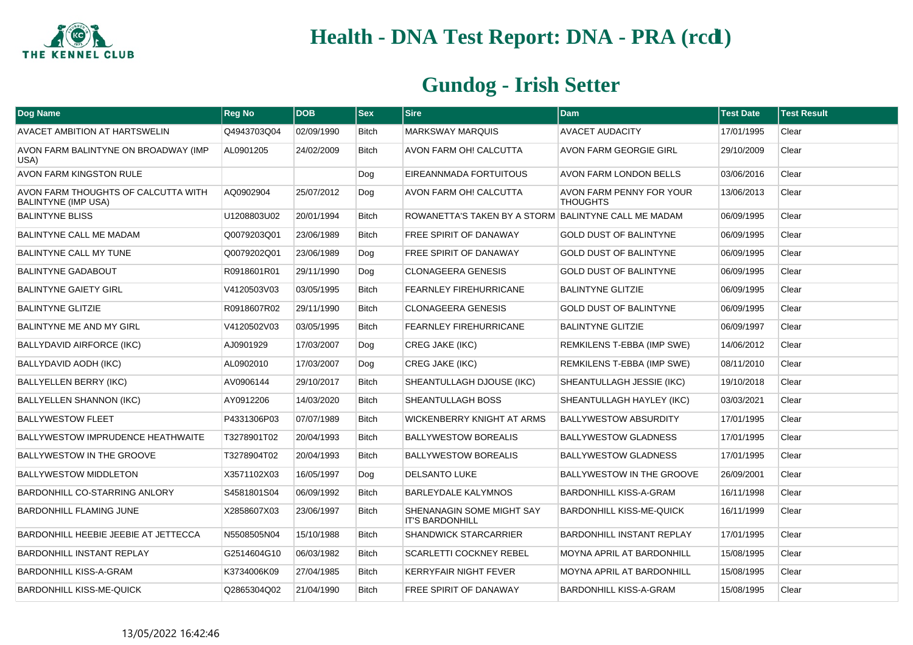# Health - DNA Test Report: DNA - PRA (rcd1)

## Gundog - Irish Setter

| Dog Name | Reg No | DOB | Sex | Sire | Dam | Test Date | Test Result |
|---|---|---|---|---|---|---|---|
| AVACET AMBITION AT HARTSWELIN | Q4943703Q04 | 02/09/1990 | Bitch | MARKSWAY MARQUIS | AVACET AUDACITY | 17/01/1995 | Clear |
| AVON FARM BALINTYNE ON BROADWAY (IMP USA) | AL0901205 | 24/02/2009 | Bitch | AVON FARM OH! CALCUTTA | AVON FARM GEORGIE GIRL | 29/10/2009 | Clear |
| AVON FARM KINGSTON RULE | | | Dog | EIREANNMADA FORTUITOUS | AVON FARM LONDON BELLS | 03/06/2016 | Clear |
| AVON FARM THOUGHTS OF CALCUTTA WITH BALINTYNE (IMP USA) | AQ0902904 | 25/07/2012 | Dog | AVON FARM OH! CALCUTTA | AVON FARM PENNY FOR YOUR THOUGHTS | 13/06/2013 | Clear |
| BALINTYNE BLISS | U1208803U02 | 20/01/1994 | Bitch | ROWANETTA'S TAKEN BY A STORM | BALINTYNE CALL ME MADAM | 06/09/1995 | Clear |
| BALINTYNE CALL ME MADAM | Q0079203Q01 | 23/06/1989 | Bitch | FREE SPIRIT OF DANAWAY | GOLD DUST OF BALINTYNE | 06/09/1995 | Clear |
| BALINTYNE CALL MY TUNE | Q0079202Q01 | 23/06/1989 | Dog | FREE SPIRIT OF DANAWAY | GOLD DUST OF BALINTYNE | 06/09/1995 | Clear |
| BALINTYNE GADABOUT | R0918601R01 | 29/11/1990 | Dog | CLONAGEERA GENESIS | GOLD DUST OF BALINTYNE | 06/09/1995 | Clear |
| BALINTYNE GAIETY GIRL | V4120503V03 | 03/05/1995 | Bitch | FEARNLEY FIREHURRICANE | BALINTYNE GLITZIE | 06/09/1995 | Clear |
| BALINTYNE GLITZIE | R0918607R02 | 29/11/1990 | Bitch | CLONAGEERA GENESIS | GOLD DUST OF BALINTYNE | 06/09/1995 | Clear |
| BALINTYNE ME AND MY GIRL | V4120502V03 | 03/05/1995 | Bitch | FEARNLEY FIREHURRICANE | BALINTYNE GLITZIE | 06/09/1997 | Clear |
| BALLYDAVID AIRFORCE (IKC) | AJ0901929 | 17/03/2007 | Dog | CREG JAKE (IKC) | REMKILENS T-EBBA (IMP SWE) | 14/06/2012 | Clear |
| BALLYDAVID AODH (IKC) | AL0902010 | 17/03/2007 | Dog | CREG JAKE (IKC) | REMKILENS T-EBBA (IMP SWE) | 08/11/2010 | Clear |
| BALLYELLEN BERRY (IKC) | AV0906144 | 29/10/2017 | Bitch | SHEANTULLAGH DJOUSE (IKC) | SHEANTULLAGH JESSIE (IKC) | 19/10/2018 | Clear |
| BALLYELLEN SHANNON (IKC) | AY0912206 | 14/03/2020 | Bitch | SHEANTULLAGH BOSS | SHEANTULLAGH HAYLEY (IKC) | 03/03/2021 | Clear |
| BALLYWESTOW FLEET | P4331306P03 | 07/07/1989 | Bitch | WICKENBERRY KNIGHT AT ARMS | BALLYWESTOW ABSURDITY | 17/01/1995 | Clear |
| BALLYWESTOW IMPRUDENCE HEATHWAITE | T3278901T02 | 20/04/1993 | Bitch | BALLYWESTOW BOREALIS | BALLYWESTOW GLADNESS | 17/01/1995 | Clear |
| BALLYWESTOW IN THE GROOVE | T3278904T02 | 20/04/1993 | Bitch | BALLYWESTOW BOREALIS | BALLYWESTOW GLADNESS | 17/01/1995 | Clear |
| BALLYWESTOW MIDDLETON | X3571102X03 | 16/05/1997 | Dog | DELSANTO LUKE | BALLYWESTOW IN THE GROOVE | 26/09/2001 | Clear |
| BARDONHILL CO-STARRING ANLORY | S4581801S04 | 06/09/1992 | Bitch | BARLEYDALE KALYMNOS | BARDONHILL KISS-A-GRAM | 16/11/1998 | Clear |
| BARDONHILL FLAMING JUNE | X2858607X03 | 23/06/1997 | Bitch | SHENANAGIN SOME MIGHT SAY IT'S BARDONHILL | BARDONHILL KISS-ME-QUICK | 16/11/1999 | Clear |
| BARDONHILL HEEBIE JEEBIE AT JETTECCA | N5508505N04 | 15/10/1988 | Bitch | SHANDWICK STARCARRIER | BARDONHILL INSTANT REPLAY | 17/01/1995 | Clear |
| BARDONHILL INSTANT REPLAY | G2514604G10 | 06/03/1982 | Bitch | SCARLETTI COCKNEY REBEL | MOYNA APRIL AT BARDONHILL | 15/08/1995 | Clear |
| BARDONHILL KISS-A-GRAM | K3734006K09 | 27/04/1985 | Bitch | KERRYFAIR NIGHT FEVER | MOYNA APRIL AT BARDONHILL | 15/08/1995 | Clear |
| BARDONHILL KISS-ME-QUICK | Q2865304Q02 | 21/04/1990 | Bitch | FREE SPIRIT OF DANAWAY | BARDONHILL KISS-A-GRAM | 15/08/1995 | Clear |

13/05/2022 16:42:46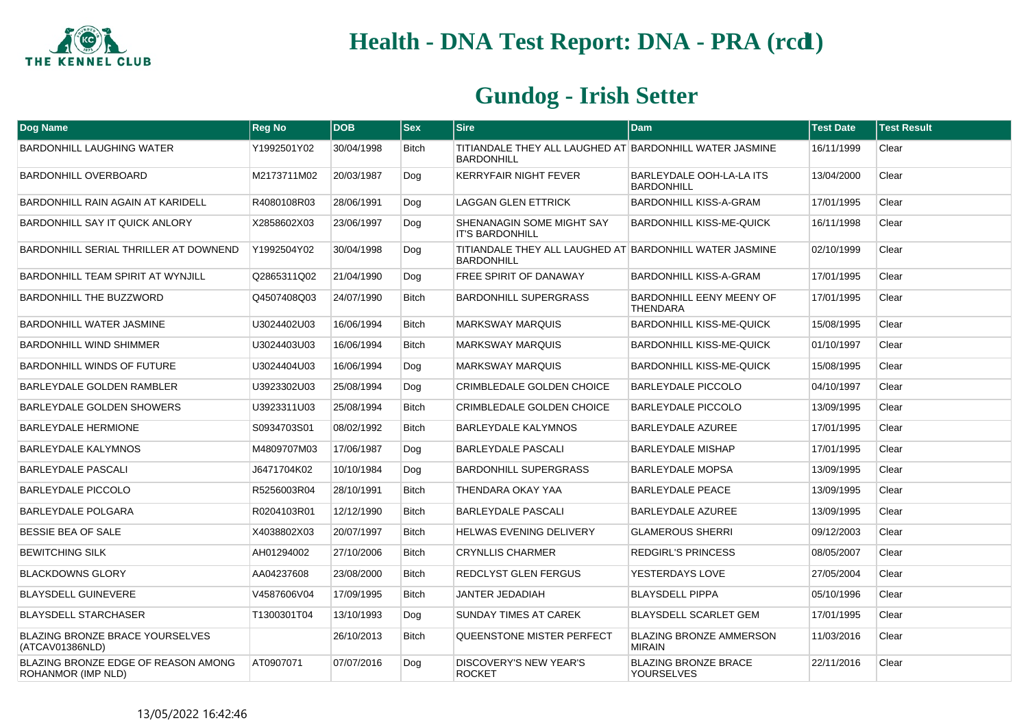# Health - DNA Test Report: DNA - PRA (rcd1)

## Gundog - Irish Setter

| Dog Name | Reg No | DOB | Sex | Sire | Dam | Test Date | Test Result |
|---|---|---|---|---|---|---|---|
| BARDONHILL LAUGHING WATER | Y1992501Y02 | 30/04/1998 | Bitch | TITIANDALE THEY ALL LAUGHED AT BARDONHILL | BARDONHILL WATER JASMINE | 16/11/1999 | Clear |
| BARDONHILL OVERBOARD | M2173711M02 | 20/03/1987 | Dog | KERRYFAIR NIGHT FEVER | BARLEYDALE OOH-LA-LA ITS BARDONHILL | 13/04/2000 | Clear |
| BARDONHILL RAIN AGAIN AT KARIDELL | R4080108R03 | 28/06/1991 | Dog | LAGGAN GLEN ETTRICK | BARDONHILL KISS-A-GRAM | 17/01/1995 | Clear |
| BARDONHILL SAY IT QUICK ANLORY | X2858602X03 | 23/06/1997 | Dog | SHENANAGIN SOME MIGHT SAY IT'S BARDONHILL | BARDONHILL KISS-ME-QUICK | 16/11/1998 | Clear |
| BARDONHILL SERIAL THRILLER AT DOWNEND | Y1992504Y02 | 30/04/1998 | Dog | TITIANDALE THEY ALL LAUGHED AT BARDONHILL | BARDONHILL WATER JASMINE | 02/10/1999 | Clear |
| BARDONHILL TEAM SPIRIT AT WYNJILL | Q2865311Q02 | 21/04/1990 | Dog | FREE SPIRIT OF DANAWAY | BARDONHILL KISS-A-GRAM | 17/01/1995 | Clear |
| BARDONHILL THE BUZZWORD | Q4507408Q03 | 24/07/1990 | Bitch | BARDONHILL SUPERGRASS | BARDONHILL EENY MEENY OF THENDARA | 17/01/1995 | Clear |
| BARDONHILL WATER JASMINE | U3024402U03 | 16/06/1994 | Bitch | MARKSWAY MARQUIS | BARDONHILL KISS-ME-QUICK | 15/08/1995 | Clear |
| BARDONHILL WIND SHIMMER | U3024403U03 | 16/06/1994 | Bitch | MARKSWAY MARQUIS | BARDONHILL KISS-ME-QUICK | 01/10/1997 | Clear |
| BARDONHILL WINDS OF FUTURE | U3024404U03 | 16/06/1994 | Dog | MARKSWAY MARQUIS | BARDONHILL KISS-ME-QUICK | 15/08/1995 | Clear |
| BARLEYDALE GOLDEN RAMBLER | U3923302U03 | 25/08/1994 | Dog | CRIMBLEDALE GOLDEN CHOICE | BARLEYDALE PICCOLO | 04/10/1997 | Clear |
| BARLEYDALE GOLDEN SHOWERS | U3923311U03 | 25/08/1994 | Bitch | CRIMBLEDALE GOLDEN CHOICE | BARLEYDALE PICCOLO | 13/09/1995 | Clear |
| BARLEYDALE HERMIONE | S0934703S01 | 08/02/1992 | Bitch | BARLEYDALE KALYMNOS | BARLEYDALE AZUREE | 17/01/1995 | Clear |
| BARLEYDALE KALYMNOS | M4809707M03 | 17/06/1987 | Dog | BARLEYDALE PASCALI | BARLEYDALE MISHAP | 17/01/1995 | Clear |
| BARLEYDALE PASCALI | J6471704K02 | 10/10/1984 | Dog | BARDONHILL SUPERGRASS | BARLEYDALE MOPSA | 13/09/1995 | Clear |
| BARLEYDALE PICCOLO | R5256003R04 | 28/10/1991 | Bitch | THENDARA OKAY YAA | BARLEYDALE PEACE | 13/09/1995 | Clear |
| BARLEYDALE POLGARA | R0204103R01 | 12/12/1990 | Bitch | BARLEYDALE PASCALI | BARLEYDALE AZUREE | 13/09/1995 | Clear |
| BESSIE BEA OF SALE | X4038802X03 | 20/07/1997 | Bitch | HELWAS EVENING DELIVERY | GLAMEROUS SHERRI | 09/12/2003 | Clear |
| BEWITCHING SILK | AH01294002 | 27/10/2006 | Bitch | CRYNLLIS CHARMER | REDGIRL'S PRINCESS | 08/05/2007 | Clear |
| BLACKDOWNS GLORY | AA04237608 | 23/08/2000 | Bitch | REDCLYST GLEN FERGUS | YESTERDAYS LOVE | 27/05/2004 | Clear |
| BLAYSDELL GUINEVERE | V4587606V04 | 17/09/1995 | Bitch | JANTER JEDADIAH | BLAYSDELL PIPPA | 05/10/1996 | Clear |
| BLAYSDELL STARCHASER | T1300301T04 | 13/10/1993 | Dog | SUNDAY TIMES AT CAREK | BLAYSDELL SCARLET GEM | 17/01/1995 | Clear |
| BLAZING BRONZE BRACE YOURSELVES (ATCAV01386NLD) | | 26/10/2013 | Bitch | QUEENSTONE MISTER PERFECT | BLAZING BRONZE AMMERSON MIRAIN | 11/03/2016 | Clear |
| BLAZING BRONZE EDGE OF REASON AMONG ROHANMOR (IMP NLD) | AT0907071 | 07/07/2016 | Dog | DISCOVERY'S NEW YEAR'S ROCKET | BLAZING BRONZE BRACE YOURSELVES | 22/11/2016 | Clear |

13/05/2022 16:42:46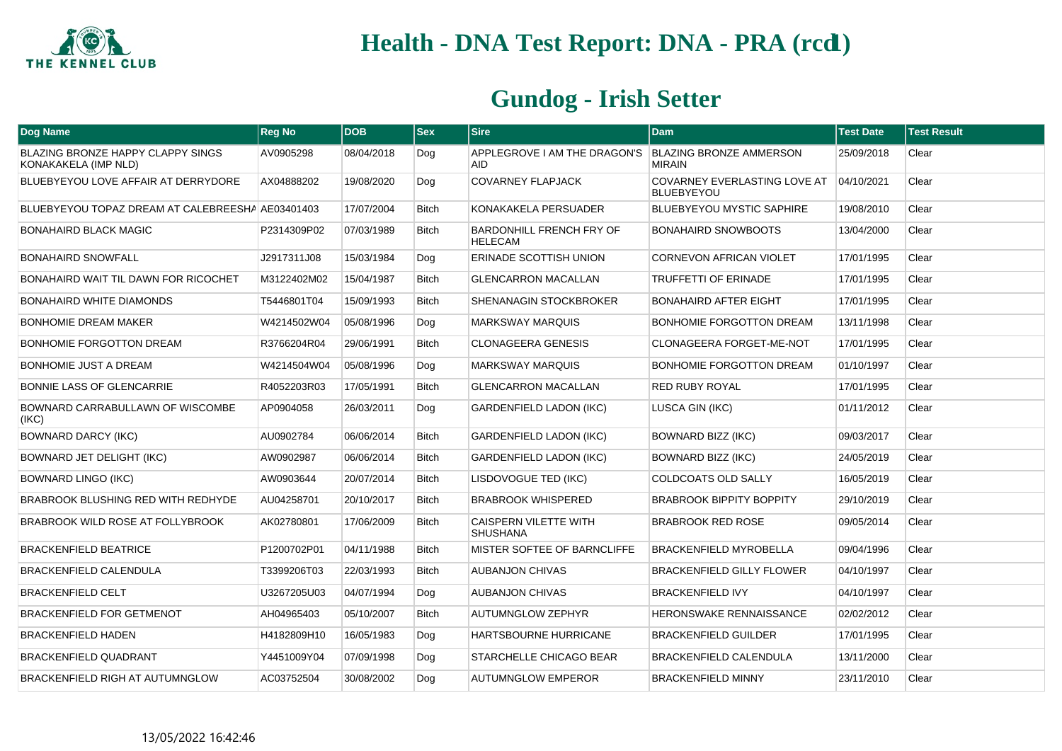# Health - DNA Test Report: DNA - PRA (rcd1)

## Gundog - Irish Setter

| Dog Name | Reg No | DOB | Sex | Sire | Dam | Test Date | Test Result |
|---|---|---|---|---|---|---|---|
| BLAZING BRONZE HAPPY CLAPPY SINGS KONAKAKELA (IMP NLD) | AV0905298 | 08/04/2018 | Dog | APPLEGROVE I AM THE DRAGON'S AID | BLAZING BRONZE AMMERSON MIRAIN | 25/09/2018 | Clear |
| BLUEBYEYOU LOVE AFFAIR AT DERRYDORE | AX04888202 | 19/08/2020 | Dog | COVARNEY FLAPJACK | COVARNEY EVERLASTING LOVE AT BLUEBYEYOU | 04/10/2021 | Clear |
| BLUEBYEYOU TOPAZ DREAM AT CALEBREESHA | AE03401403 | 17/07/2004 | Bitch | KONAKAKELA PERSUADER | BLUEBYEYOU MYSTIC SAPHIRE | 19/08/2010 | Clear |
| BONAHAIRD BLACK MAGIC | P2314309P02 | 07/03/1989 | Bitch | BARDONHILL FRENCH FRY OF HELECAM | BONAHAIRD SNOWBOOTS | 13/04/2000 | Clear |
| BONAHAIRD SNOWFALL | J2917311J08 | 15/03/1984 | Dog | ERINADE SCOTTISH UNION | CORNEVON AFRICAN VIOLET | 17/01/1995 | Clear |
| BONAHAIRD WAIT TIL DAWN FOR RICOCHET | M3122402M02 | 15/04/1987 | Bitch | GLENCARRON MACALLAN | TRUFFETTI OF ERINADE | 17/01/1995 | Clear |
| BONAHAIRD WHITE DIAMONDS | T5446801T04 | 15/09/1993 | Bitch | SHENANAGIN STOCKBROKER | BONAHAIRD AFTER EIGHT | 17/01/1995 | Clear |
| BONHOMIE DREAM MAKER | W4214502W04 | 05/08/1996 | Dog | MARKSWAY MARQUIS | BONHOMIE FORGOTTON DREAM | 13/11/1998 | Clear |
| BONHOMIE FORGOTTON DREAM | R3766204R04 | 29/06/1991 | Bitch | CLONAGEERA GENESIS | CLONAGEERA FORGET-ME-NOT | 17/01/1995 | Clear |
| BONHOMIE JUST A DREAM | W4214504W04 | 05/08/1996 | Dog | MARKSWAY MARQUIS | BONHOMIE FORGOTTON DREAM | 01/10/1997 | Clear |
| BONNIE LASS OF GLENCARRIE | R4052203R03 | 17/05/1991 | Bitch | GLENCARRON MACALLAN | RED RUBY ROYAL | 17/01/1995 | Clear |
| BOWNARD CARRABULLAWN OF WISCOMBE (IKC) | AP0904058 | 26/03/2011 | Dog | GARDENFIELD LADON (IKC) | LUSCA GIN (IKC) | 01/11/2012 | Clear |
| BOWNARD DARCY (IKC) | AU0902784 | 06/06/2014 | Bitch | GARDENFIELD LADON (IKC) | BOWNARD BIZZ (IKC) | 09/03/2017 | Clear |
| BOWNARD JET DELIGHT (IKC) | AW0902987 | 06/06/2014 | Bitch | GARDENFIELD LADON (IKC) | BOWNARD BIZZ (IKC) | 24/05/2019 | Clear |
| BOWNARD LINGO (IKC) | AW0903644 | 20/07/2014 | Bitch | LISDOVOGUE TED (IKC) | COLDCOATS OLD SALLY | 16/05/2019 | Clear |
| BRABROOK BLUSHING RED WITH REDHYDE | AU04258701 | 20/10/2017 | Bitch | BRABROOK WHISPERED | BRABROOK BIPPITY BOPPITY | 29/10/2019 | Clear |
| BRABROOK WILD ROSE AT FOLLYBROOK | AK02780801 | 17/06/2009 | Bitch | CAISPERN VILETTE WITH SHUSHANA | BRABROOK RED ROSE | 09/05/2014 | Clear |
| BRACKENFIELD BEATRICE | P1200702P01 | 04/11/1988 | Bitch | MISTER SOFTEE OF BARNCLIFFE | BRACKENFIELD MYROBELLA | 09/04/1996 | Clear |
| BRACKENFIELD CALENDULA | T3399206T03 | 22/03/1993 | Bitch | AUBANJON CHIVAS | BRACKENFIELD GILLY FLOWER | 04/10/1997 | Clear |
| BRACKENFIELD CELT | U3267205U03 | 04/07/1994 | Dog | AUBANJON CHIVAS | BRACKENFIELD IVY | 04/10/1997 | Clear |
| BRACKENFIELD FOR GETMENOT | AH04965403 | 05/10/2007 | Bitch | AUTUMNGLOW ZEPHYR | HERONSWAKE RENNAISSANCE | 02/02/2012 | Clear |
| BRACKENFIELD HADEN | H4182809H10 | 16/05/1983 | Dog | HARTSBOURNE HURRICANE | BRACKENFIELD GUILDER | 17/01/1995 | Clear |
| BRACKENFIELD QUADRANT | Y4451009Y04 | 07/09/1998 | Dog | STARCHELLE CHICAGO BEAR | BRACKENFIELD CALENDULA | 13/11/2000 | Clear |
| BRACKENFIELD RIGH AT AUTUMNGLOW | AC03752504 | 30/08/2002 | Dog | AUTUMNGLOW EMPEROR | BRACKENFIELD MINNY | 23/11/2010 | Clear |

13/05/2022 16:42:46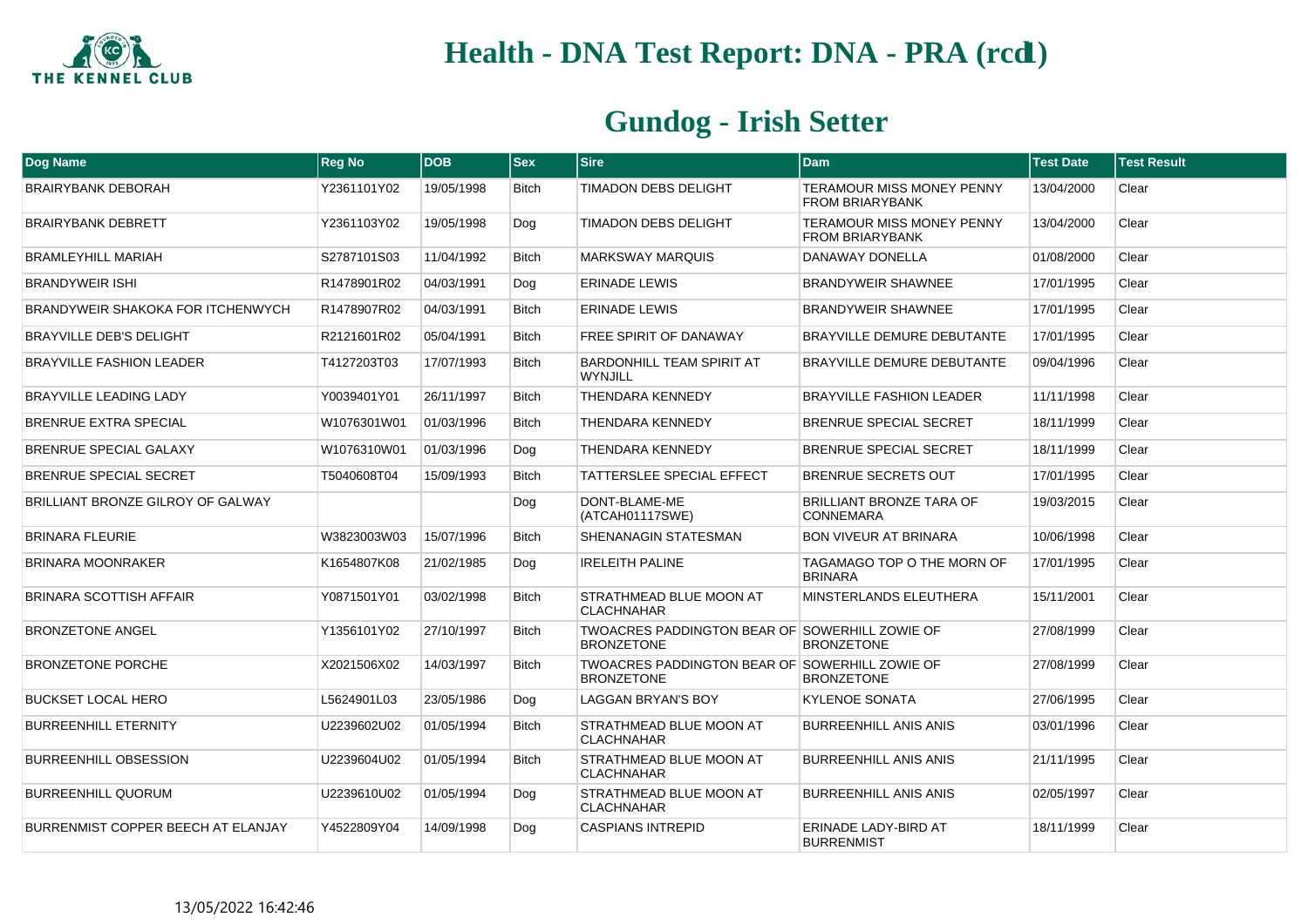# Health - DNA Test Report: DNA - PRA (rcd1)

## Gundog - Irish Setter

| Dog Name | Reg No | DOB | Sex | Sire | Dam | Test Date | Test Result |
|---|---|---|---|---|---|---|---|
| BRAIRYBANK DEBORAH | Y2361101Y02 | 19/05/1998 | Bitch | TIMADON DEBS DELIGHT | TERAMOUR MISS MONEY PENNY FROM BRIARYBANK | 13/04/2000 | Clear |
| BRAIRYBANK DEBRETT | Y2361103Y02 | 19/05/1998 | Dog | TIMADON DEBS DELIGHT | TERAMOUR MISS MONEY PENNY FROM BRIARYBANK | 13/04/2000 | Clear |
| BRAMLEYHILL MARIAH | S2787101S03 | 11/04/1992 | Bitch | MARKSWAY MARQUIS | DANAWAY DONELLA | 01/08/2000 | Clear |
| BRANDYWEIR ISHI | R1478901R02 | 04/03/1991 | Dog | ERINADE LEWIS | BRANDYWEIR SHAWNEE | 17/01/1995 | Clear |
| BRANDYWEIR SHAKOKA FOR ITCHENWYCH | R1478907R02 | 04/03/1991 | Bitch | ERINADE LEWIS | BRANDYWEIR SHAWNEE | 17/01/1995 | Clear |
| BRAYVILLE DEB'S DELIGHT | R2121601R02 | 05/04/1991 | Bitch | FREE SPIRIT OF DANAWAY | BRAYVILLE DEMURE DEBUTANTE | 17/01/1995 | Clear |
| BRAYVILLE FASHION LEADER | T4127203T03 | 17/07/1993 | Bitch | BARDONHILL TEAM SPIRIT AT WYNJILL | BRAYVILLE DEMURE DEBUTANTE | 09/04/1996 | Clear |
| BRAYVILLE LEADING LADY | Y0039401Y01 | 26/11/1997 | Bitch | THENDARA KENNEDY | BRAYVILLE FASHION LEADER | 11/11/1998 | Clear |
| BRENRUE EXTRA SPECIAL | W1076301W01 | 01/03/1996 | Bitch | THENDARA KENNEDY | BRENRUE SPECIAL SECRET | 18/11/1999 | Clear |
| BRENRUE SPECIAL GALAXY | W1076310W01 | 01/03/1996 | Dog | THENDARA KENNEDY | BRENRUE SPECIAL SECRET | 18/11/1999 | Clear |
| BRENRUE SPECIAL SECRET | T5040608T04 | 15/09/1993 | Bitch | TATTERSLEE SPECIAL EFFECT | BRENRUE SECRETS OUT | 17/01/1995 | Clear |
| BRILLIANT BRONZE GILROY OF GALWAY | | | Dog | DONT-BLAME-ME (ATCAH01117SWE) | BRILLIANT BRONZE TARA OF CONNEMARA | 19/03/2015 | Clear |
| BRINARA FLEURIE | W3823003W03 | 15/07/1996 | Bitch | SHENANAGIN STATESMAN | BON VIVEUR AT BRINARA | 10/06/1998 | Clear |
| BRINARA MOONRAKER | K1654807K08 | 21/02/1985 | Dog | IRELEITH PALINE | TAGAMAGO TOP O THE MORN OF BRINARA | 17/01/1995 | Clear |
| BRINARA SCOTTISH AFFAIR | Y0871501Y01 | 03/02/1998 | Bitch | STRATHMEAD BLUE MOON AT CLACHNAHAR | MINSTERLANDS ELEUTHERA | 15/11/2001 | Clear |
| BRONZETONE ANGEL | Y1356101Y02 | 27/10/1997 | Bitch | TWOACRES PADDINGTON BEAR OF BRONZETONE | SOWERHILL ZOWIE OF BRONZETONE | 27/08/1999 | Clear |
| BRONZETONE PORCHE | X2021506X02 | 14/03/1997 | Bitch | TWOACRES PADDINGTON BEAR OF BRONZETONE | SOWERHILL ZOWIE OF BRONZETONE | 27/08/1999 | Clear |
| BUCKSET LOCAL HERO | L5624901L03 | 23/05/1986 | Dog | LAGGAN BRYAN'S BOY | KYLENOE SONATA | 27/06/1995 | Clear |
| BURREENHILL ETERNITY | U2239602U02 | 01/05/1994 | Bitch | STRATHMEAD BLUE MOON AT CLACHNAHAR | BURREENHILL ANIS ANIS | 03/01/1996 | Clear |
| BURREENHILL OBSESSION | U2239604U02 | 01/05/1994 | Bitch | STRATHMEAD BLUE MOON AT CLACHNAHAR | BURREENHILL ANIS ANIS | 21/11/1995 | Clear |
| BURREENHILL QUORUM | U2239610U02 | 01/05/1994 | Dog | STRATHMEAD BLUE MOON AT CLACHNAHAR | BURREENHILL ANIS ANIS | 02/05/1997 | Clear |
| BURRENMIST COPPER BEECH AT ELANJAY | Y4522809Y04 | 14/09/1998 | Dog | CASPIANS INTREPID | ERINADE LADY-BIRD AT BURRENMIST | 18/11/1999 | Clear |

13/05/2022 16:42:46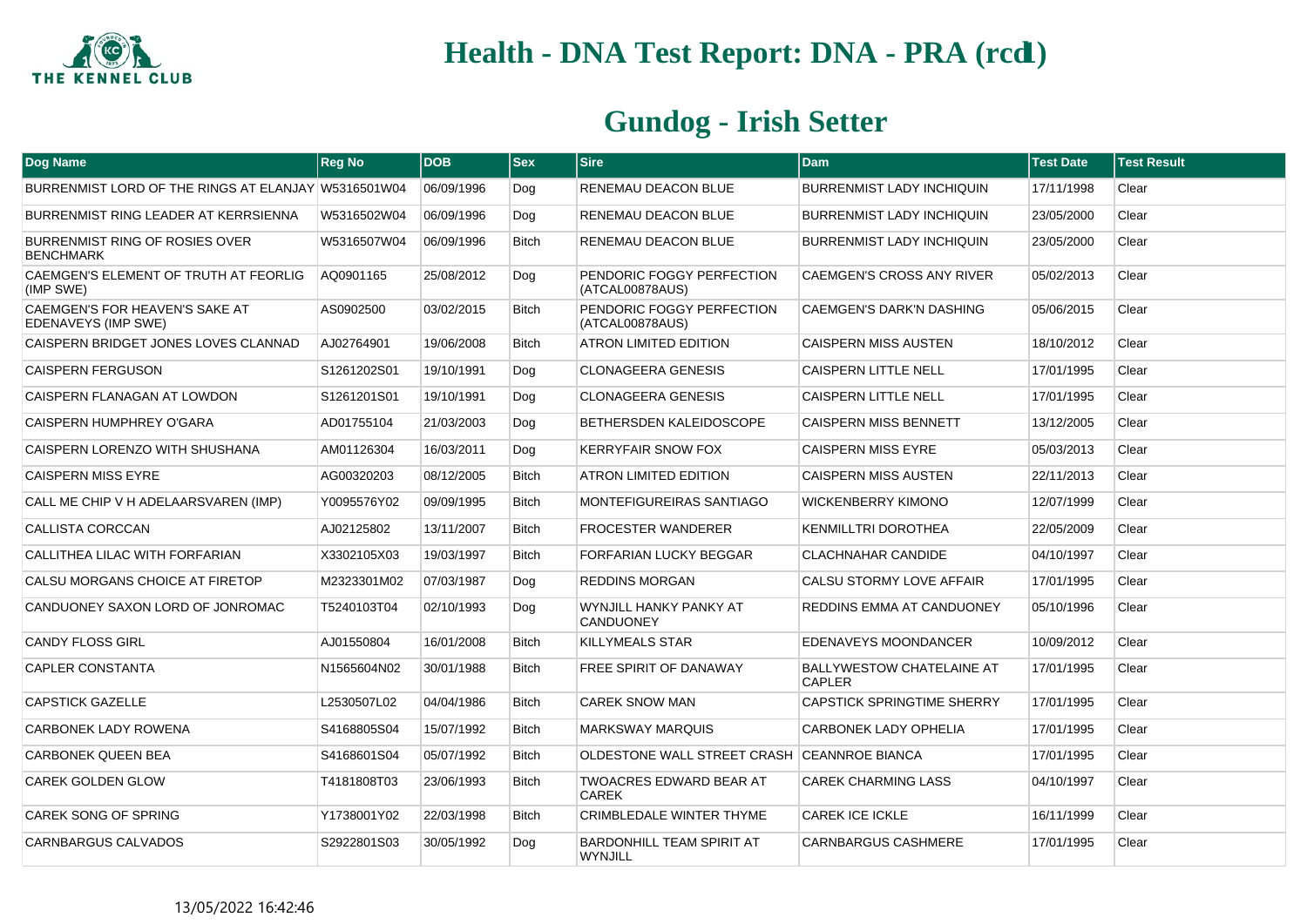# Health - DNA Test Report: DNA - PRA (rcd1)

## Gundog - Irish Setter

| Dog Name | Reg No | DOB | Sex | Sire | Dam | Test Date | Test Result |
|---|---|---|---|---|---|---|---|
| BURRENMIST LORD OF THE RINGS AT ELANJAY | W5316501W04 | 06/09/1996 | Dog | RENEMAU DEACON BLUE | BURRENMIST LADY INCHIQUIN | 17/11/1998 | Clear |
| BURRENMIST RING LEADER AT KERRSIENNA | W5316502W04 | 06/09/1996 | Dog | RENEMAU DEACON BLUE | BURRENMIST LADY INCHIQUIN | 23/05/2000 | Clear |
| BURRENMIST RING OF ROSIES OVER BENCHMARK | W5316507W04 | 06/09/1996 | Bitch | RENEMAU DEACON BLUE | BURRENMIST LADY INCHIQUIN | 23/05/2000 | Clear |
| CAEMGEN'S ELEMENT OF TRUTH AT FEORLIG (IMP SWE) | AQ0901165 | 25/08/2012 | Dog | PENDORIC FOGGY PERFECTION (ATCAL00878AUS) | CAEMGEN'S CROSS ANY RIVER | 05/02/2013 | Clear |
| CAEMGEN'S FOR HEAVEN'S SAKE AT EDENAVEYS (IMP SWE) | AS0902500 | 03/02/2015 | Bitch | PENDORIC FOGGY PERFECTION (ATCAL00878AUS) | CAEMGEN'S DARK'N DASHING | 05/06/2015 | Clear |
| CAISPERN BRIDGET JONES LOVES CLANNAD | AJ02764901 | 19/06/2008 | Bitch | ATRON LIMITED EDITION | CAISPERN MISS AUSTEN | 18/10/2012 | Clear |
| CAISPERN FERGUSON | S1261202S01 | 19/10/1991 | Dog | CLONAGEERA GENESIS | CAISPERN LITTLE NELL | 17/01/1995 | Clear |
| CAISPERN FLANAGAN AT LOWDON | S1261201S01 | 19/10/1991 | Dog | CLONAGEERA GENESIS | CAISPERN LITTLE NELL | 17/01/1995 | Clear |
| CAISPERN HUMPHREY O'GARA | AD01755104 | 21/03/2003 | Dog | BETHERSDEN KALEIDOSCOPE | CAISPERN MISS BENNETT | 13/12/2005 | Clear |
| CAISPERN LORENZO WITH SHUSHANA | AM01126304 | 16/03/2011 | Dog | KERRYFAIR SNOW FOX | CAISPERN MISS EYRE | 05/03/2013 | Clear |
| CAISPERN MISS EYRE | AG00320203 | 08/12/2005 | Bitch | ATRON LIMITED EDITION | CAISPERN MISS AUSTEN | 22/11/2013 | Clear |
| CALL ME CHIP V H ADELAARSVAREN (IMP) | Y0095576Y02 | 09/09/1995 | Bitch | MONTEFIGUREIRAS SANTIAGO | WICKENBERRY KIMONO | 12/07/1999 | Clear |
| CALLISTA CORCCAN | AJ02125802 | 13/11/2007 | Bitch | FROCESTER WANDERER | KENMILLTRI DOROTHEA | 22/05/2009 | Clear |
| CALLITHEA LILAC WITH FORFARIAN | X3302105X03 | 19/03/1997 | Bitch | FORFARIAN LUCKY BEGGAR | CLACHNAHAR CANDIDE | 04/10/1997 | Clear |
| CALSU MORGANS CHOICE AT FIRETOP | M2323301M02 | 07/03/1987 | Dog | REDDINS MORGAN | CALSU STORMY LOVE AFFAIR | 17/01/1995 | Clear |
| CANDUONEY SAXON LORD OF JONROMAC | T5240103T04 | 02/10/1993 | Dog | WYNJILL HANKY PANKY AT CANDUONEY | REDDINS EMMA AT CANDUONEY | 05/10/1996 | Clear |
| CANDY FLOSS GIRL | AJ01550804 | 16/01/2008 | Bitch | KILLYMEALS STAR | EDENAVEYS MOONDANCER | 10/09/2012 | Clear |
| CAPLER CONSTANTA | N1565604N02 | 30/01/1988 | Bitch | FREE SPIRIT OF DANAWAY | BALLYWESTOW CHATELAINE AT CAPLER | 17/01/1995 | Clear |
| CAPSTICK GAZELLE | L2530507L02 | 04/04/1986 | Bitch | CAREK SNOW MAN | CAPSTICK SPRINGTIME SHERRY | 17/01/1995 | Clear |
| CARBONEK LADY ROWENA | S4168805S04 | 15/07/1992 | Bitch | MARKSWAY MARQUIS | CARBONEK LADY OPHELIA | 17/01/1995 | Clear |
| CARBONEK QUEEN BEA | S4168601S04 | 05/07/1992 | Bitch | OLDESTONE WALL STREET CRASH | CEANNROE BIANCA | 17/01/1995 | Clear |
| CAREK GOLDEN GLOW | T4181808T03 | 23/06/1993 | Bitch | TWOACRES EDWARD BEAR AT CAREK | CAREK CHARMING LASS | 04/10/1997 | Clear |
| CAREK SONG OF SPRING | Y1738001Y02 | 22/03/1998 | Bitch | CRIMBLEDALE WINTER THYME | CAREK ICE ICKLE | 16/11/1999 | Clear |
| CARNBARGUS CALVADOS | S2922801S03 | 30/05/1992 | Dog | BARDONHILL TEAM SPIRIT AT WYNJILL | CARNBARGUS CASHMERE | 17/01/1995 | Clear |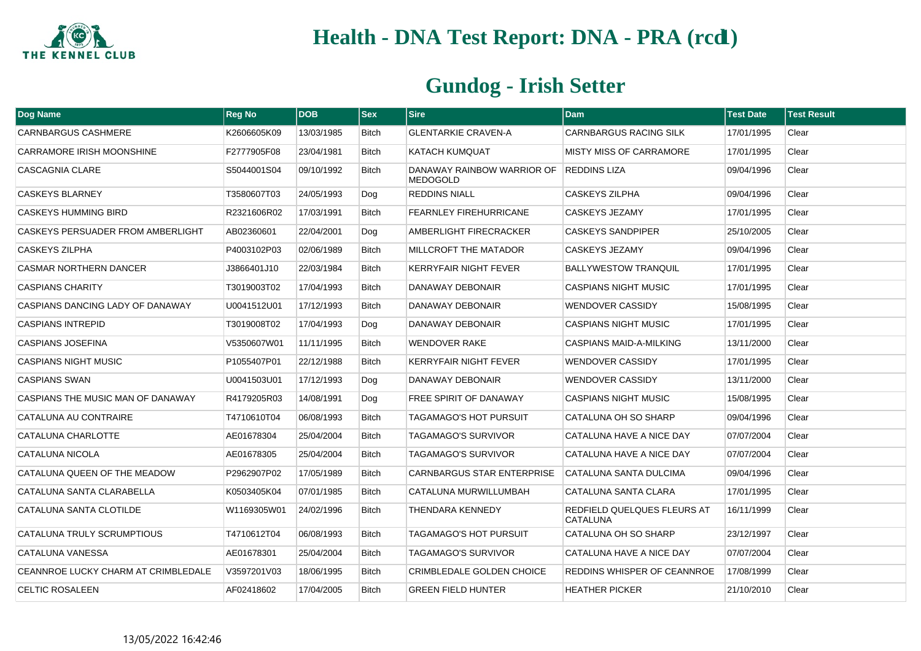# Health - DNA Test Report: DNA - PRA (rcd1)

## Gundog - Irish Setter

| Dog Name | Reg No | DOB | Sex | Sire | Dam | Test Date | Test Result |
|---|---|---|---|---|---|---|---|
| CARNBARGUS CASHMERE | K2606605K09 | 13/03/1985 | Bitch | GLENTARKIE CRAVEN-A | CARNBARGUS RACING SILK | 17/01/1995 | Clear |
| CARRAMORE IRISH MOONSHINE | F2777905F08 | 23/04/1981 | Bitch | KATACH KUMQUAT | MISTY MISS OF CARRAMORE | 17/01/1995 | Clear |
| CASCAGNIA CLARE | S5044001S04 | 09/10/1992 | Bitch | DANAWAY RAINBOW WARRIOR OF MEDOGOLD | REDDINS LIZA | 09/04/1996 | Clear |
| CASKEYS BLARNEY | T3580607T03 | 24/05/1993 | Dog | REDDINS NIALL | CASKEYS ZILPHA | 09/04/1996 | Clear |
| CASKEYS HUMMING BIRD | R2321606R02 | 17/03/1991 | Bitch | FEARNLEY FIREHURRICANE | CASKEYS JEZAMY | 17/01/1995 | Clear |
| CASKEYS PERSUADER FROM AMBERLIGHT | AB02360601 | 22/04/2001 | Dog | AMBERLIGHT FIRECRACKER | CASKEYS SANDPIPER | 25/10/2005 | Clear |
| CASKEYS ZILPHA | P4003102P03 | 02/06/1989 | Bitch | MILLCROFT THE MATADOR | CASKEYS JEZAMY | 09/04/1996 | Clear |
| CASMAR NORTHERN DANCER | J3866401J10 | 22/03/1984 | Bitch | KERRYFAIR NIGHT FEVER | BALLYWESTOW TRANQUIL | 17/01/1995 | Clear |
| CASPIANS CHARITY | T3019003T02 | 17/04/1993 | Bitch | DANAWAY DEBONAIR | CASPIANS NIGHT MUSIC | 17/01/1995 | Clear |
| CASPIANS DANCING LADY OF DANAWAY | U0041512U01 | 17/12/1993 | Bitch | DANAWAY DEBONAIR | WENDOVER CASSIDY | 15/08/1995 | Clear |
| CASPIANS INTREPID | T3019008T02 | 17/04/1993 | Dog | DANAWAY DEBONAIR | CASPIANS NIGHT MUSIC | 17/01/1995 | Clear |
| CASPIANS JOSEFINA | V5350607W01 | 11/11/1995 | Bitch | WENDOVER RAKE | CASPIANS MAID-A-MILKING | 13/11/2000 | Clear |
| CASPIANS NIGHT MUSIC | P1055407P01 | 22/12/1988 | Bitch | KERRYFAIR NIGHT FEVER | WENDOVER CASSIDY | 17/01/1995 | Clear |
| CASPIANS SWAN | U0041503U01 | 17/12/1993 | Dog | DANAWAY DEBONAIR | WENDOVER CASSIDY | 13/11/2000 | Clear |
| CASPIANS THE MUSIC MAN OF DANAWAY | R4179205R03 | 14/08/1991 | Dog | FREE SPIRIT OF DANAWAY | CASPIANS NIGHT MUSIC | 15/08/1995 | Clear |
| CATALUNA AU CONTRAIRE | T4710610T04 | 06/08/1993 | Bitch | TAGAMAGO'S HOT PURSUIT | CATALUNA OH SO SHARP | 09/04/1996 | Clear |
| CATALUNA CHARLOTTE | AE01678304 | 25/04/2004 | Bitch | TAGAMAGO'S SURVIVOR | CATALUNA HAVE A NICE DAY | 07/07/2004 | Clear |
| CATALUNA NICOLA | AE01678305 | 25/04/2004 | Bitch | TAGAMAGO'S SURVIVOR | CATALUNA HAVE A NICE DAY | 07/07/2004 | Clear |
| CATALUNA QUEEN OF THE MEADOW | P2962907P02 | 17/05/1989 | Bitch | CARNBARGUS STAR ENTERPRISE | CATALUNA SANTA DULCIMA | 09/04/1996 | Clear |
| CATALUNA SANTA CLARABELLA | K0503405K04 | 07/01/1985 | Bitch | CATALUNA MURWILLUMBAH | CATALUNA SANTA CLARA | 17/01/1995 | Clear |
| CATALUNA SANTA CLOTILDE | W1169305W01 | 24/02/1996 | Bitch | THENDARA KENNEDY | REDFIELD QUELQUES FLEURS AT CATALUNA | 16/11/1999 | Clear |
| CATALUNA TRULY SCRUMPTIOUS | T4710612T04 | 06/08/1993 | Bitch | TAGAMAGO'S HOT PURSUIT | CATALUNA OH SO SHARP | 23/12/1997 | Clear |
| CATALUNA VANESSA | AE01678301 | 25/04/2004 | Bitch | TAGAMAGO'S SURVIVOR | CATALUNA HAVE A NICE DAY | 07/07/2004 | Clear |
| CEANNROE LUCKY CHARM AT CRIMBLEDALE | V3597201V03 | 18/06/1995 | Bitch | CRIMBLEDALE GOLDEN CHOICE | REDDINS WHISPER OF CEANNROE | 17/08/1999 | Clear |
| CELTIC ROSALEEN | AF02418602 | 17/04/2005 | Bitch | GREEN FIELD HUNTER | HEATHER PICKER | 21/10/2010 | Clear |

13/05/2022 16:42:46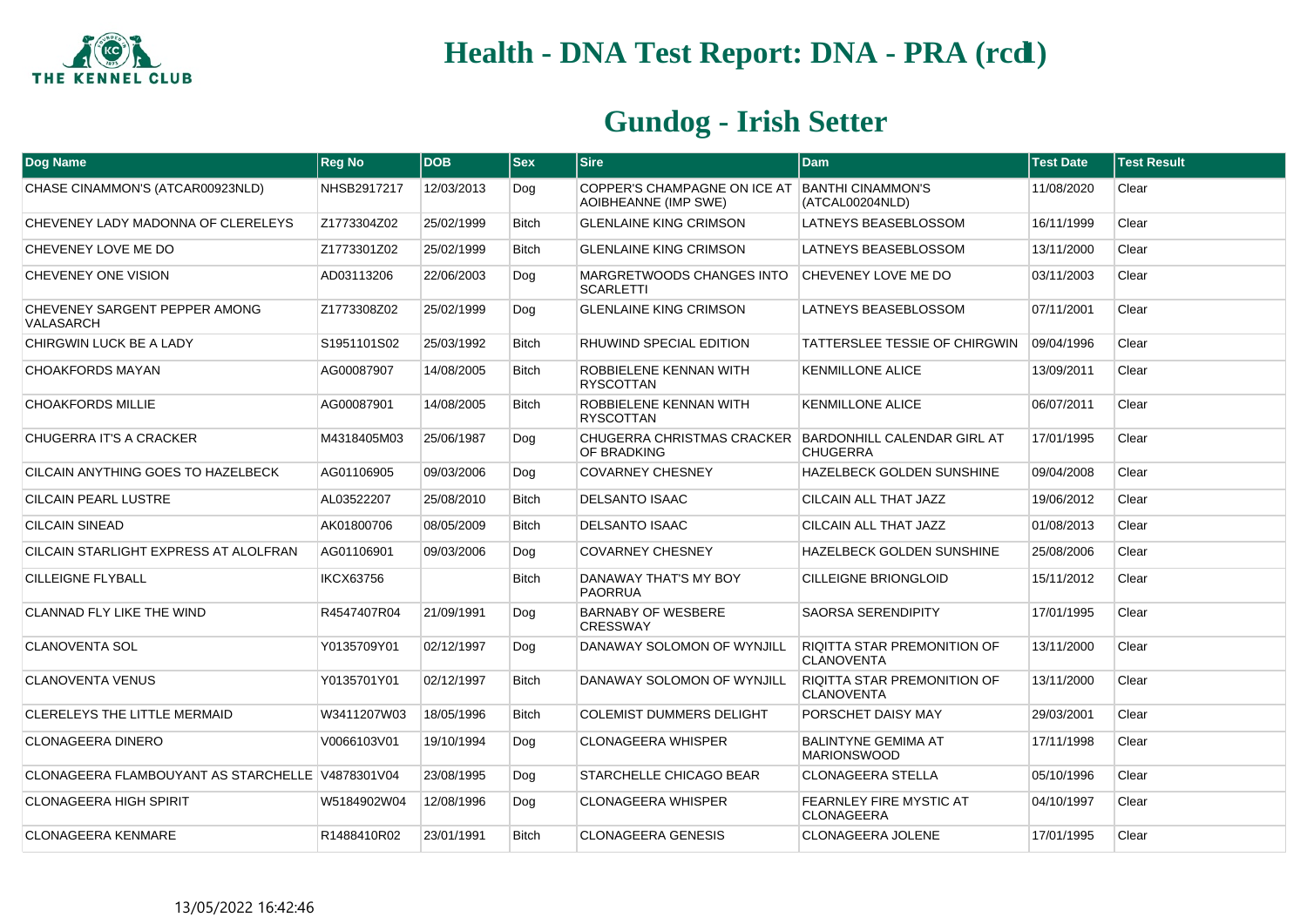# Health - DNA Test Report: DNA - PRA (rcd1)

## Gundog - Irish Setter

| Dog Name | Reg No | DOB | Sex | Sire | Dam | Test Date | Test Result |
|---|---|---|---|---|---|---|---|
| CHASE CINAMMON'S (ATCAR00923NLD) | NHSB2917217 | 12/03/2013 | Dog | COPPER'S CHAMPAGNE ON ICE AT AOIBHEANNE (IMP SWE) | BANTHI CINAMMON'S (ATCAL00204NLD) | 11/08/2020 | Clear |
| CHEVENEY LADY MADONNA OF CLERELEYS | Z1773304Z02 | 25/02/1999 | Bitch | GLENLAINE KING CRIMSON | LATNEYS BEASEBLOSSOM | 16/11/1999 | Clear |
| CHEVENEY LOVE ME DO | Z1773301Z02 | 25/02/1999 | Bitch | GLENLAINE KING CRIMSON | LATNEYS BEASEBLOSSOM | 13/11/2000 | Clear |
| CHEVENEY ONE VISION | AD03113206 | 22/06/2003 | Dog | MARGRETWOODS CHANGES INTO SCARLETTI | CHEVENEY LOVE ME DO | 03/11/2003 | Clear |
| CHEVENEY SARGENT PEPPER AMONG VALASARCH | Z1773308Z02 | 25/02/1999 | Dog | GLENLAINE KING CRIMSON | LATNEYS BEASEBLOSSOM | 07/11/2001 | Clear |
| CHIRGWIN LUCK BE A LADY | S1951101S02 | 25/03/1992 | Bitch | RHUWIND SPECIAL EDITION | TATTERSLEE TESSIE OF CHIRGWIN | 09/04/1996 | Clear |
| CHOAKFORDS MAYAN | AG00087907 | 14/08/2005 | Bitch | ROBBIELENE KENNAN WITH RYSCOTTAN | KENMILLONE ALICE | 13/09/2011 | Clear |
| CHOAKFORDS MILLIE | AG00087901 | 14/08/2005 | Bitch | ROBBIELENE KENNAN WITH RYSCOTTAN | KENMILLONE ALICE | 06/07/2011 | Clear |
| CHUGERRA IT'S A CRACKER | M4318405M03 | 25/06/1987 | Dog | CHUGERRA CHRISTMAS CRACKER OF BRADKING | BARDONHILL CALENDAR GIRL AT CHUGERRA | 17/01/1995 | Clear |
| CILCAIN ANYTHING GOES TO HAZELBECK | AG01106905 | 09/03/2006 | Dog | COVARNEY CHESNEY | HAZELBECK GOLDEN SUNSHINE | 09/04/2008 | Clear |
| CILCAIN PEARL LUSTRE | AL03522207 | 25/08/2010 | Bitch | DELSANTO ISAAC | CILCAIN ALL THAT JAZZ | 19/06/2012 | Clear |
| CILCAIN SINEAD | AK01800706 | 08/05/2009 | Bitch | DELSANTO ISAAC | CILCAIN ALL THAT JAZZ | 01/08/2013 | Clear |
| CILCAIN STARLIGHT EXPRESS AT ALOLFRAN | AG01106901 | 09/03/2006 | Dog | COVARNEY CHESNEY | HAZELBECK GOLDEN SUNSHINE | 25/08/2006 | Clear |
| CILLEIGNE FLYBALL | IKCX63756 | | Bitch | DANAWAY THAT'S MY BOY PAORRUA | CILLEIGNE BRIONGLOID | 15/11/2012 | Clear |
| CLANNAD FLY LIKE THE WIND | R4547407R04 | 21/09/1991 | Dog | BARNABY OF WESBERE CRESSWAY | SAORSA SERENDIPITY | 17/01/1995 | Clear |
| CLANOVENTA SOL | Y0135709Y01 | 02/12/1997 | Dog | DANAWAY SOLOMON OF WYNJILL | RIQITTA STAR PREMONITION OF CLANOVENTA | 13/11/2000 | Clear |
| CLANOVENTA VENUS | Y0135701Y01 | 02/12/1997 | Bitch | DANAWAY SOLOMON OF WYNJILL | RIQITTA STAR PREMONITION OF CLANOVENTA | 13/11/2000 | Clear |
| CLERELEYS THE LITTLE MERMAID | W3411207W03 | 18/05/1996 | Bitch | COLEMIST DUMMERS DELIGHT | PORSCHET DAISY MAY | 29/03/2001 | Clear |
| CLONAGEERA DINERO | V0066103V01 | 19/10/1994 | Dog | CLONAGEERA WHISPER | BALINTYNE GEMIMA AT MARIONSWOOD | 17/11/1998 | Clear |
| CLONAGEERA FLAMBOUYANT AS STARCHELLE | V4878301V04 | 23/08/1995 | Dog | STARCHELLE CHICAGO BEAR | CLONAGEERA STELLA | 05/10/1996 | Clear |
| CLONAGEERA HIGH SPIRIT | W5184902W04 | 12/08/1996 | Dog | CLONAGEERA WHISPER | FEARNLEY FIRE MYSTIC AT CLONAGEERA | 04/10/1997 | Clear |
| CLONAGEERA KENMARE | R1488410R02 | 23/01/1991 | Bitch | CLONAGEERA GENESIS | CLONAGEERA JOLENE | 17/01/1995 | Clear |

13/05/2022 16:42:46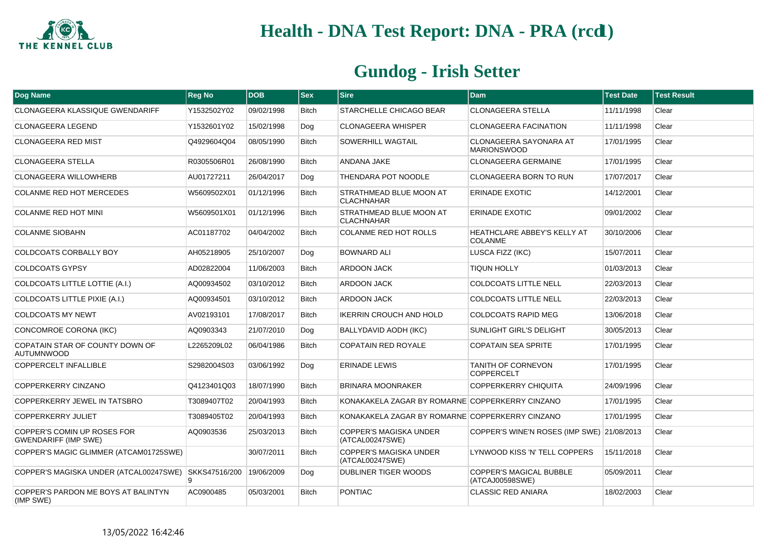# Health - DNA Test Report: DNA - PRA (rcd1)

## Gundog - Irish Setter

| Dog Name | Reg No | DOB | Sex | Sire | Dam | Test Date | Test Result |
|---|---|---|---|---|---|---|---|
| CLONAGEERA KLASSIQUE GWENDARIFF | Y1532502Y02 | 09/02/1998 | Bitch | STARCHELLE CHICAGO BEAR | CLONAGEERA STELLA | 11/11/1998 | Clear |
| CLONAGEERA LEGEND | Y1532601Y02 | 15/02/1998 | Dog | CLONAGEERA WHISPER | CLONAGEERA FACINATION | 11/11/1998 | Clear |
| CLONAGEERA RED MIST | Q4929604Q04 | 08/05/1990 | Bitch | SOWERHILL WAGTAIL | CLONAGEERA SAYONARA AT MARIONSWOOD | 17/01/1995 | Clear |
| CLONAGEERA STELLA | R0305506R01 | 26/08/1990 | Bitch | ANDANA JAKE | CLONAGEERA GERMAINE | 17/01/1995 | Clear |
| CLONAGEERA WILLOWHERB | AU01727211 | 26/04/2017 | Dog | THENDARA POT NOODLE | CLONAGEERA BORN TO RUN | 17/07/2017 | Clear |
| COLANME RED HOT MERCEDES | W5609502X01 | 01/12/1996 | Bitch | STRATHMEAD BLUE MOON AT CLACHNAHAR | ERINADE EXOTIC | 14/12/2001 | Clear |
| COLANME RED HOT MINI | W5609501X01 | 01/12/1996 | Bitch | STRATHMEAD BLUE MOON AT CLACHNAHAR | ERINADE EXOTIC | 09/01/2002 | Clear |
| COLANME SIOBAHN | AC01187702 | 04/04/2002 | Bitch | COLANME RED HOT ROLLS | HEATHCLARE ABBEY'S KELLY AT COLANME | 30/10/2006 | Clear |
| COLDCOATS CORBALLY BOY | AH05218905 | 25/10/2007 | Dog | BOWNARD ALI | LUSCA FIZZ (IKC) | 15/07/2011 | Clear |
| COLDCOATS GYPSY | AD02822004 | 11/06/2003 | Bitch | ARDOON JACK | TIQUN HOLLY | 01/03/2013 | Clear |
| COLDCOATS LITTLE LOTTIE (A.I.) | AQ00934502 | 03/10/2012 | Bitch | ARDOON JACK | COLDCOATS LITTLE NELL | 22/03/2013 | Clear |
| COLDCOATS LITTLE PIXIE (A.I.) | AQ00934501 | 03/10/2012 | Bitch | ARDOON JACK | COLDCOATS LITTLE NELL | 22/03/2013 | Clear |
| COLDCOATS MY NEWT | AV02193101 | 17/08/2017 | Bitch | IKERRIN CROUCH AND HOLD | COLDCOATS RAPID MEG | 13/06/2018 | Clear |
| CONCOMROE CORONA (IKC) | AQ0903343 | 21/07/2010 | Dog | BALLYDAVID AODH (IKC) | SUNLIGHT GIRL'S DELIGHT | 30/05/2013 | Clear |
| COPATAIN STAR OF COUNTY DOWN OF AUTUMNWOOD | L2265209L02 | 06/04/1986 | Bitch | COPATAIN RED ROYALE | COPATAIN SEA SPRITE | 17/01/1995 | Clear |
| COPPERCELT INFALLIBLE | S2982004S03 | 03/06/1992 | Dog | ERINADE LEWIS | TANITH OF CORNEVON COPPERCELT | 17/01/1995 | Clear |
| COPPERKERRY CINZANO | Q4123401Q03 | 18/07/1990 | Bitch | BRINARA MOONRAKER | COPPERKERRY CHIQUITA | 24/09/1996 | Clear |
| COPPERKERRY JEWEL IN TATSBRO | T3089407T02 | 20/04/1993 | Bitch | KONAKAKELA ZAGAR BY ROMARNE | COPPERKERRY CINZANO | 17/01/1995 | Clear |
| COPPERKERRY JULIET | T3089405T02 | 20/04/1993 | Bitch | KONAKAKELA ZAGAR BY ROMARNE | COPPERKERRY CINZANO | 17/01/1995 | Clear |
| COPPER'S COMIN UP ROSES FOR GWENDARIFF (IMP SWE) | AQ0903536 | 25/03/2013 | Bitch | COPPER'S MAGISKA UNDER (ATCAL00247SWE) | COPPER'S WINE'N ROSES (IMP SWE) | 21/08/2013 | Clear |
| COPPER'S MAGIC GLIMMER (ATCAM01725SWE) | | 30/07/2011 | Bitch | COPPER'S MAGISKA UNDER (ATCAL00247SWE) | LYNWOOD KISS 'N' TELL COPPERS | 15/11/2018 | Clear |
| COPPER'S MAGISKA UNDER (ATCAL00247SWE) | SKKS47516/2009 | 19/06/2009 | Dog | DUBLINER TIGER WOODS | COPPER'S MAGICAL BUBBLE (ATCAJ00598SWE) | 05/09/2011 | Clear |
| COPPER'S PARDON ME BOYS AT BALINTYN (IMP SWE) | AC0900485 | 05/03/2001 | Bitch | PONTIAC | CLASSIC RED ANIARA | 18/02/2003 | Clear |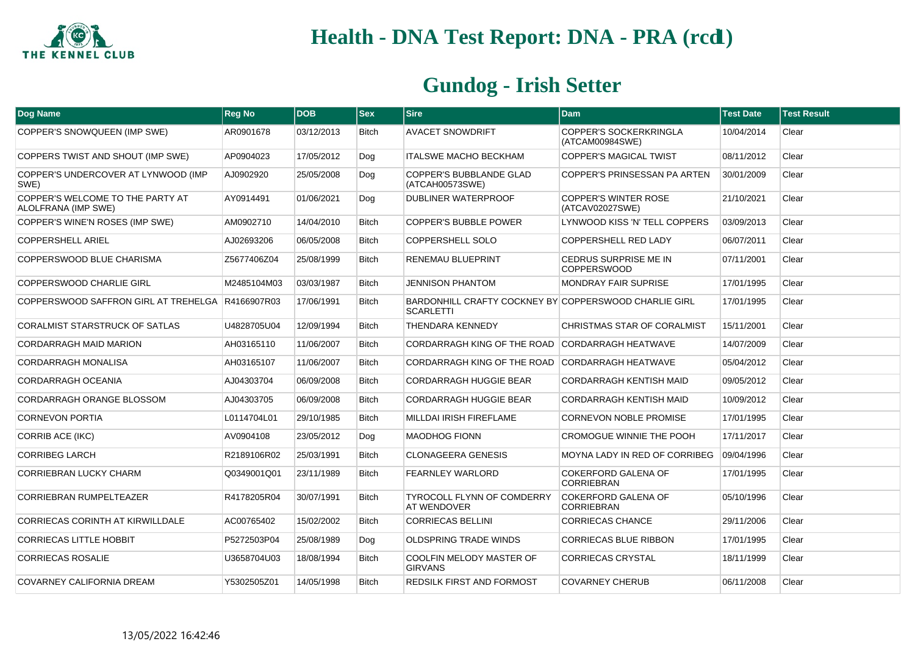# Health - DNA Test Report: DNA - PRA (rcd1)

## Gundog - Irish Setter

| Dog Name | Reg No | DOB | Sex | Sire | Dam | Test Date | Test Result |
|---|---|---|---|---|---|---|---|
| COPPER'S SNOWQUEEN (IMP SWE) | AR0901678 | 03/12/2013 | Bitch | AVACET SNOWDRIFT | COPPER'S SOCKERKRINGLA (ATCAM00984SWE) | 10/04/2014 | Clear |
| COPPERS TWIST AND SHOUT (IMP SWE) | AP0904023 | 17/05/2012 | Dog | ITALSWE MACHO BECKHAM | COPPER'S MAGICAL TWIST | 08/11/2012 | Clear |
| COPPER'S UNDERCOVER AT LYNWOOD (IMP SWE) | AJ0902920 | 25/05/2008 | Dog | COPPER'S BUBBLANDE GLAD (ATCAH00573SWE) | COPPER'S PRINSESSAN PA ARTEN | 30/01/2009 | Clear |
| COPPER'S WELCOME TO THE PARTY AT ALOLFRANA (IMP SWE) | AY0914491 | 01/06/2021 | Dog | DUBLINER WATERPROOF | COPPER'S WINTER ROSE (ATCAV02027SWE) | 21/10/2021 | Clear |
| COPPER'S WINE'N ROSES (IMP SWE) | AM0902710 | 14/04/2010 | Bitch | COPPER'S BUBBLE POWER | LYNWOOD KISS 'N' TELL COPPERS | 03/09/2013 | Clear |
| COPPERSHELL ARIEL | AJ02693206 | 06/05/2008 | Bitch | COPPERSHELL SOLO | COPPERSHELL RED LADY | 06/07/2011 | Clear |
| COPPERSWOOD BLUE CHARISMA | Z5677406Z04 | 25/08/1999 | Bitch | RENEMAU BLUEPRINT | CEDRUS SURPRISE ME IN COPPERSWOOD | 07/11/2001 | Clear |
| COPPERSWOOD CHARLIE GIRL | M2485104M03 | 03/03/1987 | Bitch | JENNISON PHANTOM | MONDRAY FAIR SUPRISE | 17/01/1995 | Clear |
| COPPERSWOOD SAFFRON GIRL AT TREHELGA | R4166907R03 | 17/06/1991 | Bitch | BARDONHILL CRAFTY COCKNEY BY SCARLETTI | COPPERSWOOD CHARLIE GIRL | 17/01/1995 | Clear |
| CORALMIST STARSTRUCK OF SATLAS | U4828705U04 | 12/09/1994 | Bitch | THENDARA KENNEDY | CHRISTMAS STAR OF CORALMIST | 15/11/2001 | Clear |
| CORDARRAGH MAID MARION | AH03165110 | 11/06/2007 | Bitch | CORDARRAGH KING OF THE ROAD | CORDARRAGH HEATWAVE | 14/07/2009 | Clear |
| CORDARRAGH MONALISA | AH03165107 | 11/06/2007 | Bitch | CORDARRAGH KING OF THE ROAD | CORDARRAGH HEATWAVE | 05/04/2012 | Clear |
| CORDARRAGH OCEANIA | AJ04303704 | 06/09/2008 | Bitch | CORDARRAGH HUGGIE BEAR | CORDARRAGH KENTISH MAID | 09/05/2012 | Clear |
| CORDARRAGH ORANGE BLOSSOM | AJ04303705 | 06/09/2008 | Bitch | CORDARRAGH HUGGIE BEAR | CORDARRAGH KENTISH MAID | 10/09/2012 | Clear |
| CORNEVON PORTIA | L0114704L01 | 29/10/1985 | Bitch | MILLDAI IRISH FIREFLAME | CORNEVON NOBLE PROMISE | 17/01/1995 | Clear |
| CORRIB ACE (IKC) | AV0904108 | 23/05/2012 | Dog | MAODHOG FIONN | CROMOGUE WINNIE THE POOH | 17/11/2017 | Clear |
| CORRIBEG LARCH | R2189106R02 | 25/03/1991 | Bitch | CLONAGEERA GENESIS | MOYNA LADY IN RED OF CORRIBEG | 09/04/1996 | Clear |
| CORRIEBRAN LUCKY CHARM | Q0349001Q01 | 23/11/1989 | Bitch | FEARNLEY WARLORD | COKERFORD GALENA OF CORRIEBRAN | 17/01/1995 | Clear |
| CORRIEBRAN RUMPELTEAZER | R4178205R04 | 30/07/1991 | Bitch | TYROCOLL FLYNN OF COMDERRY AT WENDOVER | COKERFORD GALENA OF CORRIEBRAN | 05/10/1996 | Clear |
| CORRIECAS CORINTH AT KIRWILLDALE | AC00765402 | 15/02/2002 | Bitch | CORRIECAS BELLINI | CORRIECAS CHANCE | 29/11/2006 | Clear |
| CORRIECAS LITTLE HOBBIT | P5272503P04 | 25/08/1989 | Dog | OLDSPRING TRADE WINDS | CORRIECAS BLUE RIBBON | 17/01/1995 | Clear |
| CORRIECAS ROSALIE | U3658704U03 | 18/08/1994 | Bitch | COOLFIN MELODY MASTER OF GIRVANS | CORRIECAS CRYSTAL | 18/11/1999 | Clear |
| COVARNEY CALIFORNIA DREAM | Y5302505Z01 | 14/05/1998 | Bitch | REDSILK FIRST AND FORMOST | COVARNEY CHERUB | 06/11/2008 | Clear |

13/05/2022 16:42:46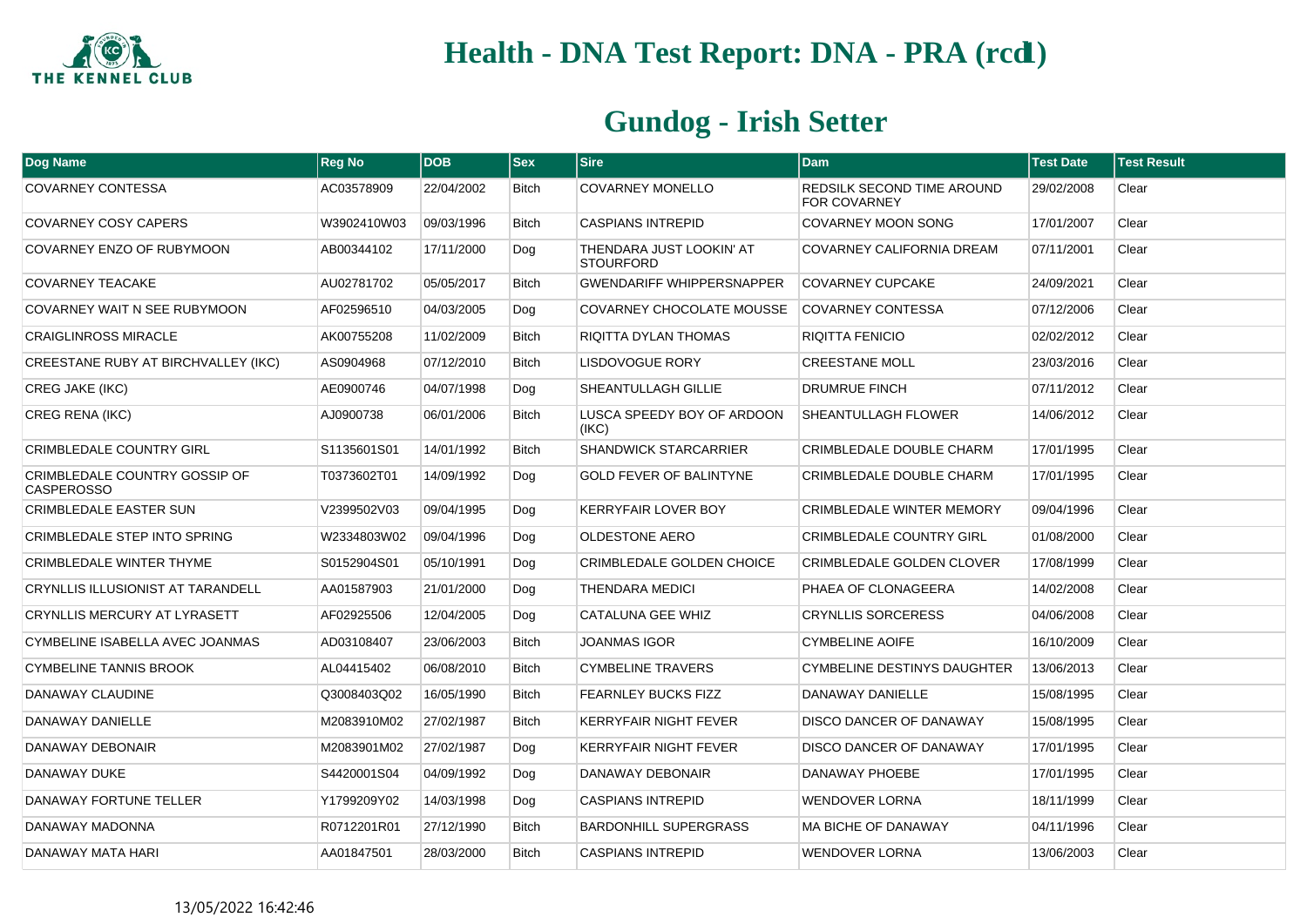# Health - DNA Test Report: DNA - PRA (rcd1)

## Gundog - Irish Setter

| Dog Name | Reg No | DOB | Sex | Sire | Dam | Test Date | Test Result |
|---|---|---|---|---|---|---|---|
| COVARNEY CONTESSA | AC03578909 | 22/04/2002 | Bitch | COVARNEY MONELLO | REDSILK SECOND TIME AROUND FOR COVARNEY | 29/02/2008 | Clear |
| COVARNEY COSY CAPERS | W3902410W03 | 09/03/1996 | Bitch | CASPIANS INTREPID | COVARNEY MOON SONG | 17/01/2007 | Clear |
| COVARNEY ENZO OF RUBYMOON | AB00344102 | 17/11/2000 | Dog | THENDARA JUST LOOKIN' AT STOURFORD | COVARNEY CALIFORNIA DREAM | 07/11/2001 | Clear |
| COVARNEY TEACAKE | AU02781702 | 05/05/2017 | Bitch | GWENDARIFF WHIPPERSNAPPER | COVARNEY CUPCAKE | 24/09/2021 | Clear |
| COVARNEY WAIT N SEE RUBYMOON | AF02596510 | 04/03/2005 | Dog | COVARNEY CHOCOLATE MOUSSE | COVARNEY CONTESSA | 07/12/2006 | Clear |
| CRAIGLINROSS MIRACLE | AK00755208 | 11/02/2009 | Bitch | RIQITTA DYLAN THOMAS | RIQITTA FENICIO | 02/02/2012 | Clear |
| CREESTANE RUBY AT BIRCHVALLEY (IKC) | AS0904968 | 07/12/2010 | Bitch | LISDOVOGUE RORY | CREESTANE MOLL | 23/03/2016 | Clear |
| CREG JAKE (IKC) | AE0900746 | 04/07/1998 | Dog | SHEANTULLAGH GILLIE | DRUMRUE FINCH | 07/11/2012 | Clear |
| CREG RENA (IKC) | AJ0900738 | 06/01/2006 | Bitch | LUSCA SPEEDY BOY OF ARDOON (IKC) | SHEANTULLAGH FLOWER | 14/06/2012 | Clear |
| CRIMBLEDALE COUNTRY GIRL | S1135601S01 | 14/01/1992 | Bitch | SHANDWICK STARCARRIER | CRIMBLEDALE DOUBLE CHARM | 17/01/1995 | Clear |
| CRIMBLEDALE COUNTRY GOSSIP OF CASPEROSSO | T0373602T01 | 14/09/1992 | Dog | GOLD FEVER OF BALINTYNE | CRIMBLEDALE DOUBLE CHARM | 17/01/1995 | Clear |
| CRIMBLEDALE EASTER SUN | V2399502V03 | 09/04/1995 | Dog | KERRYFAIR LOVER BOY | CRIMBLEDALE WINTER MEMORY | 09/04/1996 | Clear |
| CRIMBLEDALE STEP INTO SPRING | W2334803W02 | 09/04/1996 | Dog | OLDESTONE AERO | CRIMBLEDALE COUNTRY GIRL | 01/08/2000 | Clear |
| CRIMBLEDALE WINTER THYME | S0152904S01 | 05/10/1991 | Dog | CRIMBLEDALE GOLDEN CHOICE | CRIMBLEDALE GOLDEN CLOVER | 17/08/1999 | Clear |
| CRYNLLIS ILLUSIONIST AT TARANDELL | AA01587903 | 21/01/2000 | Dog | THENDARA MEDICI | PHAEA OF CLONAGEERA | 14/02/2008 | Clear |
| CRYNLLIS MERCURY AT LYRASETT | AF02925506 | 12/04/2005 | Dog | CATALUNA GEE WHIZ | CRYNLLIS SORCERESS | 04/06/2008 | Clear |
| CYMBELINE ISABELLA AVEC JOANMAS | AD03108407 | 23/06/2003 | Bitch | JOANMAS IGOR | CYMBELINE AOIFE | 16/10/2009 | Clear |
| CYMBELINE TANNIS BROOK | AL04415402 | 06/08/2010 | Bitch | CYMBELINE TRAVERS | CYMBELINE DESTINYS DAUGHTER | 13/06/2013 | Clear |
| DANAWAY CLAUDINE | Q3008403Q02 | 16/05/1990 | Bitch | FEARNLEY BUCKS FIZZ | DANAWAY DANIELLE | 15/08/1995 | Clear |
| DANAWAY DANIELLE | M2083910M02 | 27/02/1987 | Bitch | KERRYFAIR NIGHT FEVER | DISCO DANCER OF DANAWAY | 15/08/1995 | Clear |
| DANAWAY DEBONAIR | M2083901M02 | 27/02/1987 | Dog | KERRYFAIR NIGHT FEVER | DISCO DANCER OF DANAWAY | 17/01/1995 | Clear |
| DANAWAY DUKE | S4420001S04 | 04/09/1992 | Dog | DANAWAY DEBONAIR | DANAWAY PHOEBE | 17/01/1995 | Clear |
| DANAWAY FORTUNE TELLER | Y1799209Y02 | 14/03/1998 | Dog | CASPIANS INTREPID | WENDOVER LORNA | 18/11/1999 | Clear |
| DANAWAY MADONNA | R0712201R01 | 27/12/1990 | Bitch | BARDONHILL SUPERGRASS | MA BICHE OF DANAWAY | 04/11/1996 | Clear |
| DANAWAY MATA HARI | AA01847501 | 28/03/2000 | Bitch | CASPIANS INTREPID | WENDOVER LORNA | 13/06/2003 | Clear |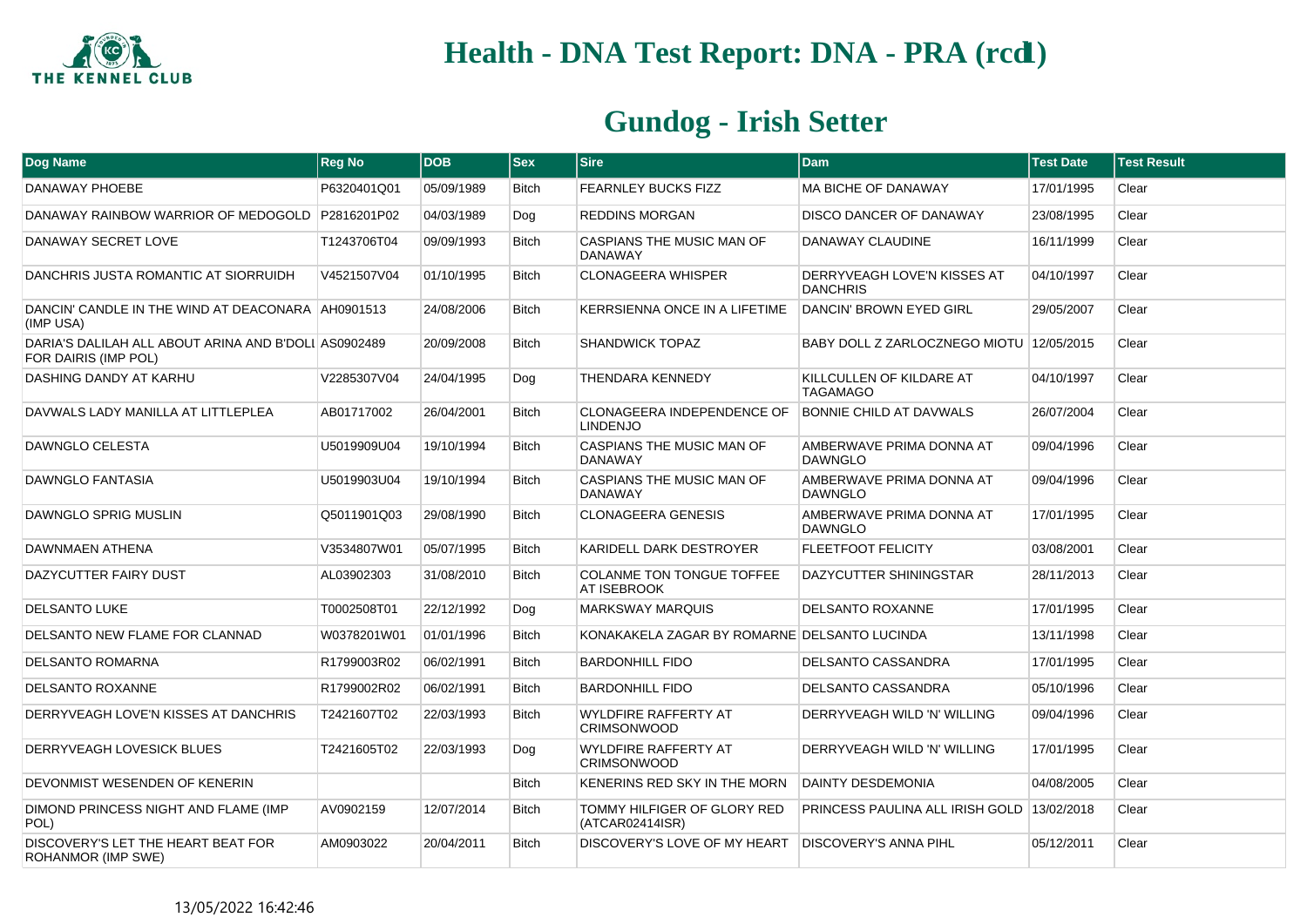# Health - DNA Test Report: DNA - PRA (rcd1)

## Gundog - Irish Setter

| Dog Name | Reg No | DOB | Sex | Sire | Dam | Test Date | Test Result |
|---|---|---|---|---|---|---|---|
| DANAWAY PHOEBE | P6320401Q01 | 05/09/1989 | Bitch | FEARNLEY BUCKS FIZZ | MA BICHE OF DANAWAY | 17/01/1995 | Clear |
| DANAWAY RAINBOW WARRIOR OF MEDOGOLD | P2816201P02 | 04/03/1989 | Dog | REDDINS MORGAN | DISCO DANCER OF DANAWAY | 23/08/1995 | Clear |
| DANAWAY SECRET LOVE | T1243706T04 | 09/09/1993 | Bitch | CASPIANS THE MUSIC MAN OF DANAWAY | DANAWAY CLAUDINE | 16/11/1999 | Clear |
| DANCHRIS JUSTA ROMANTIC AT SIORRUIDH | V4521507V04 | 01/10/1995 | Bitch | CLONAGEERA WHISPER | DERRYVEAGH LOVE'N KISSES AT DANCHRIS | 04/10/1997 | Clear |
| DANCIN' CANDLE IN THE WIND AT DEACONARA (IMP USA) | AH0901513 | 24/08/2006 | Bitch | KERRSIENNA ONCE IN A LIFETIME | DANCIN' BROWN EYED GIRL | 29/05/2007 | Clear |
| DARIA'S DALILAH ALL ABOUT ARINA AND B'DOLL FOR DAIRIS (IMP POL) | AS0902489 | 20/09/2008 | Bitch | SHANDWICK TOPAZ | BABY DOLL Z ZARLOCZNEGO MIOTU | 12/05/2015 | Clear |
| DASHING DANDY AT KARHU | V2285307V04 | 24/04/1995 | Dog | THENDARA KENNEDY | KILLCULLEN OF KILDARE AT TAGAMAGO | 04/10/1997 | Clear |
| DAVWALS LADY MANILLA AT LITTLEPLEA | AB01717002 | 26/04/2001 | Bitch | CLONAGEERA INDEPENDENCE OF LINDENJO | BONNIE CHILD AT DAVWALS | 26/07/2004 | Clear |
| DAWNGLO CELESTA | U5019909U04 | 19/10/1994 | Bitch | CASPIANS THE MUSIC MAN OF DANAWAY | AMBERWAVE PRIMA DONNA AT DAWNGLO | 09/04/1996 | Clear |
| DAWNGLO FANTASIA | U5019903U04 | 19/10/1994 | Bitch | CASPIANS THE MUSIC MAN OF DANAWAY | AMBERWAVE PRIMA DONNA AT DAWNGLO | 09/04/1996 | Clear |
| DAWNGLO SPRIG MUSLIN | Q5011901Q03 | 29/08/1990 | Bitch | CLONAGEERA GENESIS | AMBERWAVE PRIMA DONNA AT DAWNGLO | 17/01/1995 | Clear |
| DAWNMAEN ATHENA | V3534807W01 | 05/07/1995 | Bitch | KARIDELL DARK DESTROYER | FLEETFOOT FELICITY | 03/08/2001 | Clear |
| DAZYCUTTER FAIRY DUST | AL03902303 | 31/08/2010 | Bitch | COLANME TON TONGUE TOFFEE AT ISEBROOK | DAZYCUTTER SHININGSTAR | 28/11/2013 | Clear |
| DELSANTO LUKE | T0002508T01 | 22/12/1992 | Dog | MARKSWAY MARQUIS | DELSANTO ROXANNE | 17/01/1995 | Clear |
| DELSANTO NEW FLAME FOR CLANNAD | W0378201W01 | 01/01/1996 | Bitch | KONAKAKELA ZAGAR BY ROMARNE | DELSANTO LUCINDA | 13/11/1998 | Clear |
| DELSANTO ROMARNA | R1799003R02 | 06/02/1991 | Bitch | BARDONHILL FIDO | DELSANTO CASSANDRA | 17/01/1995 | Clear |
| DELSANTO ROXANNE | R1799002R02 | 06/02/1991 | Bitch | BARDONHILL FIDO | DELSANTO CASSANDRA | 05/10/1996 | Clear |
| DERRYVEAGH LOVE'N KISSES AT DANCHRIS | T2421607T02 | 22/03/1993 | Bitch | WYLDFIRE RAFFERTY AT CRIMSONWOOD | DERRYVEAGH WILD 'N' WILLING | 09/04/1996 | Clear |
| DERRYVEAGH LOVESICK BLUES | T2421605T02 | 22/03/1993 | Dog | WYLDFIRE RAFFERTY AT CRIMSONWOOD | DERRYVEAGH WILD 'N' WILLING | 17/01/1995 | Clear |
| DEVONMIST WESENDEN OF KENERIN | | | Bitch | KENERINS RED SKY IN THE MORN | DAINTY DESDEMONIA | 04/08/2005 | Clear |
| DIMOND PRINCESS NIGHT AND FLAME (IMP POL) | AV0902159 | 12/07/2014 | Bitch | TOMMY HILFIGER OF GLORY RED (ATCAR02414ISR) | PRINCESS PAULINA ALL IRISH GOLD | 13/02/2018 | Clear |
| DISCOVERY'S LET THE HEART BEAT FOR ROHANMOR (IMP SWE) | AM0903022 | 20/04/2011 | Bitch | DISCOVERY'S LOVE OF MY HEART | DISCOVERY'S ANNA PIHL | 05/12/2011 | Clear |

13/05/2022 16:42:46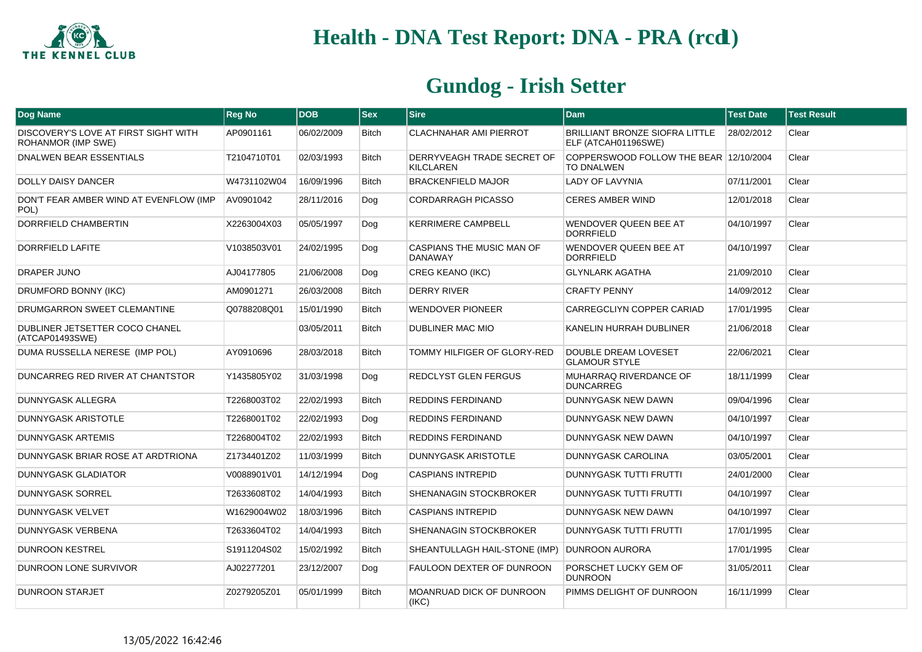# Health - DNA Test Report: DNA - PRA (rcd1)

## Gundog - Irish Setter

| Dog Name | Reg No | DOB | Sex | Sire | Dam | Test Date | Test Result |
|---|---|---|---|---|---|---|---|
| DISCOVERY'S LOVE AT FIRST SIGHT WITH ROHANMOR (IMP SWE) | AP0901161 | 06/02/2009 | Bitch | CLACHNAHAR AMI PIERROT | BRILLIANT BRONZE SIOFRA LITTLE ELF (ATCAH01196SWE) | 28/02/2012 | Clear |
| DNALWEN BEAR ESSENTIALS | T2104710T01 | 02/03/1993 | Bitch | DERRYVEAGH TRADE SECRET OF KILCLAREN | COPPERSWOOD FOLLOW THE BEAR TO DNALWEN | 12/10/2004 | Clear |
| DOLLY DAISY DANCER | W4731102W04 | 16/09/1996 | Bitch | BRACKENFIELD MAJOR | LADY OF LAVYNIA | 07/11/2001 | Clear |
| DON'T FEAR AMBER WIND AT EVENFLOW (IMP POL) | AV0901042 | 28/11/2016 | Dog | CORDARRAGH PICASSO | CERES AMBER WIND | 12/01/2018 | Clear |
| DORRFIELD CHAMBERTIN | X2263004X03 | 05/05/1997 | Dog | KERRIMERE CAMPBELL | WENDOVER QUEEN BEE AT DORRFIELD | 04/10/1997 | Clear |
| DORRFIELD LAFITE | V1038503V01 | 24/02/1995 | Dog | CASPIANS THE MUSIC MAN OF DANAWAY | WENDOVER QUEEN BEE AT DORRFIELD | 04/10/1997 | Clear |
| DRAPER JUNO | AJ04177805 | 21/06/2008 | Dog | CREG KEANO (IKC) | GLYNLARK AGATHA | 21/09/2010 | Clear |
| DRUMFORD BONNY (IKC) | AM0901271 | 26/03/2008 | Bitch | DERRY RIVER | CRAFTY PENNY | 14/09/2012 | Clear |
| DRUMGARRON SWEET CLEMANTINE | Q0788208Q01 | 15/01/1990 | Bitch | WENDOVER PIONEER | CARREGCLIYN COPPER CARIAD | 17/01/1995 | Clear |
| DUBLINER JETSETTER COCO CHANEL (ATCAP01493SWE) | | 03/05/2011 | Bitch | DUBLINER MAC MIO | KANELIN HURRAH DUBLINER | 21/06/2018 | Clear |
| DUMA RUSSELLA NERESE (IMP POL) | AY0910696 | 28/03/2018 | Bitch | TOMMY HILFIGER OF GLORY-RED | DOUBLE DREAM LOVESET GLAMOUR STYLE | 22/06/2021 | Clear |
| DUNCARREG RED RIVER AT CHANTSTOR | Y1435805Y02 | 31/03/1998 | Dog | REDCLYST GLEN FERGUS | MUHARRAQ RIVERDANCE OF DUNCARREG | 18/11/1999 | Clear |
| DUNNYGASK ALLEGRA | T2268003T02 | 22/02/1993 | Bitch | REDDINS FERDINAND | DUNNYGASK NEW DAWN | 09/04/1996 | Clear |
| DUNNYGASK ARISTOTLE | T2268001T02 | 22/02/1993 | Dog | REDDINS FERDINAND | DUNNYGASK NEW DAWN | 04/10/1997 | Clear |
| DUNNYGASK ARTEMIS | T2268004T02 | 22/02/1993 | Bitch | REDDINS FERDINAND | DUNNYGASK NEW DAWN | 04/10/1997 | Clear |
| DUNNYGASK BRIAR ROSE AT ARDTRIONA | Z1734401Z02 | 11/03/1999 | Bitch | DUNNYGASK ARISTOTLE | DUNNYGASK CAROLINA | 03/05/2001 | Clear |
| DUNNYGASK GLADIATOR | V0088901V01 | 14/12/1994 | Dog | CASPIANS INTREPID | DUNNYGASK TUTTI FRUTTI | 24/01/2000 | Clear |
| DUNNYGASK SORREL | T2633608T02 | 14/04/1993 | Bitch | SHENANAGIN STOCKBROKER | DUNNYGASK TUTTI FRUTTI | 04/10/1997 | Clear |
| DUNNYGASK VELVET | W1629004W02 | 18/03/1996 | Bitch | CASPIANS INTREPID | DUNNYGASK NEW DAWN | 04/10/1997 | Clear |
| DUNNYGASK VERBENA | T2633604T02 | 14/04/1993 | Bitch | SHENANAGIN STOCKBROKER | DUNNYGASK TUTTI FRUTTI | 17/01/1995 | Clear |
| DUNROON KESTREL | S1911204S02 | 15/02/1992 | Bitch | SHEANTULLAGH HAIL-STONE (IMP) | DUNROON AURORA | 17/01/1995 | Clear |
| DUNROON LONE SURVIVOR | AJ02277201 | 23/12/2007 | Dog | FAULOON DEXTER OF DUNROON | PORSCHET LUCKY GEM OF DUNROON | 31/05/2011 | Clear |
| DUNROON STARJET | Z0279205Z01 | 05/01/1999 | Bitch | MOANRUAD DICK OF DUNROON (IKC) | PIMMS DELIGHT OF DUNROON | 16/11/1999 | Clear |

13/05/2022 16:42:46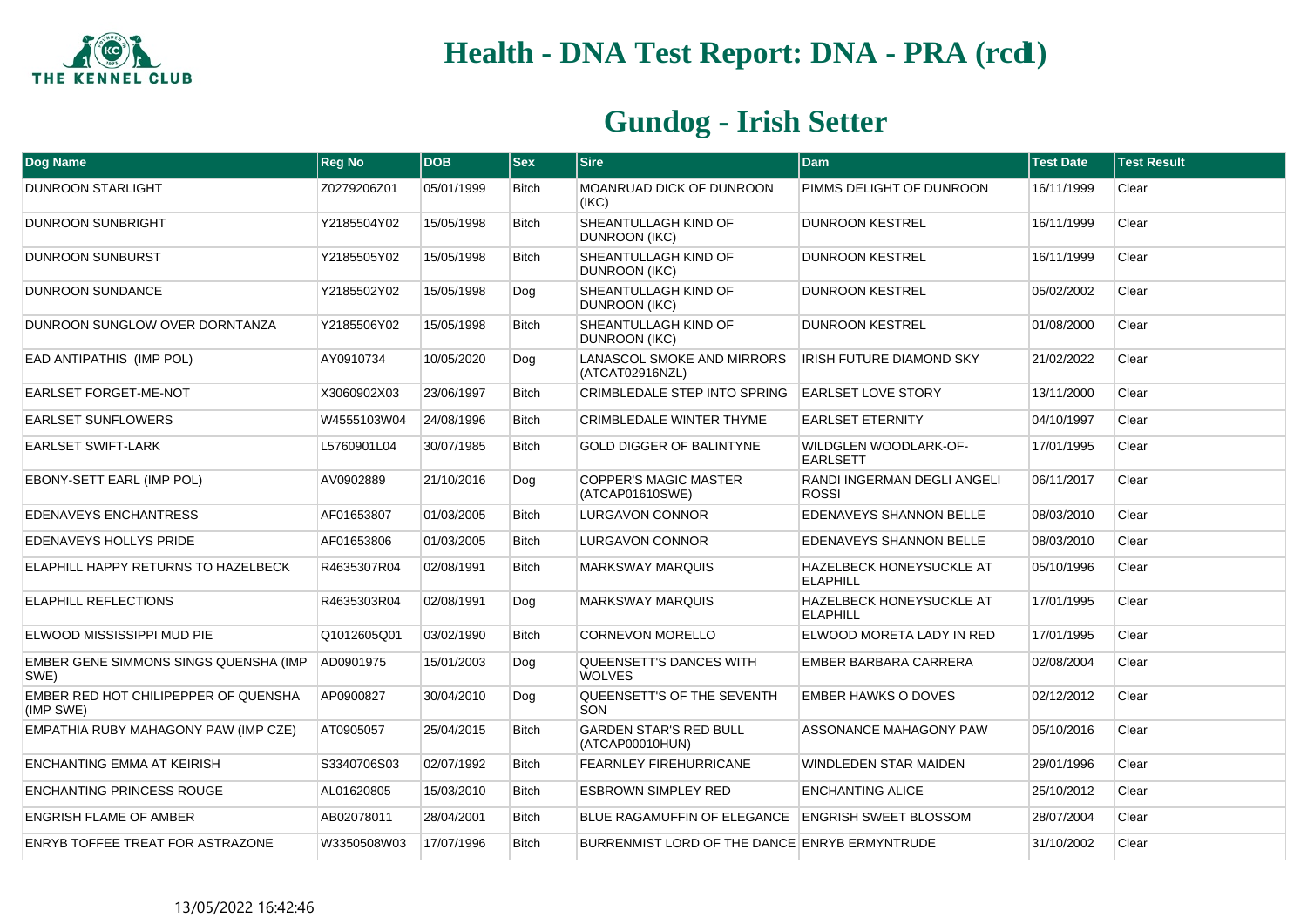# Health - DNA Test Report: DNA - PRA (rcd1)

## Gundog - Irish Setter

| Dog Name | Reg No | DOB | Sex | Sire | Dam | Test Date | Test Result |
|---|---|---|---|---|---|---|---|
| DUNROON STARLIGHT | Z0279206Z01 | 05/01/1999 | Bitch | MOANRUAD DICK OF DUNROON (IKC) | PIMMS DELIGHT OF DUNROON | 16/11/1999 | Clear |
| DUNROON SUNBRIGHT | Y2185504Y02 | 15/05/1998 | Bitch | SHEANTULLAGH KIND OF DUNROON (IKC) | DUNROON KESTREL | 16/11/1999 | Clear |
| DUNROON SUNBURST | Y2185505Y02 | 15/05/1998 | Bitch | SHEANTULLAGH KIND OF DUNROON (IKC) | DUNROON KESTREL | 16/11/1999 | Clear |
| DUNROON SUNDANCE | Y2185502Y02 | 15/05/1998 | Dog | SHEANTULLAGH KIND OF DUNROON (IKC) | DUNROON KESTREL | 05/02/2002 | Clear |
| DUNROON SUNGLOW OVER DORNTANZA | Y2185506Y02 | 15/05/1998 | Bitch | SHEANTULLAGH KIND OF DUNROON (IKC) | DUNROON KESTREL | 01/08/2000 | Clear |
| EAD ANTIPATHIS (IMP POL) | AY0910734 | 10/05/2020 | Dog | LANASCOL SMOKE AND MIRRORS (ATCAT02916NZL) | IRISH FUTURE DIAMOND SKY | 21/02/2022 | Clear |
| EARLSET FORGET-ME-NOT | X3060902X03 | 23/06/1997 | Bitch | CRIMBLEDALE STEP INTO SPRING | EARLSET LOVE STORY | 13/11/2000 | Clear |
| EARLSET SUNFLOWERS | W4555103W04 | 24/08/1996 | Bitch | CRIMBLEDALE WINTER THYME | EARLSET ETERNITY | 04/10/1997 | Clear |
| EARLSET SWIFT-LARK | L5760901L04 | 30/07/1985 | Bitch | GOLD DIGGER OF BALINTYNE | WILDGLEN WOODLARK-OF-EARLSETT | 17/01/1995 | Clear |
| EBONY-SETT EARL (IMP POL) | AV0902889 | 21/10/2016 | Dog | COPPER'S MAGIC MASTER (ATCAP01610SWE) | RANDI INGERMAN DEGLI ANGELI ROSSI | 06/11/2017 | Clear |
| EDENAVEYS ENCHANTRESS | AF01653807 | 01/03/2005 | Bitch | LURGAVON CONNOR | EDENAVEYS SHANNON BELLE | 08/03/2010 | Clear |
| EDENAVEYS HOLLYS PRIDE | AF01653806 | 01/03/2005 | Bitch | LURGAVON CONNOR | EDENAVEYS SHANNON BELLE | 08/03/2010 | Clear |
| ELAPHILL HAPPY RETURNS TO HAZELBECK | R4635307R04 | 02/08/1991 | Bitch | MARKSWAY MARQUIS | HAZELBECK HONEYSUCKLE AT ELAPHILL | 05/10/1996 | Clear |
| ELAPHILL REFLECTIONS | R4635303R04 | 02/08/1991 | Dog | MARKSWAY MARQUIS | HAZELBECK HONEYSUCKLE AT ELAPHILL | 17/01/1995 | Clear |
| ELWOOD MISSISSIPPI MUD PIE | Q1012605Q01 | 03/02/1990 | Bitch | CORNEVON MORELLO | ELWOOD MORETA LADY IN RED | 17/01/1995 | Clear |
| EMBER GENE SIMMONS SINGS QUENSHA (IMP SWE) | AD0901975 | 15/01/2003 | Dog | QUEENSETT'S DANCES WITH WOLVES | EMBER BARBARA CARRERA | 02/08/2004 | Clear |
| EMBER RED HOT CHILIPEPPER OF QUENSHA (IMP SWE) | AP0900827 | 30/04/2010 | Dog | QUEENSETT'S OF THE SEVENTH SON | EMBER HAWKS O DOVES | 02/12/2012 | Clear |
| EMPATHIA RUBY MAHAGONY PAW (IMP CZE) | AT0905057 | 25/04/2015 | Bitch | GARDEN STAR'S RED BULL (ATCAP00010HUN) | ASSONANCE MAHAGONY PAW | 05/10/2016 | Clear |
| ENCHANTING EMMA AT KEIRISH | S3340706S03 | 02/07/1992 | Bitch | FEARNLEY FIREHURRICANE | WINDLEDEN STAR MAIDEN | 29/01/1996 | Clear |
| ENCHANTING PRINCESS ROUGE | AL01620805 | 15/03/2010 | Bitch | ESBROWN SIMPLEY RED | ENCHANTING ALICE | 25/10/2012 | Clear |
| ENGRISH FLAME OF AMBER | AB02078011 | 28/04/2001 | Bitch | BLUE RAGAMUFFIN OF ELEGANCE | ENGRISH SWEET BLOSSOM | 28/07/2004 | Clear |
| ENRYB TOFFEE TREAT FOR ASTRAZONE | W3350508W03 | 17/07/1996 | Bitch | BURRENMIST LORD OF THE DANCE | ENRYB ERMYNTRUDE | 31/10/2002 | Clear |

13/05/2022 16:42:46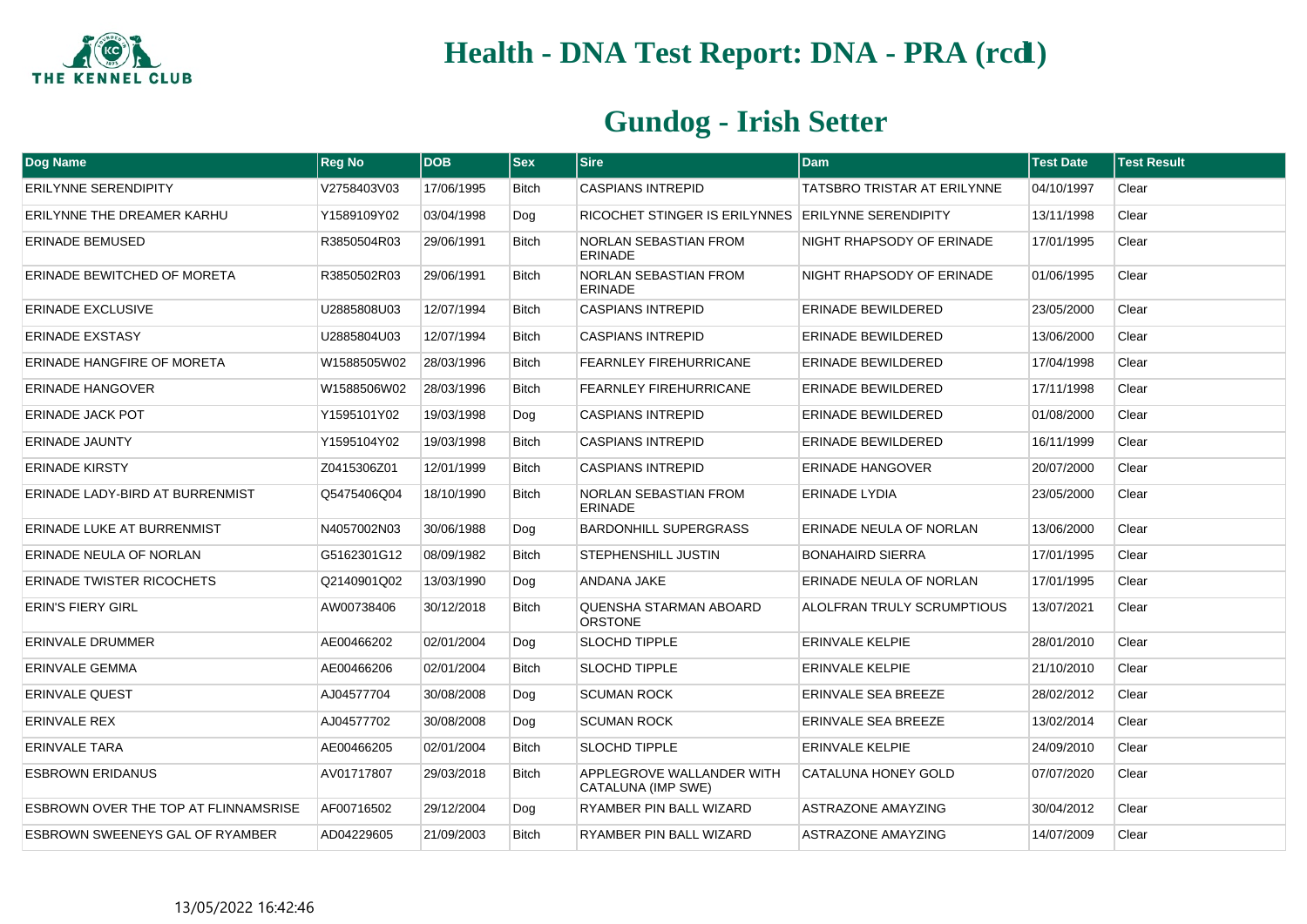# Health - DNA Test Report: DNA - PRA (rcd1)

## Gundog - Irish Setter

| Dog Name | Reg No | DOB | Sex | Sire | Dam | Test Date | Test Result |
|---|---|---|---|---|---|---|---|
| ERILYNNE SERENDIPITY | V2758403V03 | 17/06/1995 | Bitch | CASPIANS INTREPID | TATSBRO TRISTAR AT ERILYNNE | 04/10/1997 | Clear |
| ERILYNNE THE DREAMER KARHU | Y1589109Y02 | 03/04/1998 | Dog | RICOCHET STINGER IS ERILYNNES | ERILYNNE SERENDIPITY | 13/11/1998 | Clear |
| ERINADE BEMUSED | R3850504R03 | 29/06/1991 | Bitch | NORLAN SEBASTIAN FROM ERINADE | NIGHT RHAPSODY OF ERINADE | 17/01/1995 | Clear |
| ERINADE BEWITCHED OF MORETA | R3850502R03 | 29/06/1991 | Bitch | NORLAN SEBASTIAN FROM ERINADE | NIGHT RHAPSODY OF ERINADE | 01/06/1995 | Clear |
| ERINADE EXCLUSIVE | U2885808U03 | 12/07/1994 | Bitch | CASPIANS INTREPID | ERINADE BEWILDERED | 23/05/2000 | Clear |
| ERINADE EXSTASY | U2885804U03 | 12/07/1994 | Bitch | CASPIANS INTREPID | ERINADE BEWILDERED | 13/06/2000 | Clear |
| ERINADE HANGFIRE OF MORETA | W1588505W02 | 28/03/1996 | Bitch | FEARNLEY FIREHURRICANE | ERINADE BEWILDERED | 17/04/1998 | Clear |
| ERINADE HANGOVER | W1588506W02 | 28/03/1996 | Bitch | FEARNLEY FIREHURRICANE | ERINADE BEWILDERED | 17/11/1998 | Clear |
| ERINADE JACK POT | Y1595101Y02 | 19/03/1998 | Dog | CASPIANS INTREPID | ERINADE BEWILDERED | 01/08/2000 | Clear |
| ERINADE JAUNTY | Y1595104Y02 | 19/03/1998 | Bitch | CASPIANS INTREPID | ERINADE BEWILDERED | 16/11/1999 | Clear |
| ERINADE KIRSTY | Z0415306Z01 | 12/01/1999 | Bitch | CASPIANS INTREPID | ERINADE HANGOVER | 20/07/2000 | Clear |
| ERINADE LADY-BIRD AT BURRENMIST | Q5475406Q04 | 18/10/1990 | Bitch | NORLAN SEBASTIAN FROM ERINADE | ERINADE LYDIA | 23/05/2000 | Clear |
| ERINADE LUKE AT BURRENMIST | N4057002N03 | 30/06/1988 | Dog | BARDONHILL SUPERGRASS | ERINADE NEULA OF NORLAN | 13/06/2000 | Clear |
| ERINADE NEULA OF NORLAN | G5162301G12 | 08/09/1982 | Bitch | STEPHENSHILL JUSTIN | BONAHAIRD SIERRA | 17/01/1995 | Clear |
| ERINADE TWISTER RICOCHETS | Q2140901Q02 | 13/03/1990 | Dog | ANDANA JAKE | ERINADE NEULA OF NORLAN | 17/01/1995 | Clear |
| ERIN'S FIERY GIRL | AW00738406 | 30/12/2018 | Bitch | QUENSHA STARMAN ABOARD ORSTONE | ALOLFRAN TRULY SCRUMPTIOUS | 13/07/2021 | Clear |
| ERINVALE DRUMMER | AE00466202 | 02/01/2004 | Dog | SLOCHD TIPPLE | ERINVALE KELPIE | 28/01/2010 | Clear |
| ERINVALE GEMMA | AE00466206 | 02/01/2004 | Bitch | SLOCHD TIPPLE | ERINVALE KELPIE | 21/10/2010 | Clear |
| ERINVALE QUEST | AJ04577704 | 30/08/2008 | Dog | SCUMAN ROCK | ERINVALE SEA BREEZE | 28/02/2012 | Clear |
| ERINVALE REX | AJ04577702 | 30/08/2008 | Dog | SCUMAN ROCK | ERINVALE SEA BREEZE | 13/02/2014 | Clear |
| ERINVALE TARA | AE00466205 | 02/01/2004 | Bitch | SLOCHD TIPPLE | ERINVALE KELPIE | 24/09/2010 | Clear |
| ESBROWN ERIDANUS | AV01717807 | 29/03/2018 | Bitch | APPLEGROVE WALLANDER WITH CATALUNA (IMP SWE) | CATALUNA HONEY GOLD | 07/07/2020 | Clear |
| ESBROWN OVER THE TOP AT FLINNAMSRISE | AF00716502 | 29/12/2004 | Dog | RYAMBER PIN BALL WIZARD | ASTRAZONE AMAYZING | 30/04/2012 | Clear |
| ESBROWN SWEENEYS GAL OF RYAMBER | AD04229605 | 21/09/2003 | Bitch | RYAMBER PIN BALL WIZARD | ASTRAZONE AMAYZING | 14/07/2009 | Clear |

13/05/2022 16:42:46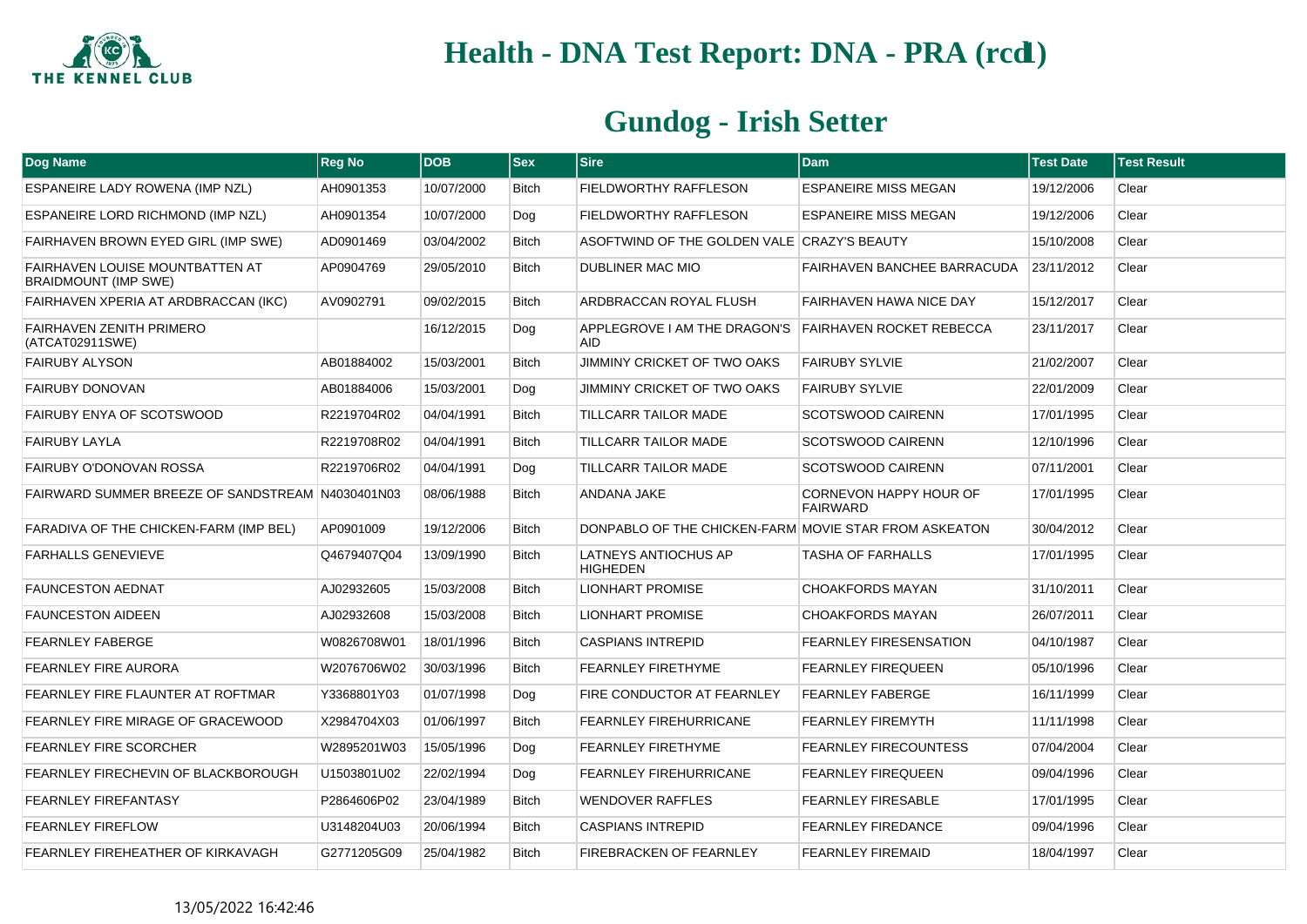# Health - DNA Test Report: DNA - PRA (rcd1)

## Gundog - Irish Setter

| Dog Name | Reg No | DOB | Sex | Sire | Dam | Test Date | Test Result |
|---|---|---|---|---|---|---|---|
| ESPANEIRE LADY ROWENA (IMP NZL) | AH0901353 | 10/07/2000 | Bitch | FIELDWORTHY RAFFLESON | ESPANEIRE MISS MEGAN | 19/12/2006 | Clear |
| ESPANEIRE LORD RICHMOND (IMP NZL) | AH0901354 | 10/07/2000 | Dog | FIELDWORTHY RAFFLESON | ESPANEIRE MISS MEGAN | 19/12/2006 | Clear |
| FAIRHAVEN BROWN EYED GIRL (IMP SWE) | AD0901469 | 03/04/2002 | Bitch | ASOFTWIND OF THE GOLDEN VALE | CRAZY'S BEAUTY | 15/10/2008 | Clear |
| FAIRHAVEN LOUISE MOUNTBATTEN AT BRAIDMOUNT (IMP SWE) | AP0904769 | 29/05/2010 | Bitch | DUBLINER MAC MIO | FAIRHAVEN BANCHEE BARRACUDA | 23/11/2012 | Clear |
| FAIRHAVEN XPERIA AT ARDBRACCAN (IKC) | AV0902791 | 09/02/2015 | Bitch | ARDBRACCAN ROYAL FLUSH | FAIRHAVEN HAWA NICE DAY | 15/12/2017 | Clear |
| FAIRHAVEN ZENITH PRIMERO (ATCAT02911SWE) | | 16/12/2015 | Dog | APPLEGROVE I AM THE DRAGON'S AID | FAIRHAVEN ROCKET REBECCA | 23/11/2017 | Clear |
| FAIRUBY ALYSON | AB01884002 | 15/03/2001 | Bitch | JIMMINY CRICKET OF TWO OAKS | FAIRUBY SYLVIE | 21/02/2007 | Clear |
| FAIRUBY DONOVAN | AB01884006 | 15/03/2001 | Dog | JIMMINY CRICKET OF TWO OAKS | FAIRUBY SYLVIE | 22/01/2009 | Clear |
| FAIRUBY ENYA OF SCOTSWOOD | R2219704R02 | 04/04/1991 | Bitch | TILLCARR TAILOR MADE | SCOTSWOOD CAIRENN | 17/01/1995 | Clear |
| FAIRUBY LAYLA | R2219708R02 | 04/04/1991 | Bitch | TILLCARR TAILOR MADE | SCOTSWOOD CAIRENN | 12/10/1996 | Clear |
| FAIRUBY O'DONOVAN ROSSA | R2219706R02 | 04/04/1991 | Dog | TILLCARR TAILOR MADE | SCOTSWOOD CAIRENN | 07/11/2001 | Clear |
| FAIRWARD SUMMER BREEZE OF SANDSTREAM | N4030401N03 | 08/06/1988 | Bitch | ANDANA JAKE | CORNEVON HAPPY HOUR OF FAIRWARD | 17/01/1995 | Clear |
| FARADIVA OF THE CHICKEN-FARM (IMP BEL) | AP0901009 | 19/12/2006 | Bitch | DONPABLO OF THE CHICKEN-FARM | MOVIE STAR FROM ASKEATON | 30/04/2012 | Clear |
| FARHALLS GENEVIEVE | Q4679407Q04 | 13/09/1990 | Bitch | LATNEYS ANTIOCHUS AP HIGHEDEN | TASHA OF FARHALLS | 17/01/1995 | Clear |
| FAUNCESTON AEDNAT | AJ02932605 | 15/03/2008 | Bitch | LIONHART PROMISE | CHOAKFORDS MAYAN | 31/10/2011 | Clear |
| FAUNCESTON AIDEEN | AJ02932608 | 15/03/2008 | Bitch | LIONHART PROMISE | CHOAKFORDS MAYAN | 26/07/2011 | Clear |
| FEARNLEY FABERGE | W0826708W01 | 18/01/1996 | Bitch | CASPIANS INTREPID | FEARNLEY FIRESENSATION | 04/10/1987 | Clear |
| FEARNLEY FIRE AURORA | W2076706W02 | 30/03/1996 | Bitch | FEARNLEY FIRETHYME | FEARNLEY FIREQUEEN | 05/10/1996 | Clear |
| FEARNLEY FIRE FLAUNTER AT ROFTMAR | Y3368801Y03 | 01/07/1998 | Dog | FIRE CONDUCTOR AT FEARNLEY | FEARNLEY FABERGE | 16/11/1999 | Clear |
| FEARNLEY FIRE MIRAGE OF GRACEWOOD | X2984704X03 | 01/06/1997 | Bitch | FEARNLEY FIREHURRICANE | FEARNLEY FIREMYTH | 11/11/1998 | Clear |
| FEARNLEY FIRE SCORCHER | W2895201W03 | 15/05/1996 | Dog | FEARNLEY FIRETHYME | FEARNLEY FIRECOUNTESS | 07/04/2004 | Clear |
| FEARNLEY FIRECHEVIN OF BLACKBOROUGH | U1503801U02 | 22/02/1994 | Dog | FEARNLEY FIREHURRICANE | FEARNLEY FIREQUEEN | 09/04/1996 | Clear |
| FEARNLEY FIREFANTASY | P2864606P02 | 23/04/1989 | Bitch | WENDOVER RAFFLES | FEARNLEY FIRESABLE | 17/01/1995 | Clear |
| FEARNLEY FIREFLOW | U3148204U03 | 20/06/1994 | Bitch | CASPIANS INTREPID | FEARNLEY FIREDANCE | 09/04/1996 | Clear |
| FEARNLEY FIREHEATHER OF KIRKAVAGH | G2771205G09 | 25/04/1982 | Bitch | FIREBRACKEN OF FEARNLEY | FEARNLEY FIREMAID | 18/04/1997 | Clear |

13/05/2022 16:42:46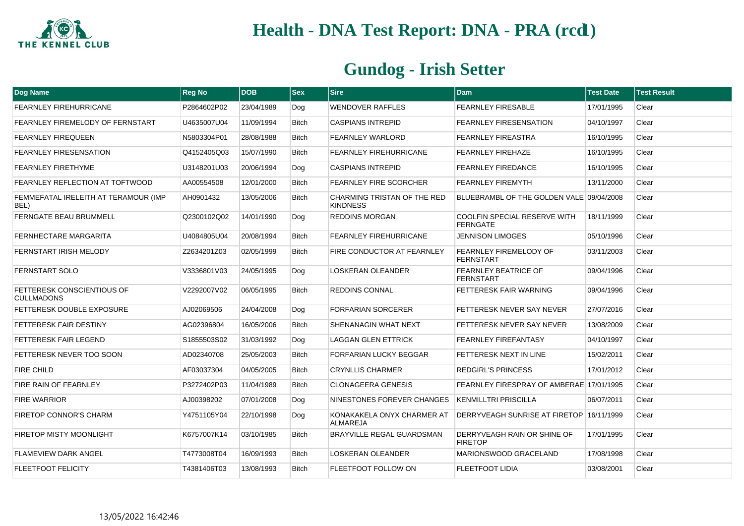# Health - DNA Test Report: DNA - PRA (rcd1)

## Gundog - Irish Setter

| Dog Name | Reg No | DOB | Sex | Sire | Dam | Test Date | Test Result |
|---|---|---|---|---|---|---|---|
| FEARNLEY FIREHURRICANE | P2864602P02 | 23/04/1989 | Dog | WENDOVER RAFFLES | FEARNLEY FIRESABLE | 17/01/1995 | Clear |
| FEARNLEY FIREMELODY OF FERNSTART | U4635007U04 | 11/09/1994 | Bitch | CASPIANS INTREPID | FEARNLEY FIRESENSATION | 04/10/1997 | Clear |
| FEARNLEY FIREQUEEN | N5803304P01 | 28/08/1988 | Bitch | FEARNLEY WARLORD | FEARNLEY FIREASTRA | 16/10/1995 | Clear |
| FEARNLEY FIRESENSATION | Q4152405Q03 | 15/07/1990 | Bitch | FEARNLEY FIREHURRICANE | FEARNLEY FIREHAZE | 16/10/1995 | Clear |
| FEARNLEY FIRETHYME | U3148201U03 | 20/06/1994 | Dog | CASPIANS INTREPID | FEARNLEY FIREDANCE | 16/10/1995 | Clear |
| FEARNLEY REFLECTION AT TOFTWOOD | AA00554508 | 12/01/2000 | Bitch | FEARNLEY FIRE SCORCHER | FEARNLEY FIREMYTH | 13/11/2000 | Clear |
| FEMMEFATAL IRELEITH AT TERAMOUR (IMP BEL) | AH0901432 | 13/05/2006 | Bitch | CHARMING TRISTAN OF THE RED KINDNESS | BLUEBRAMBL OF THE GOLDEN VALE | 09/04/2008 | Clear |
| FERNGATE BEAU BRUMMELL | Q2300102Q02 | 14/01/1990 | Dog | REDDINS MORGAN | COOLFIN SPECIAL RESERVE WITH FERNGATE | 18/11/1999 | Clear |
| FERNHECTARE MARGARITA | U4084805U04 | 20/08/1994 | Bitch | FEARNLEY FIREHURRICANE | JENNISON LIMOGES | 05/10/1996 | Clear |
| FERNSTART IRISH MELODY | Z2634201Z03 | 02/05/1999 | Bitch | FIRE CONDUCTOR AT FEARNLEY | FEARNLEY FIREMELODY OF FERNSTART | 03/11/2003 | Clear |
| FERNSTART SOLO | V3336801V03 | 24/05/1995 | Dog | LOSKERAN OLEANDER | FEARNLEY BEATRICE OF FERNSTART | 09/04/1996 | Clear |
| FETTERESK CONSCIENTIOUS OF CULLMADONS | V2292007V02 | 06/05/1995 | Bitch | REDDINS CONNAL | FETTERESK FAIR WARNING | 09/04/1996 | Clear |
| FETTERESK DOUBLE EXPOSURE | AJ02069506 | 24/04/2008 | Dog | FORFARIAN SORCERER | FETTERESK NEVER SAY NEVER | 27/07/2016 | Clear |
| FETTERESK FAIR DESTINY | AG02396804 | 16/05/2006 | Bitch | SHENANAGIN WHAT NEXT | FETTERESK NEVER SAY NEVER | 13/08/2009 | Clear |
| FETTERESK FAIR LEGEND | S1855503S02 | 31/03/1992 | Dog | LAGGAN GLEN ETTRICK | FEARNLEY FIREFANTASY | 04/10/1997 | Clear |
| FETTERESK NEVER TOO SOON | AD02340708 | 25/05/2003 | Bitch | FORFARIAN LUCKY BEGGAR | FETTERESK NEXT IN LINE | 15/02/2011 | Clear |
| FIRE CHILD | AF03037304 | 04/05/2005 | Bitch | CRYNLLIS CHARMER | REDGIRL'S PRINCESS | 17/01/2012 | Clear |
| FIRE RAIN OF FEARNLEY | P3272402P03 | 11/04/1989 | Bitch | CLONAGEERA GENESIS | FEARNLEY FIRESPRAY OF AMBERAE | 17/01/1995 | Clear |
| FIRE WARRIOR | AJ00398202 | 07/01/2008 | Dog | NINESTONES FOREVER CHANGES | KENMILLTRI PRISCILLA | 06/07/2011 | Clear |
| FIRETOP CONNOR'S CHARM | Y4751105Y04 | 22/10/1998 | Dog | KONAKAKELA ONYX CHARMER AT ALMAREJA | DERRYVEAGH SUNRISE AT FIRETOP | 16/11/1999 | Clear |
| FIRETOP MISTY MOONLIGHT | K6757007K14 | 03/10/1985 | Bitch | BRAYVILLE REGAL GUARDSMAN | DERRYVEAGH RAIN OR SHINE OF FIRETOP | 17/01/1995 | Clear |
| FLAMEVIEW DARK ANGEL | T4773008T04 | 16/09/1993 | Bitch | LOSKERAN OLEANDER | MARIONSWOOD GRACELAND | 17/08/1998 | Clear |
| FLEETFOOT FELICITY | T4381406T03 | 13/08/1993 | Bitch | FLEETFOOT FOLLOW ON | FLEETFOOT LIDIA | 03/08/2001 | Clear |

13/05/2022 16:42:46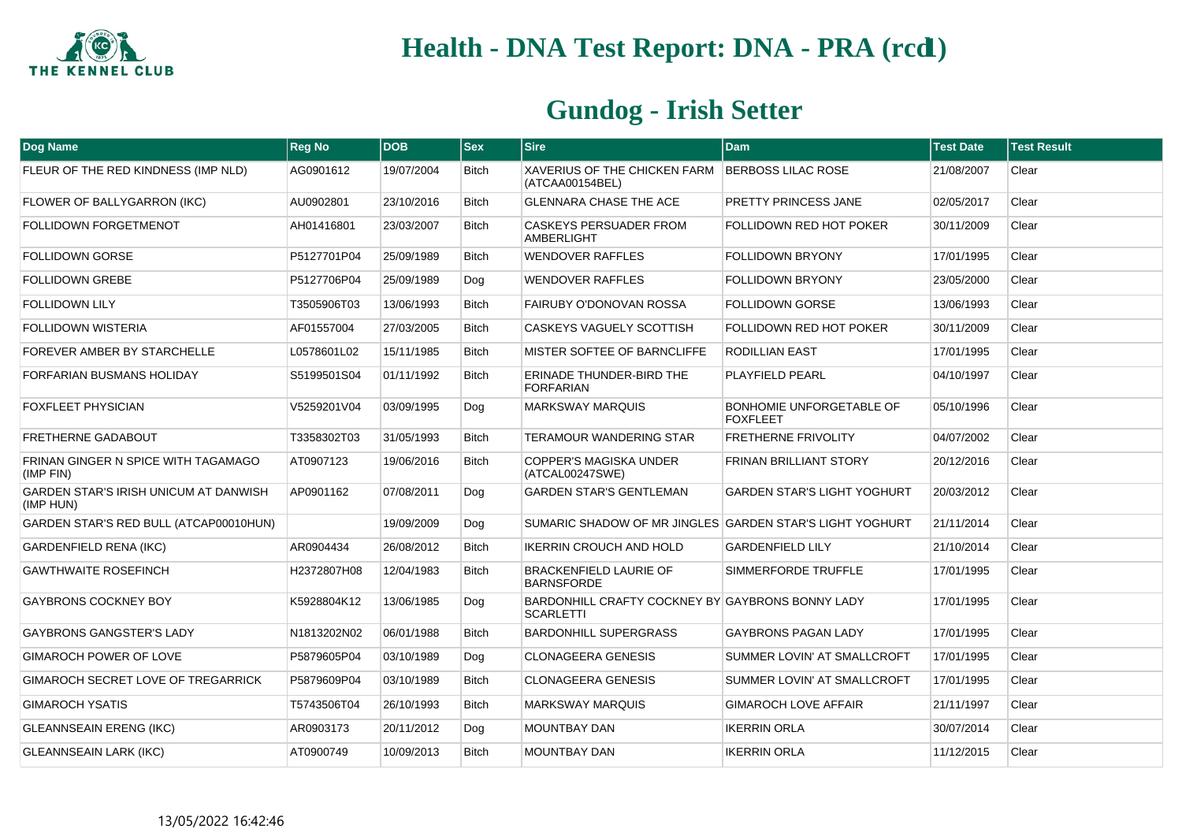# Health - DNA Test Report: DNA - PRA (rcd1)

## Gundog - Irish Setter

| Dog Name | Reg No | DOB | Sex | Sire | Dam | Test Date | Test Result |
|---|---|---|---|---|---|---|---|
| FLEUR OF THE RED KINDNESS (IMP NLD) | AG0901612 | 19/07/2004 | Bitch | XAVERIUS OF THE CHICKEN FARM (ATCAA00154BEL) | BERBOSS LILAC ROSE | 21/08/2007 | Clear |
| FLOWER OF BALLYGARRON (IKC) | AU0902801 | 23/10/2016 | Bitch | GLENNARA CHASE THE ACE | PRETTY PRINCESS JANE | 02/05/2017 | Clear |
| FOLLIDOWN FORGETMENOT | AH01416801 | 23/03/2007 | Bitch | CASKEYS PERSUADER FROM AMBERLIGHT | FOLLIDOWN RED HOT POKER | 30/11/2009 | Clear |
| FOLLIDOWN GORSE | P5127701P04 | 25/09/1989 | Bitch | WENDOVER RAFFLES | FOLLIDOWN BRYONY | 17/01/1995 | Clear |
| FOLLIDOWN GREBE | P5127706P04 | 25/09/1989 | Dog | WENDOVER RAFFLES | FOLLIDOWN BRYONY | 23/05/2000 | Clear |
| FOLLIDOWN LILY | T3505906T03 | 13/06/1993 | Bitch | FAIRUBY O'DONOVAN ROSSA | FOLLIDOWN GORSE | 13/06/1993 | Clear |
| FOLLIDOWN WISTERIA | AF01557004 | 27/03/2005 | Bitch | CASKEYS VAGUELY SCOTTISH | FOLLIDOWN RED HOT POKER | 30/11/2009 | Clear |
| FOREVER AMBER BY STARCHELLE | L0578601L02 | 15/11/1985 | Bitch | MISTER SOFTEE OF BARNCLIFFE | RODILLIAN EAST | 17/01/1995 | Clear |
| FORFARIAN BUSMANS HOLIDAY | S5199501S04 | 01/11/1992 | Bitch | ERINADE THUNDER-BIRD THE FORFARIAN | PLAYFIELD PEARL | 04/10/1997 | Clear |
| FOXFLEET PHYSICIAN | V5259201V04 | 03/09/1995 | Dog | MARKSWAY MARQUIS | BONHOMIE UNFORGETABLE OF FOXFLEET | 05/10/1996 | Clear |
| FRETHERNE GADABOUT | T3358302T03 | 31/05/1993 | Bitch | TERAMOUR WANDERING STAR | FRETHERNE FRIVOLITY | 04/07/2002 | Clear |
| FRINAN GINGER N SPICE WITH TAGAMAGO (IMP FIN) | AT0907123 | 19/06/2016 | Bitch | COPPER'S MAGISKA UNDER (ATCAL00247SWE) | FRINAN BRILLIANT STORY | 20/12/2016 | Clear |
| GARDEN STAR'S IRISH UNICUM AT DANWISH (IMP HUN) | AP0901162 | 07/08/2011 | Dog | GARDEN STAR'S GENTLEMAN | GARDEN STAR'S LIGHT YOGHURT | 20/03/2012 | Clear |
| GARDEN STAR'S RED BULL (ATCAP00010HUN) | | 19/09/2009 | Dog | SUMARIC SHADOW OF MR JINGLES | GARDEN STAR'S LIGHT YOGHURT | 21/11/2014 | Clear |
| GARDENFIELD RENA (IKC) | AR0904434 | 26/08/2012 | Bitch | IKERRIN CROUCH AND HOLD | GARDENFIELD LILY | 21/10/2014 | Clear |
| GAWTHWAITE ROSEFINCH | H2372807H08 | 12/04/1983 | Bitch | BRACKENFIELD LAURIE OF BARNSFORDE | SIMMERFORDE TRUFFLE | 17/01/1995 | Clear |
| GAYBRONS COCKNEY BOY | K5928804K12 | 13/06/1985 | Dog | BARDONHILL CRAFTY COCKNEY BY SCARLETTI | GAYBRONS BONNY LADY | 17/01/1995 | Clear |
| GAYBRONS GANGSTER'S LADY | N1813202N02 | 06/01/1988 | Bitch | BARDONHILL SUPERGRASS | GAYBRONS PAGAN LADY | 17/01/1995 | Clear |
| GIMAROCH POWER OF LOVE | P5879605P04 | 03/10/1989 | Dog | CLONAGEERA GENESIS | SUMMER LOVIN' AT SMALLCROFT | 17/01/1995 | Clear |
| GIMAROCH SECRET LOVE OF TREGARRICK | P5879609P04 | 03/10/1989 | Bitch | CLONAGEERA GENESIS | SUMMER LOVIN' AT SMALLCROFT | 17/01/1995 | Clear |
| GIMAROCH YSATIS | T5743506T04 | 26/10/1993 | Bitch | MARKSWAY MARQUIS | GIMAROCH LOVE AFFAIR | 21/11/1997 | Clear |
| GLEANNSEAIN ERENG (IKC) | AR0903173 | 20/11/2012 | Dog | MOUNTBAY DAN | IKERRIN ORLA | 30/07/2014 | Clear |
| GLEANNSEAIN LARK (IKC) | AT0900749 | 10/09/2013 | Bitch | MOUNTBAY DAN | IKERRIN ORLA | 11/12/2015 | Clear |

13/05/2022 16:42:46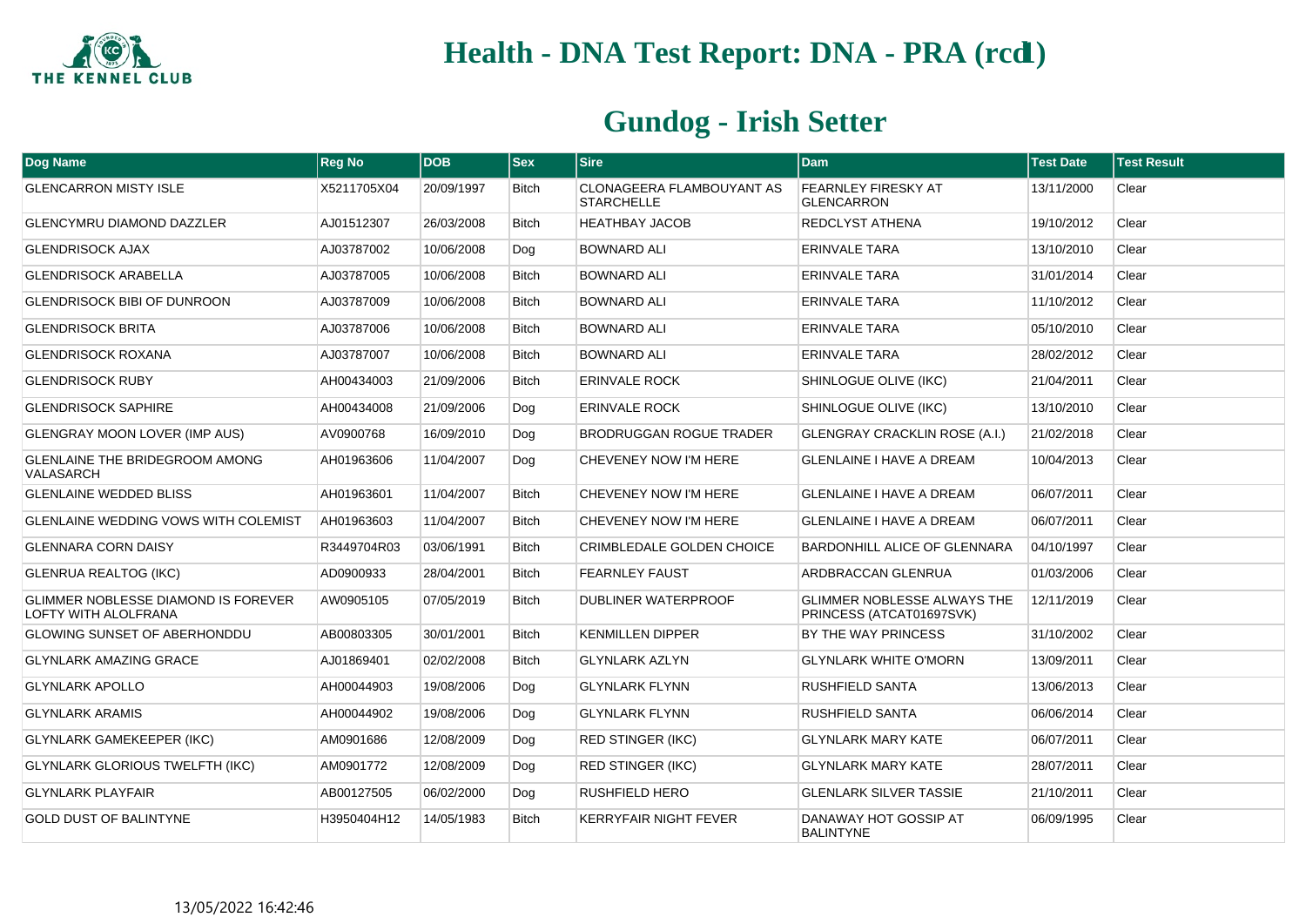# Health - DNA Test Report: DNA - PRA (rcd1)

## Gundog - Irish Setter

| Dog Name | Reg No | DOB | Sex | Sire | Dam | Test Date | Test Result |
|---|---|---|---|---|---|---|---|
| GLENCARRON MISTY ISLE | X5211705X04 | 20/09/1997 | Bitch | CLONAGEERA FLAMBOUYANT AS STARCHELLE | FEARNLEY FIRESKY AT GLENCARRON | 13/11/2000 | Clear |
| GLENCYMRU DIAMOND DAZZLER | AJ01512307 | 26/03/2008 | Bitch | HEATHBAY JACOB | REDCLYST ATHENA | 19/10/2012 | Clear |
| GLENDRISOCK AJAX | AJ03787002 | 10/06/2008 | Dog | BOWNARD ALI | ERINVALE TARA | 13/10/2010 | Clear |
| GLENDRISOCK ARABELLA | AJ03787005 | 10/06/2008 | Bitch | BOWNARD ALI | ERINVALE TARA | 31/01/2014 | Clear |
| GLENDRISOCK BIBI OF DUNROON | AJ03787009 | 10/06/2008 | Bitch | BOWNARD ALI | ERINVALE TARA | 11/10/2012 | Clear |
| GLENDRISOCK BRITA | AJ03787006 | 10/06/2008 | Bitch | BOWNARD ALI | ERINVALE TARA | 05/10/2010 | Clear |
| GLENDRISOCK ROXANA | AJ03787007 | 10/06/2008 | Bitch | BOWNARD ALI | ERINVALE TARA | 28/02/2012 | Clear |
| GLENDRISOCK RUBY | AH00434003 | 21/09/2006 | Bitch | ERINVALE ROCK | SHINLOGUE OLIVE (IKC) | 21/04/2011 | Clear |
| GLENDRISOCK SAPHIRE | AH00434008 | 21/09/2006 | Dog | ERINVALE ROCK | SHINLOGUE OLIVE (IKC) | 13/10/2010 | Clear |
| GLENGRAY MOON LOVER (IMP AUS) | AV0900768 | 16/09/2010 | Dog | BRODRUGGAN ROGUE TRADER | GLENGRAY CRACKLIN ROSE (A.I.) | 21/02/2018 | Clear |
| GLENLAINE THE BRIDEGROOM AMONG VALASARCH | AH01963606 | 11/04/2007 | Dog | CHEVENEY NOW I'M HERE | GLENLAINE I HAVE A DREAM | 10/04/2013 | Clear |
| GLENLAINE WEDDED BLISS | AH01963601 | 11/04/2007 | Bitch | CHEVENEY NOW I'M HERE | GLENLAINE I HAVE A DREAM | 06/07/2011 | Clear |
| GLENLAINE WEDDING VOWS WITH COLEMIST | AH01963603 | 11/04/2007 | Bitch | CHEVENEY NOW I'M HERE | GLENLAINE I HAVE A DREAM | 06/07/2011 | Clear |
| GLENNARA CORN DAISY | R3449704R03 | 03/06/1991 | Bitch | CRIMBLEDALE GOLDEN CHOICE | BARDONHILL ALICE OF GLENNARA | 04/10/1997 | Clear |
| GLENRUA REALTOG (IKC) | AD0900933 | 28/04/2001 | Bitch | FEARNLEY FAUST | ARDBRACCAN GLENRUA | 01/03/2006 | Clear |
| GLIMMER NOBLESSE DIAMOND IS FOREVER LOFTY WITH ALOLFRANA | AW0905105 | 07/05/2019 | Bitch | DUBLINER WATERPROOF | GLIMMER NOBLESSE ALWAYS THE PRINCESS (ATCAT01697SVK) | 12/11/2019 | Clear |
| GLOWING SUNSET OF ABERHONDDU | AB00803305 | 30/01/2001 | Bitch | KENMILLEN DIPPER | BY THE WAY PRINCESS | 31/10/2002 | Clear |
| GLYNLARK AMAZING GRACE | AJ01869401 | 02/02/2008 | Bitch | GLYNLARK AZLYN | GLYNLARK WHITE O'MORN | 13/09/2011 | Clear |
| GLYNLARK APOLLO | AH00044903 | 19/08/2006 | Dog | GLYNLARK FLYNN | RUSHFIELD SANTA | 13/06/2013 | Clear |
| GLYNLARK ARAMIS | AH00044902 | 19/08/2006 | Dog | GLYNLARK FLYNN | RUSHFIELD SANTA | 06/06/2014 | Clear |
| GLYNLARK GAMEKEEPER (IKC) | AM0901686 | 12/08/2009 | Dog | RED STINGER (IKC) | GLYNLARK MARY KATE | 06/07/2011 | Clear |
| GLYNLARK GLORIOUS TWELFTH (IKC) | AM0901772 | 12/08/2009 | Dog | RED STINGER (IKC) | GLYNLARK MARY KATE | 28/07/2011 | Clear |
| GLYNLARK PLAYFAIR | AB00127505 | 06/02/2000 | Dog | RUSHFIELD HERO | GLENLARK SILVER TASSIE | 21/10/2011 | Clear |
| GOLD DUST OF BALINTYNE | H3950404H12 | 14/05/1983 | Bitch | KERRYFAIR NIGHT FEVER | DANAWAY HOT GOSSIP AT BALINTYNE | 06/09/1995 | Clear |

13/05/2022 16:42:46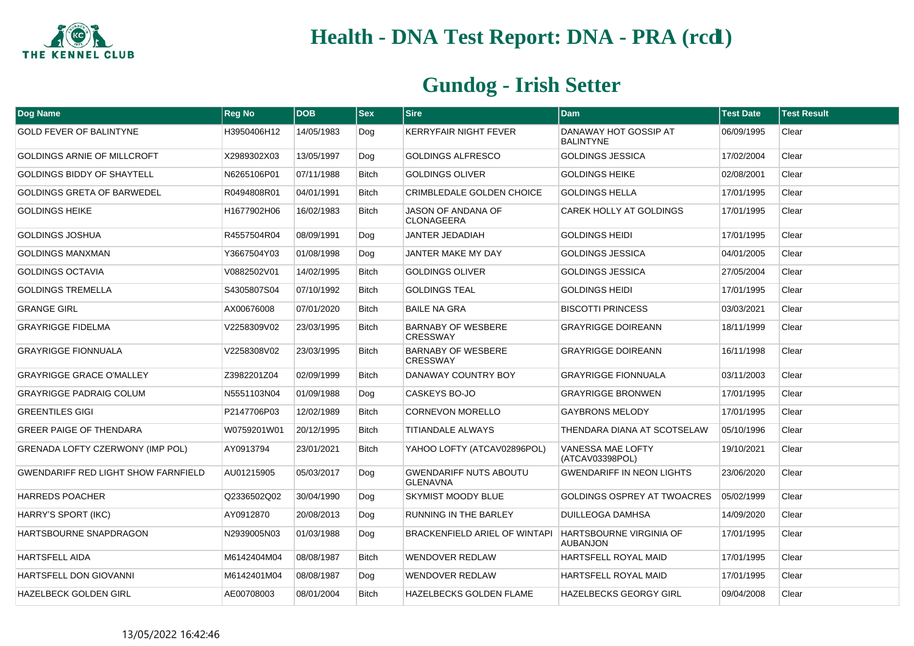# Health - DNA Test Report: DNA - PRA (rcd1)

## Gundog - Irish Setter

| Dog Name | Reg No | DOB | Sex | Sire | Dam | Test Date | Test Result |
|---|---|---|---|---|---|---|---|
| GOLD FEVER OF BALINTYNE | H3950406H12 | 14/05/1983 | Dog | KERRYFAIR NIGHT FEVER | DANAWAY HOT GOSSIP AT BALINTYNE | 06/09/1995 | Clear |
| GOLDINGS ARNIE OF MILLCROFT | X2989302X03 | 13/05/1997 | Dog | GOLDINGS ALFRESCO | GOLDINGS JESSICA | 17/02/2004 | Clear |
| GOLDINGS BIDDY OF SHAYTELL | N6265106P01 | 07/11/1988 | Bitch | GOLDINGS OLIVER | GOLDINGS HEIKE | 02/08/2001 | Clear |
| GOLDINGS GRETA OF BARWEDEL | R0494808R01 | 04/01/1991 | Bitch | CRIMBLEDALE GOLDEN CHOICE | GOLDINGS HELLA | 17/01/1995 | Clear |
| GOLDINGS HEIKE | H1677902H06 | 16/02/1983 | Bitch | JASON OF ANDANA OF CLONAGEERA | CAREK HOLLY AT GOLDINGS | 17/01/1995 | Clear |
| GOLDINGS JOSHUA | R4557504R04 | 08/09/1991 | Dog | JANTER JEDADIAH | GOLDINGS HEIDI | 17/01/1995 | Clear |
| GOLDINGS MANXMAN | Y3667504Y03 | 01/08/1998 | Dog | JANTER MAKE MY DAY | GOLDINGS JESSICA | 04/01/2005 | Clear |
| GOLDINGS OCTAVIA | V0882502V01 | 14/02/1995 | Bitch | GOLDINGS OLIVER | GOLDINGS JESSICA | 27/05/2004 | Clear |
| GOLDINGS TREMELLA | S4305807S04 | 07/10/1992 | Bitch | GOLDINGS TEAL | GOLDINGS HEIDI | 17/01/1995 | Clear |
| GRANGE GIRL | AX00676008 | 07/01/2020 | Bitch | BAILE NA GRA | BISCOTTI PRINCESS | 03/03/2021 | Clear |
| GRAYRIGGE FIDELMA | V2258309V02 | 23/03/1995 | Bitch | BARNABY OF WESBERE CRESSWAY | GRAYRIGGE DOIREANN | 18/11/1999 | Clear |
| GRAYRIGGE FIONNUALA | V2258308V02 | 23/03/1995 | Bitch | BARNABY OF WESBERE CRESSWAY | GRAYRIGGE DOIREANN | 16/11/1998 | Clear |
| GRAYRIGGE GRACE O'MALLEY | Z3982201Z04 | 02/09/1999 | Bitch | DANAWAY COUNTRY BOY | GRAYRIGGE FIONNUALA | 03/11/2003 | Clear |
| GRAYRIGGE PADRAIG COLUM | N5551103N04 | 01/09/1988 | Dog | CASKEYS BO-JO | GRAYRIGGE BRONWEN | 17/01/1995 | Clear |
| GREENTILES GIGI | P2147706P03 | 12/02/1989 | Bitch | CORNEVON MORELLO | GAYBRONS MELODY | 17/01/1995 | Clear |
| GREER PAIGE OF THENDARA | W0759201W01 | 20/12/1995 | Bitch | TITIANDALE ALWAYS | THENDARA DIANA AT SCOTSELAW | 05/10/1996 | Clear |
| GRENADA LOFTY CZERWONY (IMP POL) | AY0913794 | 23/01/2021 | Bitch | YAHOO LOFTY (ATCAV02896POL) | VANESSA MAE LOFTY (ATCAV03398POL) | 19/10/2021 | Clear |
| GWENDARIFF RED LIGHT SHOW FARNFIELD | AU01215905 | 05/03/2017 | Dog | GWENDARIFF NUTS ABOUTU GLENAVNA | GWENDARIFF IN NEON LIGHTS | 23/06/2020 | Clear |
| HARREDS POACHER | Q2336502Q02 | 30/04/1990 | Dog | SKYMIST MOODY BLUE | GOLDINGS OSPREY AT TWOACRES | 05/02/1999 | Clear |
| HARRY'S SPORT (IKC) | AY0912870 | 20/08/2013 | Dog | RUNNING IN THE BARLEY | DUILLEOGA DAMHSA | 14/09/2020 | Clear |
| HARTSBOURNE SNAPDRAGON | N2939005N03 | 01/03/1988 | Dog | BRACKENFIELD ARIEL OF WINTAPI | HARTSBOURNE VIRGINIA OF AUBANJON | 17/01/1995 | Clear |
| HARTSFELL AIDA | M6142404M04 | 08/08/1987 | Bitch | WENDOVER REDLAW | HARTSFELL ROYAL MAID | 17/01/1995 | Clear |
| HARTSFELL DON GIOVANNI | M6142401M04 | 08/08/1987 | Dog | WENDOVER REDLAW | HARTSFELL ROYAL MAID | 17/01/1995 | Clear |
| HAZELBECK GOLDEN GIRL | AE00708003 | 08/01/2004 | Bitch | HAZELBECKS GOLDEN FLAME | HAZELBECKS GEORGY GIRL | 09/04/2008 | Clear |

13/05/2022 16:42:46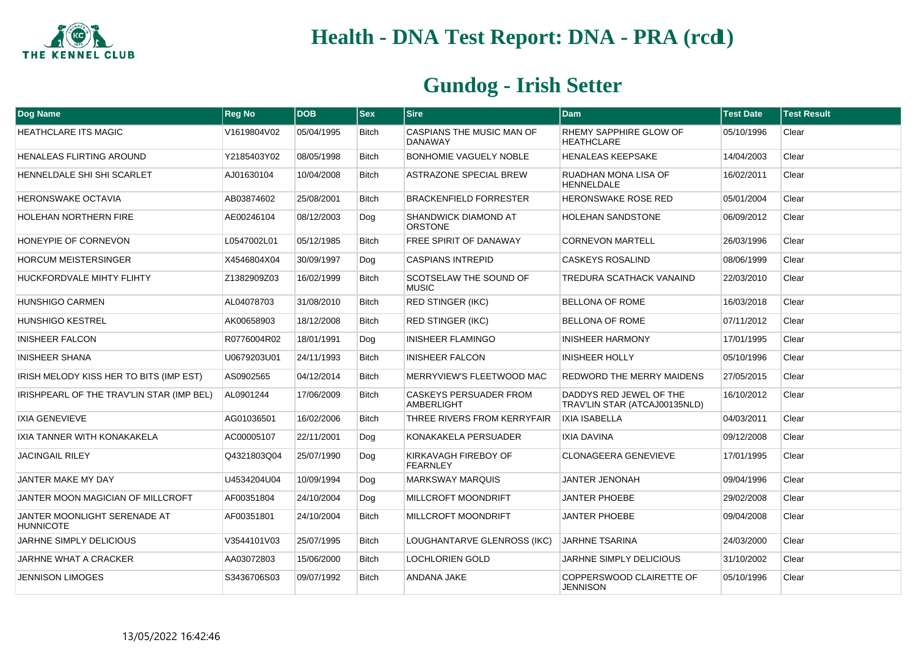# Health - DNA Test Report: DNA - PRA (rcd1)

## Gundog - Irish Setter

| Dog Name | Reg No | DOB | Sex | Sire | Dam | Test Date | Test Result |
|---|---|---|---|---|---|---|---|
| HEATHCLARE ITS MAGIC | V1619804V02 | 05/04/1995 | Bitch | CASPIANS THE MUSIC MAN OF DANAWAY | RHEMY SAPPHIRE GLOW OF HEATHCLARE | 05/10/1996 | Clear |
| HENALEAS FLIRTING AROUND | Y2185403Y02 | 08/05/1998 | Bitch | BONHOMIE VAGUELY NOBLE | HENALEAS KEEPSAKE | 14/04/2003 | Clear |
| HENNELDALE SHI SHI SCARLET | AJ01630104 | 10/04/2008 | Bitch | ASTRAZONE SPECIAL BREW | RUADHAN MONA LISA OF HENNELDALE | 16/02/2011 | Clear |
| HERONSWAKE OCTAVIA | AB03874602 | 25/08/2001 | Bitch | BRACKENFIELD FORRESTER | HERONSWAKE ROSE RED | 05/01/2004 | Clear |
| HOLEHAN NORTHERN FIRE | AE00246104 | 08/12/2003 | Dog | SHANDWICK DIAMOND AT ORSTONE | HOLEHAN SANDSTONE | 06/09/2012 | Clear |
| HONEYPIE OF CORNEVON | L0547002L01 | 05/12/1985 | Bitch | FREE SPIRIT OF DANAWAY | CORNEVON MARTELL | 26/03/1996 | Clear |
| HORCUM MEISTERSINGER | X4546804X04 | 30/09/1997 | Dog | CASPIANS INTREPID | CASKEYS ROSALIND | 08/06/1999 | Clear |
| HUCKFORDVALE MIHTY FLIHTY | Z1382909Z03 | 16/02/1999 | Bitch | SCOTSELAW THE SOUND OF MUSIC | TREDURA SCATHACK VANAIND | 22/03/2010 | Clear |
| HUNSHIGO CARMEN | AL04078703 | 31/08/2010 | Bitch | RED STINGER (IKC) | BELLONA OF ROME | 16/03/2018 | Clear |
| HUNSHIGO KESTREL | AK00658903 | 18/12/2008 | Bitch | RED STINGER (IKC) | BELLONA OF ROME | 07/11/2012 | Clear |
| INISHEER FALCON | R0776004R02 | 18/01/1991 | Dog | INISHEER FLAMINGO | INISHEER HARMONY | 17/01/1995 | Clear |
| INISHEER SHANA | U0679203U01 | 24/11/1993 | Bitch | INISHEER FALCON | INISHEER HOLLY | 05/10/1996 | Clear |
| IRISH MELODY KISS HER TO BITS (IMP EST) | AS0902565 | 04/12/2014 | Bitch | MERRYVIEW'S FLEETWOOD MAC | REDWORD THE MERRY MAIDENS | 27/05/2015 | Clear |
| IRISHPEARL OF THE TRAV'LIN STAR (IMP BEL) | AL0901244 | 17/06/2009 | Bitch | CASKEYS PERSUADER FROM AMBERLIGHT | DADDYS RED JEWEL OF THE TRAV'LIN STAR (ATCAJ00135NLD) | 16/10/2012 | Clear |
| IXIA GENEVIEVE | AG01036501 | 16/02/2006 | Bitch | THREE RIVERS FROM KERRYFAIR | IXIA ISABELLA | 04/03/2011 | Clear |
| IXIA TANNER WITH KONAKAKELA | AC00005107 | 22/11/2001 | Dog | KONAKAKELA PERSUADER | IXIA DAVINA | 09/12/2008 | Clear |
| JACINGAIL RILEY | Q4321803Q04 | 25/07/1990 | Dog | KIRKAVAGH FIREBOY OF FEARNLEY | CLONAGEERA GENEVIEVE | 17/01/1995 | Clear |
| JANTER MAKE MY DAY | U4534204U04 | 10/09/1994 | Dog | MARKSWAY MARQUIS | JANTER JENONAH | 09/04/1996 | Clear |
| JANTER MOON MAGICIAN OF MILLCROFT | AF00351804 | 24/10/2004 | Dog | MILLCROFT MOONDRIFT | JANTER PHOEBE | 29/02/2008 | Clear |
| JANTER MOONLIGHT SERENADE AT HUNNICOTE | AF00351801 | 24/10/2004 | Bitch | MILLCROFT MOONDRIFT | JANTER PHOEBE | 09/04/2008 | Clear |
| JARHNE SIMPLY DELICIOUS | V3544101V03 | 25/07/1995 | Bitch | LOUGHANTARVE GLENROSS (IKC) | JARHNE TSARINA | 24/03/2000 | Clear |
| JARHNE WHAT A CRACKER | AA03072803 | 15/06/2000 | Bitch | LOCHLORIEN GOLD | JARHNE SIMPLY DELICIOUS | 31/10/2002 | Clear |
| JENNISON LIMOGES | S3436706S03 | 09/07/1992 | Bitch | ANDANA JAKE | COPPERSWOOD CLAIRETTE OF JENNISON | 05/10/1996 | Clear |

13/05/2022 16:42:46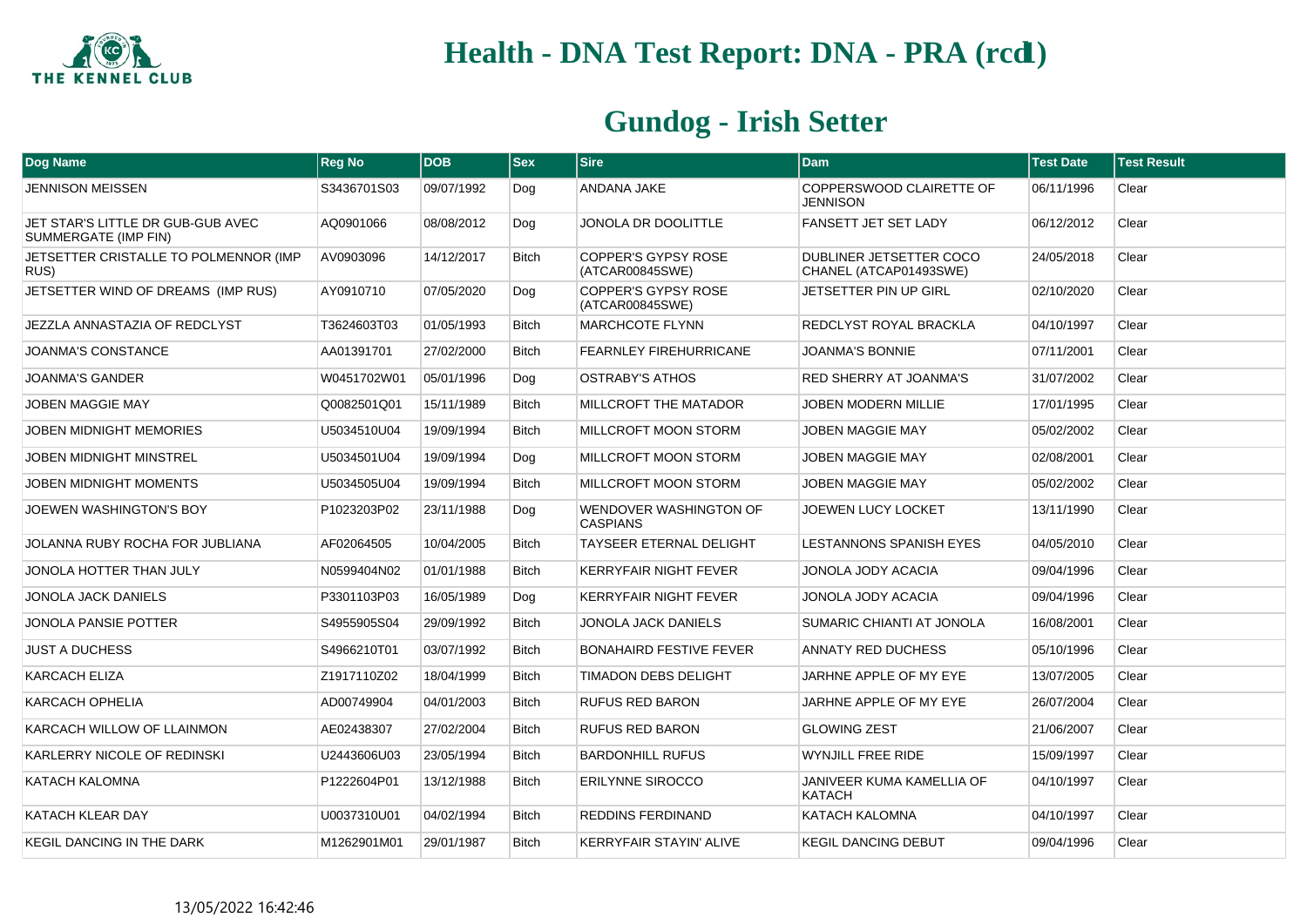# Health - DNA Test Report: DNA - PRA (rcd1)

## Gundog - Irish Setter

| Dog Name | Reg No | DOB | Sex | Sire | Dam | Test Date | Test Result |
|---|---|---|---|---|---|---|---|
| JENNISON MEISSEN | S3436701S03 | 09/07/1992 | Dog | ANDANA JAKE | COPPERSWOOD CLAIRETTE OF JENNISON | 06/11/1996 | Clear |
| JET STAR'S LITTLE DR GUB-GUB AVEC SUMMERGATE (IMP FIN) | AQ0901066 | 08/08/2012 | Dog | JONOLA DR DOOLITTLE | FANSETT JET SET LADY | 06/12/2012 | Clear |
| JETSETTER CRISTALLE TO POLMENNOR (IMP RUS) | AV0903096 | 14/12/2017 | Bitch | COPPER'S GYPSY ROSE (ATCAR00845SWE) | DUBLINER JETSETTER COCO CHANEL (ATCAP01493SWE) | 24/05/2018 | Clear |
| JETSETTER WIND OF DREAMS (IMP RUS) | AY0910710 | 07/05/2020 | Dog | COPPER'S GYPSY ROSE (ATCAR00845SWE) | JETSETTER PIN UP GIRL | 02/10/2020 | Clear |
| JEZZLA ANNASTAZIA OF REDCLYST | T3624603T03 | 01/05/1993 | Bitch | MARCHCOTE FLYNN | REDCLYST ROYAL BRACKLA | 04/10/1997 | Clear |
| JOANMA'S CONSTANCE | AA01391701 | 27/02/2000 | Bitch | FEARNLEY FIREHURRICANE | JOANMA'S BONNIE | 07/11/2001 | Clear |
| JOANMA'S GANDER | W0451702W01 | 05/01/1996 | Dog | OSTRABY'S ATHOS | RED SHERRY AT JOANMA'S | 31/07/2002 | Clear |
| JOBEN MAGGIE MAY | Q0082501Q01 | 15/11/1989 | Bitch | MILLCROFT THE MATADOR | JOBEN MODERN MILLIE | 17/01/1995 | Clear |
| JOBEN MIDNIGHT MEMORIES | U5034510U04 | 19/09/1994 | Bitch | MILLCROFT MOON STORM | JOBEN MAGGIE MAY | 05/02/2002 | Clear |
| JOBEN MIDNIGHT MINSTREL | U5034501U04 | 19/09/1994 | Dog | MILLCROFT MOON STORM | JOBEN MAGGIE MAY | 02/08/2001 | Clear |
| JOBEN MIDNIGHT MOMENTS | U5034505U04 | 19/09/1994 | Bitch | MILLCROFT MOON STORM | JOBEN MAGGIE MAY | 05/02/2002 | Clear |
| JOEWEN WASHINGTON'S BOY | P1023203P02 | 23/11/1988 | Dog | WENDOVER WASHINGTON OF CASPIANS | JOEWEN LUCY LOCKET | 13/11/1990 | Clear |
| JOLANNA RUBY ROCHA FOR JUBLIANA | AF02064505 | 10/04/2005 | Bitch | TAYSEER ETERNAL DELIGHT | LESTANNONS SPANISH EYES | 04/05/2010 | Clear |
| JONOLA HOTTER THAN JULY | N0599404N02 | 01/01/1988 | Bitch | KERRYFAIR NIGHT FEVER | JONOLA JODY ACACIA | 09/04/1996 | Clear |
| JONOLA JACK DANIELS | P3301103P03 | 16/05/1989 | Dog | KERRYFAIR NIGHT FEVER | JONOLA JODY ACACIA | 09/04/1996 | Clear |
| JONOLA PANSIE POTTER | S4955905S04 | 29/09/1992 | Bitch | JONOLA JACK DANIELS | SUMARIC CHIANTI AT JONOLA | 16/08/2001 | Clear |
| JUST A DUCHESS | S4966210T01 | 03/07/1992 | Bitch | BONAHAIRD FESTIVE FEVER | ANNATY RED DUCHESS | 05/10/1996 | Clear |
| KARCACH ELIZA | Z1917110Z02 | 18/04/1999 | Bitch | TIMADON DEBS DELIGHT | JARHNE APPLE OF MY EYE | 13/07/2005 | Clear |
| KARCACH OPHELIA | AD00749904 | 04/01/2003 | Bitch | RUFUS RED BARON | JARHNE APPLE OF MY EYE | 26/07/2004 | Clear |
| KARCACH WILLOW OF LLAINMON | AE02438307 | 27/02/2004 | Bitch | RUFUS RED BARON | GLOWING ZEST | 21/06/2007 | Clear |
| KARLERRY NICOLE OF REDINSKI | U2443606U03 | 23/05/1994 | Bitch | BARDONHILL RUFUS | WYNJILL FREE RIDE | 15/09/1997 | Clear |
| KATACH KALOMNA | P1222604P01 | 13/12/1988 | Bitch | ERILYNNE SIROCCO | JANIVEER KUMA KAMELLIA OF KATACH | 04/10/1997 | Clear |
| KATACH KLEAR DAY | U0037310U01 | 04/02/1994 | Bitch | REDDINS FERDINAND | KATACH KALOMNA | 04/10/1997 | Clear |
| KEGIL DANCING IN THE DARK | M1262901M01 | 29/01/1987 | Bitch | KERRYFAIR STAYIN' ALIVE | KEGIL DANCING DEBUT | 09/04/1996 | Clear |

13/05/2022 16:42:46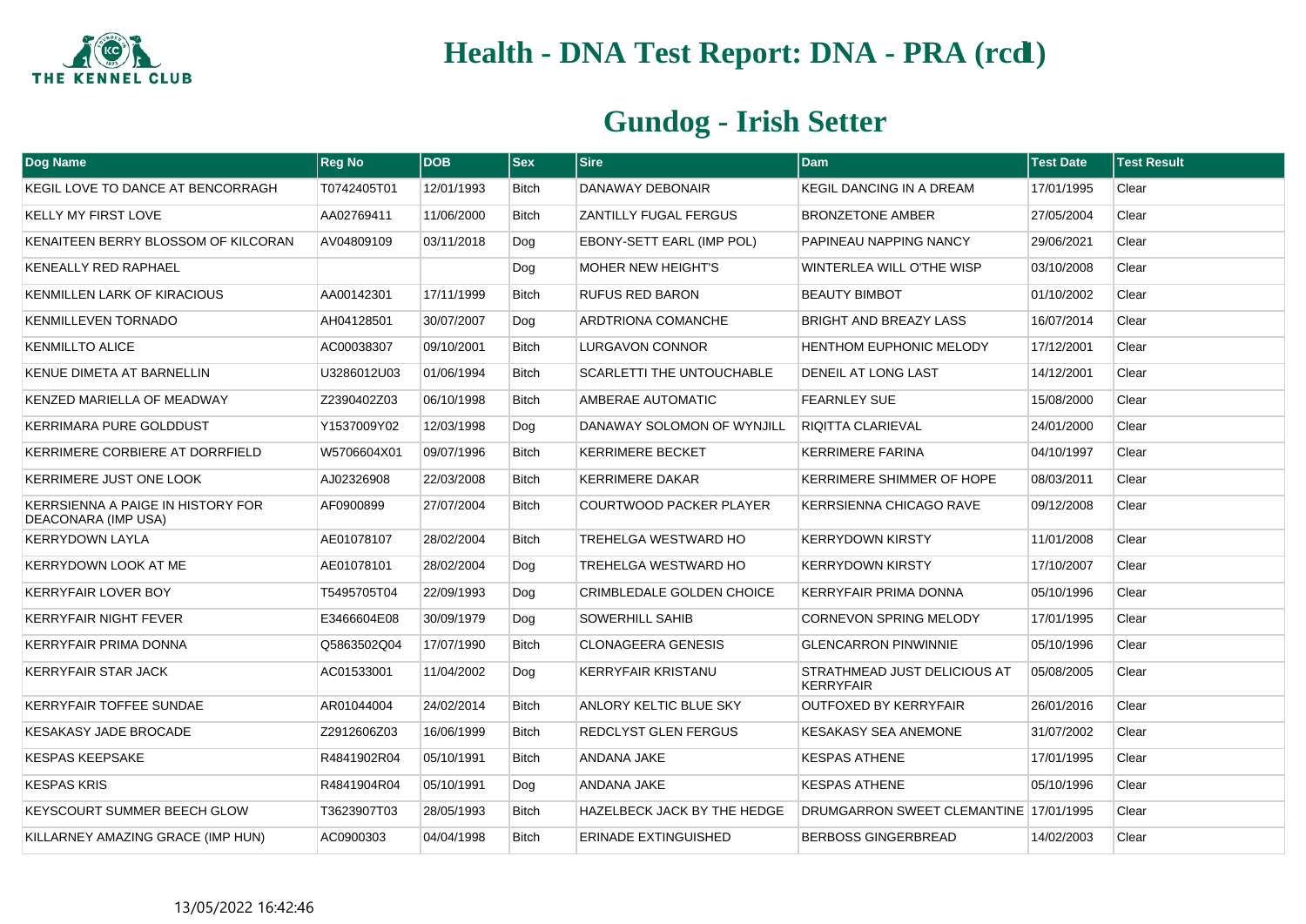# Health - DNA Test Report: DNA - PRA (rcd1)

## Gundog - Irish Setter

| Dog Name | Reg No | DOB | Sex | Sire | Dam | Test Date | Test Result |
|---|---|---|---|---|---|---|---|
| KEGIL LOVE TO DANCE AT BENCORRAGH | T0742405T01 | 12/01/1993 | Bitch | DANAWAY DEBONAIR | KEGIL DANCING IN A DREAM | 17/01/1995 | Clear |
| KELLY MY FIRST LOVE | AA02769411 | 11/06/2000 | Bitch | ZANTILLY FUGAL FERGUS | BRONZETONE AMBER | 27/05/2004 | Clear |
| KENAITEEN BERRY BLOSSOM OF KILCORAN | AV04809109 | 03/11/2018 | Dog | EBONY-SETT EARL (IMP POL) | PAPINEAU NAPPING NANCY | 29/06/2021 | Clear |
| KENEALLY RED RAPHAEL | | | Dog | MOHER NEW HEIGHT'S | WINTERLEA WILL O'THE WISP | 03/10/2008 | Clear |
| KENMILLEN LARK OF KIRACIOUS | AA00142301 | 17/11/1999 | Bitch | RUFUS RED BARON | BEAUTY BIMBOT | 01/10/2002 | Clear |
| KENMILLEVEN TORNADO | AH04128501 | 30/07/2007 | Dog | ARDTRIONA COMANCHE | BRIGHT AND BREAZY LASS | 16/07/2014 | Clear |
| KENMILLTO ALICE | AC00038307 | 09/10/2001 | Bitch | LURGAVON CONNOR | HENTHOM EUPHONIC MELODY | 17/12/2001 | Clear |
| KENUE DIMETA AT BARNELLIN | U3286012U03 | 01/06/1994 | Bitch | SCARLETTI THE UNTOUCHABLE | DENEIL AT LONG LAST | 14/12/2001 | Clear |
| KENZED MARIELLA OF MEADWAY | Z2390402Z03 | 06/10/1998 | Bitch | AMBERAE AUTOMATIC | FEARNLEY SUE | 15/08/2000 | Clear |
| KERRIMARA PURE GOLDDUST | Y1537009Y02 | 12/03/1998 | Dog | DANAWAY SOLOMON OF WYNJILL | RIQITTA CLARIEVAL | 24/01/2000 | Clear |
| KERRIMERE CORBIERE AT DORRFIELD | W5706604X01 | 09/07/1996 | Bitch | KERRIMERE BECKET | KERRIMERE FARINA | 04/10/1997 | Clear |
| KERRIMERE JUST ONE LOOK | AJ02326908 | 22/03/2008 | Bitch | KERRIMERE DAKAR | KERRIMERE SHIMMER OF HOPE | 08/03/2011 | Clear |
| KERRSIENNA A PAIGE IN HISTORY FOR DEACONARA (IMP USA) | AF0900899 | 27/07/2004 | Bitch | COURTWOOD PACKER PLAYER | KERRSIENNA CHICAGO RAVE | 09/12/2008 | Clear |
| KERRYDOWN LAYLA | AE01078107 | 28/02/2004 | Bitch | TREHELGA WESTWARD HO | KERRYDOWN KIRSTY | 11/01/2008 | Clear |
| KERRYDOWN LOOK AT ME | AE01078101 | 28/02/2004 | Dog | TREHELGA WESTWARD HO | KERRYDOWN KIRSTY | 17/10/2007 | Clear |
| KERRYFAIR LOVER BOY | T5495705T04 | 22/09/1993 | Dog | CRIMBLEDALE GOLDEN CHOICE | KERRYFAIR PRIMA DONNA | 05/10/1996 | Clear |
| KERRYFAIR NIGHT FEVER | E3466604E08 | 30/09/1979 | Dog | SOWERHILL SAHIB | CORNEVON SPRING MELODY | 17/01/1995 | Clear |
| KERRYFAIR PRIMA DONNA | Q5863502Q04 | 17/07/1990 | Bitch | CLONAGEERA GENESIS | GLENCARRON PINWINNIE | 05/10/1996 | Clear |
| KERRYFAIR STAR JACK | AC01533001 | 11/04/2002 | Dog | KERRYFAIR KRISTANU | STRATHMEAD JUST DELICIOUS AT KERRYFAIR | 05/08/2005 | Clear |
| KERRYFAIR TOFFEE SUNDAE | AR01044004 | 24/02/2014 | Bitch | ANLORY KELTIC BLUE SKY | OUTFOXED BY KERRYFAIR | 26/01/2016 | Clear |
| KESAKASY JADE BROCADE | Z2912606Z03 | 16/06/1999 | Bitch | REDCLYST GLEN FERGUS | KESAKASY SEA ANEMONE | 31/07/2002 | Clear |
| KESPAS KEEPSAKE | R4841902R04 | 05/10/1991 | Bitch | ANDANA JAKE | KESPAS ATHENE | 17/01/1995 | Clear |
| KESPAS KRIS | R4841904R04 | 05/10/1991 | Dog | ANDANA JAKE | KESPAS ATHENE | 05/10/1996 | Clear |
| KEYSCOURT SUMMER BEECH GLOW | T3623907T03 | 28/05/1993 | Bitch | HAZELBECK JACK BY THE HEDGE | DRUMGARRON SWEET CLEMANTINE | 17/01/1995 | Clear |
| KILLARNEY AMAZING GRACE (IMP HUN) | AC0900303 | 04/04/1998 | Bitch | ERINADE EXTINGUISHED | BERBOSS GINGERBREAD | 14/02/2003 | Clear |

13/05/2022 16:42:46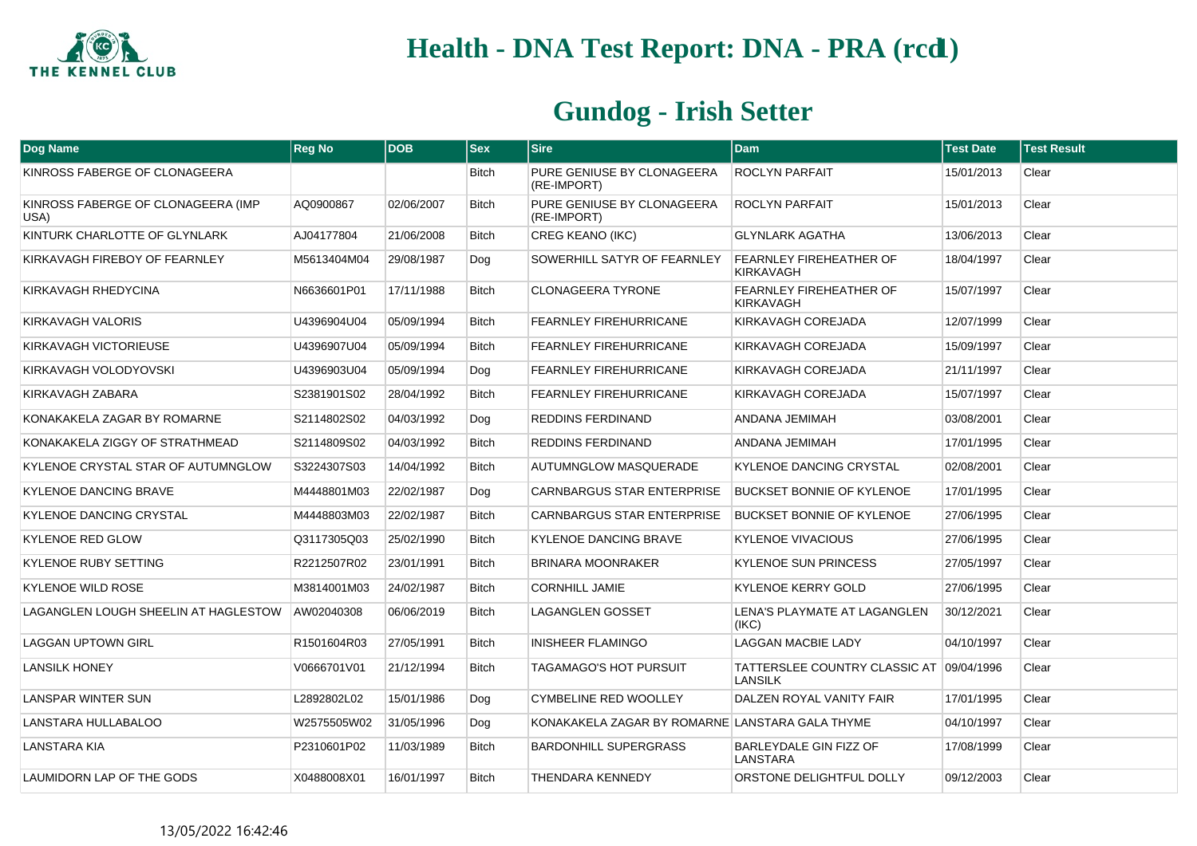# Health - DNA Test Report: DNA - PRA (rcd1)

## Gundog - Irish Setter

| Dog Name | Reg No | DOB | Sex | Sire | Dam | Test Date | Test Result |
|---|---|---|---|---|---|---|---|
| KINROSS FABERGE OF CLONAGEERA | | | Bitch | PURE GENIUSE BY CLONAGEERA (RE-IMPORT) | ROCLYN PARFAIT | 15/01/2013 | Clear |
| KINROSS FABERGE OF CLONAGEERA (IMP USA) | AQ0900867 | 02/06/2007 | Bitch | PURE GENIUSE BY CLONAGEERA (RE-IMPORT) | ROCLYN PARFAIT | 15/01/2013 | Clear |
| KINTURK CHARLOTTE OF GLYNLARK | AJ04177804 | 21/06/2008 | Bitch | CREG KEANO (IKC) | GLYNLARK AGATHA | 13/06/2013 | Clear |
| KIRKAVAGH FIREBOY OF FEARNLEY | M5613404M04 | 29/08/1987 | Dog | SOWERHILL SATYR OF FEARNLEY | FEARNLEY FIREHEATHER OF KIRKAVAGH | 18/04/1997 | Clear |
| KIRKAVAGH RHEDYCINA | N6636601P01 | 17/11/1988 | Bitch | CLONAGEERA TYRONE | FEARNLEY FIREHEATHER OF KIRKAVAGH | 15/07/1997 | Clear |
| KIRKAVAGH VALORIS | U4396904U04 | 05/09/1994 | Bitch | FEARNLEY FIREHURRICANE | KIRKAVAGH COREJADA | 12/07/1999 | Clear |
| KIRKAVAGH VICTORIEUSE | U4396907U04 | 05/09/1994 | Bitch | FEARNLEY FIREHURRICANE | KIRKAVAGH COREJADA | 15/09/1997 | Clear |
| KIRKAVAGH VOLODYOVSKI | U4396903U04 | 05/09/1994 | Dog | FEARNLEY FIREHURRICANE | KIRKAVAGH COREJADA | 21/11/1997 | Clear |
| KIRKAVAGH ZABARA | S2381901S02 | 28/04/1992 | Bitch | FEARNLEY FIREHURRICANE | KIRKAVAGH COREJADA | 15/07/1997 | Clear |
| KONAKAKELA ZAGAR BY ROMARNE | S2114802S02 | 04/03/1992 | Dog | REDDINS FERDINAND | ANDANA JEMIMAH | 03/08/2001 | Clear |
| KONAKAKELA ZIGGY OF STRATHMEAD | S2114809S02 | 04/03/1992 | Bitch | REDDINS FERDINAND | ANDANA JEMIMAH | 17/01/1995 | Clear |
| KYLENOE CRYSTAL STAR OF AUTUMNGLOW | S3224307S03 | 14/04/1992 | Bitch | AUTUMNGLOW MASQUERADE | KYLENOE DANCING CRYSTAL | 02/08/2001 | Clear |
| KYLENOE DANCING BRAVE | M4448801M03 | 22/02/1987 | Dog | CARNBARGUS STAR ENTERPRISE | BUCKSET BONNIE OF KYLENOE | 17/01/1995 | Clear |
| KYLENOE DANCING CRYSTAL | M4448803M03 | 22/02/1987 | Bitch | CARNBARGUS STAR ENTERPRISE | BUCKSET BONNIE OF KYLENOE | 27/06/1995 | Clear |
| KYLENOE RED GLOW | Q3117305Q03 | 25/02/1990 | Bitch | KYLENOE DANCING BRAVE | KYLENOE VIVACIOUS | 27/06/1995 | Clear |
| KYLENOE RUBY SETTING | R2212507R02 | 23/01/1991 | Bitch | BRINARA MOONRAKER | KYLENOE SUN PRINCESS | 27/05/1997 | Clear |
| KYLENOE WILD ROSE | M3814001M03 | 24/02/1987 | Bitch | CORNHILL JAMIE | KYLENOE KERRY GOLD | 27/06/1995 | Clear |
| LAGANGLEN LOUGH SHEELIN AT HAGLESTOW | AW02040308 | 06/06/2019 | Bitch | LAGANGLEN GOSSET | LENA'S PLAYMATE AT LAGANGLEN (IKC) | 30/12/2021 | Clear |
| LAGGAN UPTOWN GIRL | R1501604R03 | 27/05/1991 | Bitch | INISHEER FLAMINGO | LAGGAN MACBIE LADY | 04/10/1997 | Clear |
| LANSILK HONEY | V0666701V01 | 21/12/1994 | Bitch | TAGAMAGO'S HOT PURSUIT | TATTERSLEE COUNTRY CLASSIC AT LANSILK | 09/04/1996 | Clear |
| LANSPAR WINTER SUN | L2892802L02 | 15/01/1986 | Dog | CYMBELINE RED WOOLLEY | DALZEN ROYAL VANITY FAIR | 17/01/1995 | Clear |
| LANSTARA HULLABALOO | W2575505W02 | 31/05/1996 | Dog | KONAKAKELA ZAGAR BY ROMARNE | LANSTARA GALA THYME | 04/10/1997 | Clear |
| LANSTARA KIA | P2310601P02 | 11/03/1989 | Bitch | BARDONHILL SUPERGRASS | BARLEYDALE GIN FIZZ OF LANSTARA | 17/08/1999 | Clear |
| LAUMIDORN LAP OF THE GODS | X0488008X01 | 16/01/1997 | Bitch | THENDARA KENNEDY | ORSTONE DELIGHTFUL DOLLY | 09/12/2003 | Clear |

13/05/2022 16:42:46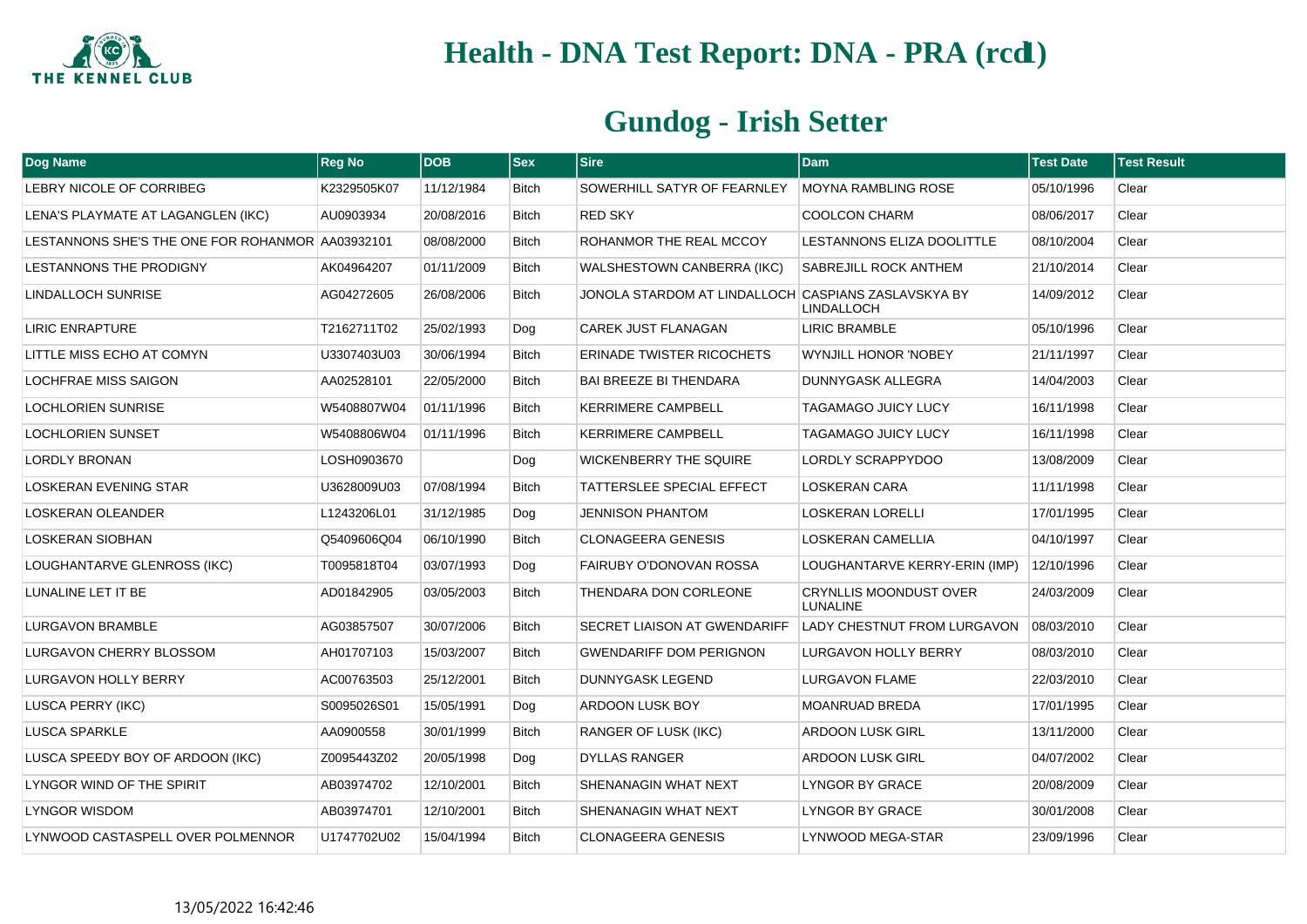# Health - DNA Test Report: DNA - PRA (rcd1)

## Gundog - Irish Setter

| Dog Name | Reg No | DOB | Sex | Sire | Dam | Test Date | Test Result |
|---|---|---|---|---|---|---|---|
| LEBRY NICOLE OF CORRIBEG | K2329505K07 | 11/12/1984 | Bitch | SOWERHILL SATYR OF FEARNLEY | MOYNA RAMBLING ROSE | 05/10/1996 | Clear |
| LENA'S PLAYMATE AT LAGANGLEN (IKC) | AU0903934 | 20/08/2016 | Bitch | RED SKY | COOLCON CHARM | 08/06/2017 | Clear |
| LESTANNONS SHE'S THE ONE FOR ROHANMOR | AA03932101 | 08/08/2000 | Bitch | ROHANMOR THE REAL MCCOY | LESTANNONS ELIZA DOOLITTLE | 08/10/2004 | Clear |
| LESTANNONS THE PRODIGNY | AK04964207 | 01/11/2009 | Bitch | WALSHESTOWN CANBERRA (IKC) | SABREJILL ROCK ANTHEM | 21/10/2014 | Clear |
| LINDALLOCH SUNRISE | AG04272605 | 26/08/2006 | Bitch | JONOLA STARDOM AT LINDALLOCH | CASPIANS ZASLAVSKYA BY LINDALLOCH | 14/09/2012 | Clear |
| LIRIC ENRAPTURE | T2162711T02 | 25/02/1993 | Dog | CAREK JUST FLANAGAN | LIRIC BRAMBLE | 05/10/1996 | Clear |
| LITTLE MISS ECHO AT COMYN | U3307403U03 | 30/06/1994 | Bitch | ERINADE TWISTER RICOCHETS | WYNJILL HONOR 'NOBEY | 21/11/1997 | Clear |
| LOCHFRAE MISS SAIGON | AA02528101 | 22/05/2000 | Bitch | BAI BREEZE BI THENDARA | DUNNYGASK ALLEGRA | 14/04/2003 | Clear |
| LOCHLORIEN SUNRISE | W5408807W04 | 01/11/1996 | Bitch | KERRIMERE CAMPBELL | TAGAMAGO JUICY LUCY | 16/11/1998 | Clear |
| LOCHLORIEN SUNSET | W5408806W04 | 01/11/1996 | Bitch | KERRIMERE CAMPBELL | TAGAMAGO JUICY LUCY | 16/11/1998 | Clear |
| LORDLY BRONAN | LOSH0903670 | | Dog | WICKENBERRY THE SQUIRE | LORDLY SCRAPPYDOO | 13/08/2009 | Clear |
| LOSKERAN EVENING STAR | U3628009U03 | 07/08/1994 | Bitch | TATTERSLEE SPECIAL EFFECT | LOSKERAN CARA | 11/11/1998 | Clear |
| LOSKERAN OLEANDER | L1243206L01 | 31/12/1985 | Dog | JENNISON PHANTOM | LOSKERAN LORELLI | 17/01/1995 | Clear |
| LOSKERAN SIOBHAN | Q5409606Q04 | 06/10/1990 | Bitch | CLONAGEERA GENESIS | LOSKERAN CAMELLIA | 04/10/1997 | Clear |
| LOUGHANTARVE GLENROSS (IKC) | T0095818T04 | 03/07/1993 | Dog | FAIRUBY O'DONOVAN ROSSA | LOUGHANTARVE KERRY-ERIN (IMP) | 12/10/1996 | Clear |
| LUNALINE LET IT BE | AD01842905 | 03/05/2003 | Bitch | THENDARA DON CORLEONE | CRYNLLIS MOONDUST OVER LUNALINE | 24/03/2009 | Clear |
| LURGAVON BRAMBLE | AG03857507 | 30/07/2006 | Bitch | SECRET LIAISON AT GWENDARIFF | LADY CHESTNUT FROM LURGAVON | 08/03/2010 | Clear |
| LURGAVON CHERRY BLOSSOM | AH01707103 | 15/03/2007 | Bitch | GWENDARIFF DOM PERIGNON | LURGAVON HOLLY BERRY | 08/03/2010 | Clear |
| LURGAVON HOLLY BERRY | AC00763503 | 25/12/2001 | Bitch | DUNNYGASK LEGEND | LURGAVON FLAME | 22/03/2010 | Clear |
| LUSCA PERRY (IKC) | S0095026S01 | 15/05/1991 | Dog | ARDOON LUSK BOY | MOANRUAD BREDA | 17/01/1995 | Clear |
| LUSCA SPARKLE | AA0900558 | 30/01/1999 | Bitch | RANGER OF LUSK (IKC) | ARDOON LUSK GIRL | 13/11/2000 | Clear |
| LUSCA SPEEDY BOY OF ARDOON (IKC) | Z0095443Z02 | 20/05/1998 | Dog | DYLLAS RANGER | ARDOON LUSK GIRL | 04/07/2002 | Clear |
| LYNGOR WIND OF THE SPIRIT | AB03974702 | 12/10/2001 | Bitch | SHENANAGIN WHAT NEXT | LYNGOR BY GRACE | 20/08/2009 | Clear |
| LYNGOR WISDOM | AB03974701 | 12/10/2001 | Bitch | SHENANAGIN WHAT NEXT | LYNGOR BY GRACE | 30/01/2008 | Clear |
| LYNWOOD CASTASPELL OVER POLMENNOR | U1747702U02 | 15/04/1994 | Bitch | CLONAGEERA GENESIS | LYNWOOD MEGA-STAR | 23/09/1996 | Clear |

13/05/2022 16:42:46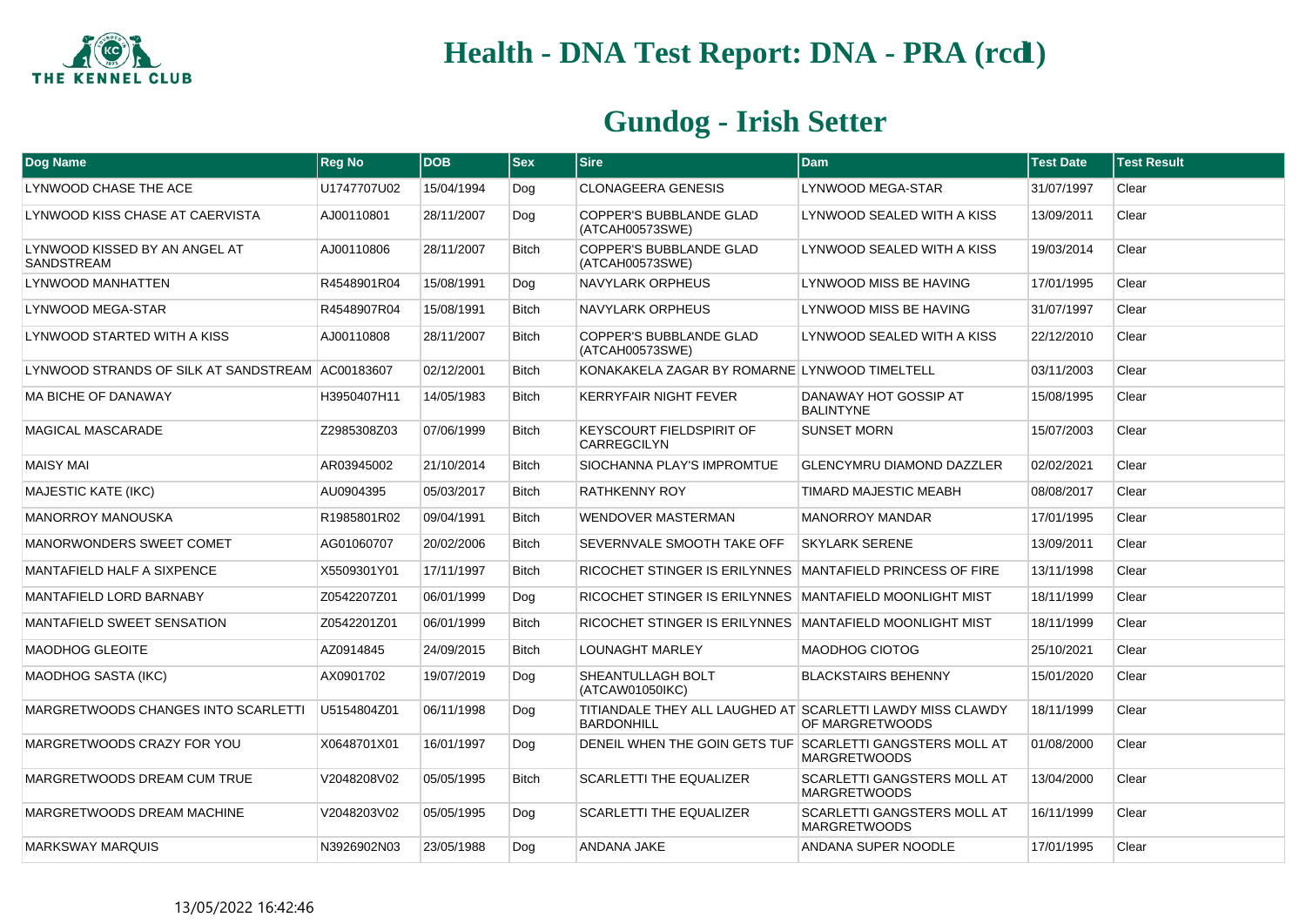# Health - DNA Test Report: DNA - PRA (rcd1)

## Gundog - Irish Setter

| Dog Name | Reg No | DOB | Sex | Sire | Dam | Test Date | Test Result |
|---|---|---|---|---|---|---|---|
| LYNWOOD CHASE THE ACE | U1747707U02 | 15/04/1994 | Dog | CLONAGEERA GENESIS | LYNWOOD MEGA-STAR | 31/07/1997 | Clear |
| LYNWOOD KISS CHASE AT CAERVISTA | AJ00110801 | 28/11/2007 | Dog | COPPER'S BUBBLANDE GLAD (ATCAH00573SWE) | LYNWOOD SEALED WITH A KISS | 13/09/2011 | Clear |
| LYNWOOD KISSED BY AN ANGEL AT SANDSTREAM | AJ00110806 | 28/11/2007 | Bitch | COPPER'S BUBBLANDE GLAD (ATCAH00573SWE) | LYNWOOD SEALED WITH A KISS | 19/03/2014 | Clear |
| LYNWOOD MANHATTEN | R4548901R04 | 15/08/1991 | Dog | NAVYLARK ORPHEUS | LYNWOOD MISS BE HAVING | 17/01/1995 | Clear |
| LYNWOOD MEGA-STAR | R4548907R04 | 15/08/1991 | Bitch | NAVYLARK ORPHEUS | LYNWOOD MISS BE HAVING | 31/07/1997 | Clear |
| LYNWOOD STARTED WITH A KISS | AJ00110808 | 28/11/2007 | Bitch | COPPER'S BUBBLANDE GLAD (ATCAH00573SWE) | LYNWOOD SEALED WITH A KISS | 22/12/2010 | Clear |
| LYNWOOD STRANDS OF SILK AT SANDSTREAM | AC00183607 | 02/12/2001 | Bitch | KONAKAKELA ZAGAR BY ROMARNE | LYNWOOD TIMELTELL | 03/11/2003 | Clear |
| MA BICHE OF DANAWAY | H3950407H11 | 14/05/1983 | Bitch | KERRYFAIR NIGHT FEVER | DANAWAY HOT GOSSIP AT BALINTYNE | 15/08/1995 | Clear |
| MAGICAL MASCARADE | Z2985308Z03 | 07/06/1999 | Bitch | KEYSCOURT FIELDSPIRIT OF CARREGCILYN | SUNSET MORN | 15/07/2003 | Clear |
| MAISY MAI | AR03945002 | 21/10/2014 | Bitch | SIOCHANNA PLAY'S IMPROMTUE | GLENCYMRU DIAMOND DAZZLER | 02/02/2021 | Clear |
| MAJESTIC KATE (IKC) | AU0904395 | 05/03/2017 | Bitch | RATHKENNY ROY | TIMARD MAJESTIC MEABH | 08/08/2017 | Clear |
| MANORROY MANOUSKA | R1985801R02 | 09/04/1991 | Bitch | WENDOVER MASTERMAN | MANORROY MANDAR | 17/01/1995 | Clear |
| MANORWONDERS SWEET COMET | AG01060707 | 20/02/2006 | Bitch | SEVERNVALE SMOOTH TAKE OFF | SKYLARK SERENE | 13/09/2011 | Clear |
| MANTAFIELD HALF A SIXPENCE | X5509301Y01 | 17/11/1997 | Bitch | RICOCHET STINGER IS ERILYNNES | MANTAFIELD PRINCESS OF FIRE | 13/11/1998 | Clear |
| MANTAFIELD LORD BARNABY | Z0542207Z01 | 06/01/1999 | Dog | RICOCHET STINGER IS ERILYNNES | MANTAFIELD MOONLIGHT MIST | 18/11/1999 | Clear |
| MANTAFIELD SWEET SENSATION | Z0542201Z01 | 06/01/1999 | Bitch | RICOCHET STINGER IS ERILYNNES | MANTAFIELD MOONLIGHT MIST | 18/11/1999 | Clear |
| MAODHOG GLEOITE | AZ0914845 | 24/09/2015 | Bitch | LOUNAGHT MARLEY | MAODHOG CIOTOG | 25/10/2021 | Clear |
| MAODHOG SASTA (IKC) | AX0901702 | 19/07/2019 | Dog | SHEANTULLAGH BOLT (ATCAW01050IKC) | BLACKSTAIRS BEHENNY | 15/01/2020 | Clear |
| MARGRETWOODS CHANGES INTO SCARLETTI | U5154804Z01 | 06/11/1998 | Dog | TITIANDALE THEY ALL LAUGHED AT BARDONHILL | SCARLETTI LAWDY MISS CLAWDY OF MARGRETWOODS | 18/11/1999 | Clear |
| MARGRETWOODS CRAZY FOR YOU | X0648701X01 | 16/01/1997 | Dog | DENEIL WHEN THE GOIN GETS TUF | SCARLETTI GANGSTERS MOLL AT MARGRETWOODS | 01/08/2000 | Clear |
| MARGRETWOODS DREAM CUM TRUE | V2048208V02 | 05/05/1995 | Bitch | SCARLETTI THE EQUALIZER | SCARLETTI GANGSTERS MOLL AT MARGRETWOODS | 13/04/2000 | Clear |
| MARGRETWOODS DREAM MACHINE | V2048203V02 | 05/05/1995 | Dog | SCARLETTI THE EQUALIZER | SCARLETTI GANGSTERS MOLL AT MARGRETWOODS | 16/11/1999 | Clear |
| MARKSWAY MARQUIS | N3926902N03 | 23/05/1988 | Dog | ANDANA JAKE | ANDANA SUPER NOODLE | 17/01/1995 | Clear |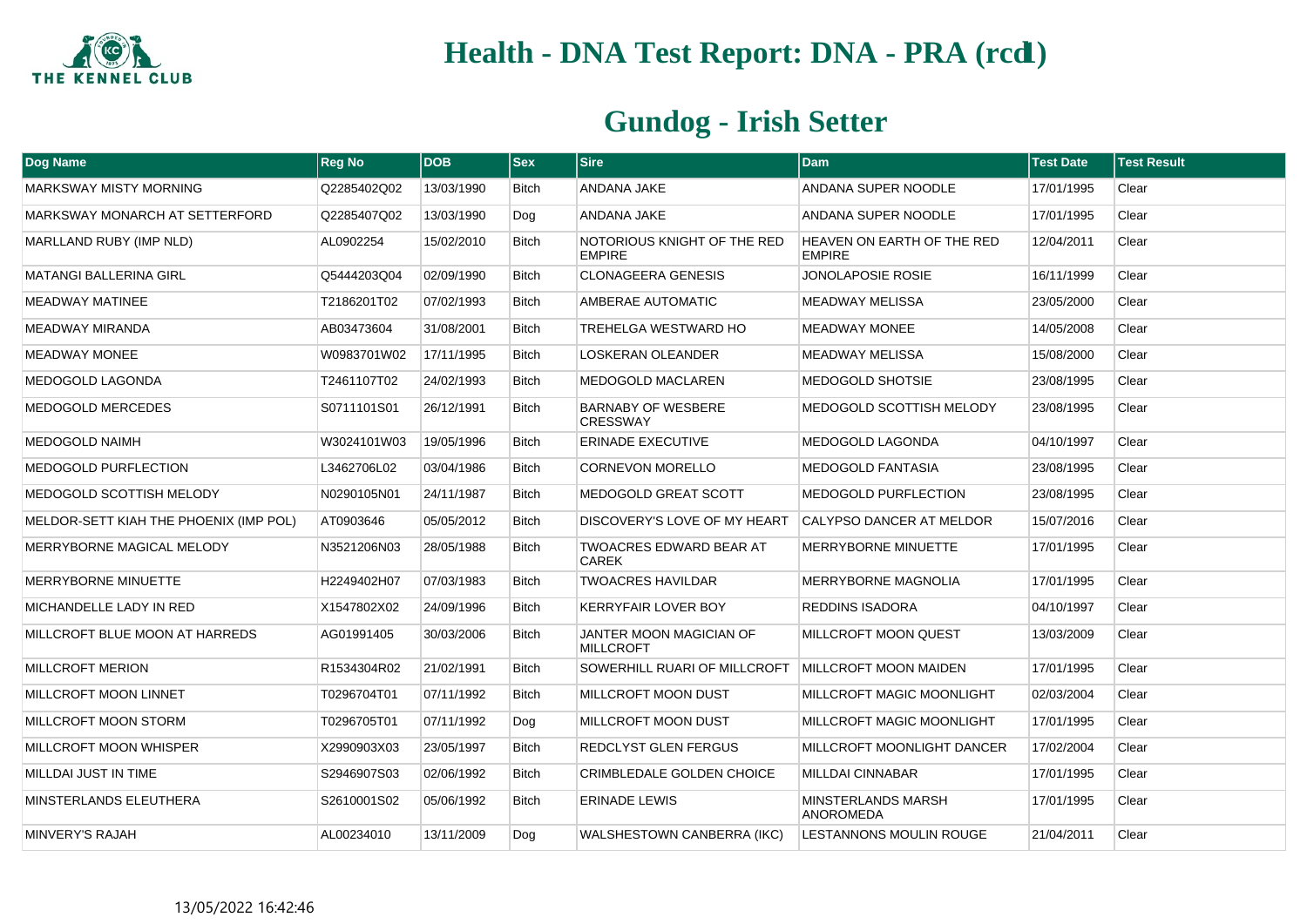# Health - DNA Test Report: DNA - PRA (rcd1)

## Gundog - Irish Setter

| Dog Name | Reg No | DOB | Sex | Sire | Dam | Test Date | Test Result |
|---|---|---|---|---|---|---|---|
| MARKSWAY MISTY MORNING | Q2285402Q02 | 13/03/1990 | Bitch | ANDANA JAKE | ANDANA SUPER NOODLE | 17/01/1995 | Clear |
| MARKSWAY MONARCH AT SETTERFORD | Q2285407Q02 | 13/03/1990 | Dog | ANDANA JAKE | ANDANA SUPER NOODLE | 17/01/1995 | Clear |
| MARLLAND RUBY (IMP NLD) | AL0902254 | 15/02/2010 | Bitch | NOTORIOUS KNIGHT OF THE RED EMPIRE | HEAVEN ON EARTH OF THE RED EMPIRE | 12/04/2011 | Clear |
| MATANGI BALLERINA GIRL | Q5444203Q04 | 02/09/1990 | Bitch | CLONAGEERA GENESIS | JONOLAPOSIE ROSIE | 16/11/1999 | Clear |
| MEADWAY MATINEE | T2186201T02 | 07/02/1993 | Bitch | AMBERAE AUTOMATIC | MEADWAY MELISSA | 23/05/2000 | Clear |
| MEADWAY MIRANDA | AB03473604 | 31/08/2001 | Bitch | TREHELGA WESTWARD HO | MEADWAY MONEE | 14/05/2008 | Clear |
| MEADWAY MONEE | W0983701W02 | 17/11/1995 | Bitch | LOSKERAN OLEANDER | MEADWAY MELISSA | 15/08/2000 | Clear |
| MEDOGOLD LAGONDA | T2461107T02 | 24/02/1993 | Bitch | MEDOGOLD MACLAREN | MEDOGOLD SHOTSIE | 23/08/1995 | Clear |
| MEDOGOLD MERCEDES | S0711101S01 | 26/12/1991 | Bitch | BARNABY OF WESBERE CRESSWAY | MEDOGOLD SCOTTISH MELODY | 23/08/1995 | Clear |
| MEDOGOLD NAIMH | W3024101W03 | 19/05/1996 | Bitch | ERINADE EXECUTIVE | MEDOGOLD LAGONDA | 04/10/1997 | Clear |
| MEDOGOLD PURFLECTION | L3462706L02 | 03/04/1986 | Bitch | CORNEVON MORELLO | MEDOGOLD FANTASIA | 23/08/1995 | Clear |
| MEDOGOLD SCOTTISH MELODY | N0290105N01 | 24/11/1987 | Bitch | MEDOGOLD GREAT SCOTT | MEDOGOLD PURFLECTION | 23/08/1995 | Clear |
| MELDOR-SETT KIAH THE PHOENIX (IMP POL) | AT0903646 | 05/05/2012 | Bitch | DISCOVERY'S LOVE OF MY HEART | CALYPSO DANCER AT MELDOR | 15/07/2016 | Clear |
| MERRYBORNE MAGICAL MELODY | N3521206N03 | 28/05/1988 | Bitch | TWOACRES EDWARD BEAR AT CAREK | MERRYBORNE MINUETTE | 17/01/1995 | Clear |
| MERRYBORNE MINUETTE | H2249402H07 | 07/03/1983 | Bitch | TWOACRES HAVILDAR | MERRYBORNE MAGNOLIA | 17/01/1995 | Clear |
| MICHANDELLE LADY IN RED | X1547802X02 | 24/09/1996 | Bitch | KERRYFAIR LOVER BOY | REDDINS ISADORA | 04/10/1997 | Clear |
| MILLCROFT BLUE MOON AT HARREDS | AG01991405 | 30/03/2006 | Bitch | JANTER MOON MAGICIAN OF MILLCROFT | MILLCROFT MOON QUEST | 13/03/2009 | Clear |
| MILLCROFT MERION | R1534304R02 | 21/02/1991 | Bitch | SOWERHILL RUARI OF MILLCROFT | MILLCROFT MOON MAIDEN | 17/01/1995 | Clear |
| MILLCROFT MOON LINNET | T0296704T01 | 07/11/1992 | Bitch | MILLCROFT MOON DUST | MILLCROFT MAGIC MOONLIGHT | 02/03/2004 | Clear |
| MILLCROFT MOON STORM | T0296705T01 | 07/11/1992 | Dog | MILLCROFT MOON DUST | MILLCROFT MAGIC MOONLIGHT | 17/01/1995 | Clear |
| MILLCROFT MOON WHISPER | X2990903X03 | 23/05/1997 | Bitch | REDCLYST GLEN FERGUS | MILLCROFT MOONLIGHT DANCER | 17/02/2004 | Clear |
| MILLDAI JUST IN TIME | S2946907S03 | 02/06/1992 | Bitch | CRIMBLEDALE GOLDEN CHOICE | MILLDAI CINNABAR | 17/01/1995 | Clear |
| MINSTERLANDS ELEUTHERA | S2610001S02 | 05/06/1992 | Bitch | ERINADE LEWIS | MINSTERLANDS MARSH ANOROMEDA | 17/01/1995 | Clear |
| MINVERY'S RAJAH | AL00234010 | 13/11/2009 | Dog | WALSHESTOWN CANBERRA (IKC) | LESTANNONS MOULIN ROUGE | 21/04/2011 | Clear |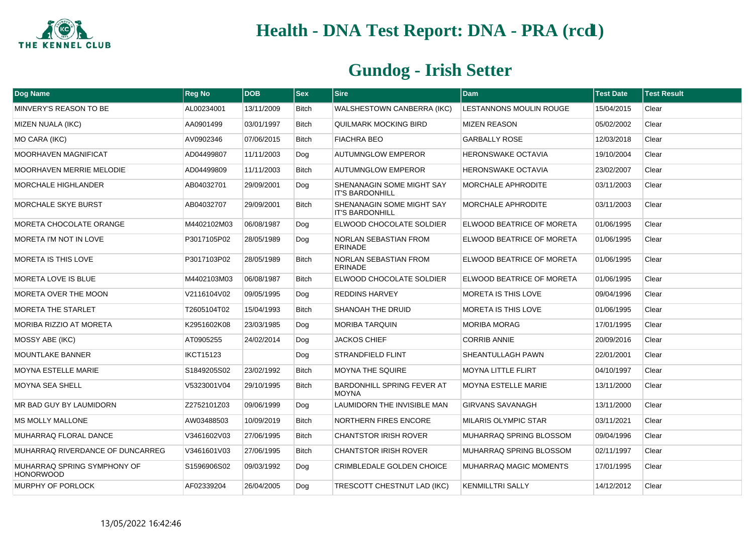# Health - DNA Test Report: DNA - PRA (rcd1)

## Gundog - Irish Setter

| Dog Name | Reg No | DOB | Sex | Sire | Dam | Test Date | Test Result |
|---|---|---|---|---|---|---|---|
| MINVERY'S REASON TO BE | AL00234001 | 13/11/2009 | Bitch | WALSHESTOWN CANBERRA (IKC) | LESTANNONS MOULIN ROUGE | 15/04/2015 | Clear |
| MIZEN NUALA (IKC) | AA0901499 | 03/01/1997 | Bitch | QUILMARK MOCKING BIRD | MIZEN REASON | 05/02/2002 | Clear |
| MO CARA (IKC) | AV0902346 | 07/06/2015 | Bitch | FIACHRA BEO | GARBALLY ROSE | 12/03/2018 | Clear |
| MOORHAVEN MAGNIFICAT | AD04499807 | 11/11/2003 | Dog | AUTUMNGLOW EMPEROR | HERONSWAKE OCTAVIA | 19/10/2004 | Clear |
| MOORHAVEN MERRIE MELODIE | AD04499809 | 11/11/2003 | Bitch | AUTUMNGLOW EMPEROR | HERONSWAKE OCTAVIA | 23/02/2007 | Clear |
| MORCHALE HIGHLANDER | AB04032701 | 29/09/2001 | Dog | SHENANAGIN SOME MIGHT SAY IT'S BARDONHILL | MORCHALE APHRODITE | 03/11/2003 | Clear |
| MORCHALE SKYE BURST | AB04032707 | 29/09/2001 | Bitch | SHENANAGIN SOME MIGHT SAY IT'S BARDONHILL | MORCHALE APHRODITE | 03/11/2003 | Clear |
| MORETA CHOCOLATE ORANGE | M4402102M03 | 06/08/1987 | Dog | ELWOOD CHOCOLATE SOLDIER | ELWOOD BEATRICE OF MORETA | 01/06/1995 | Clear |
| MORETA I'M NOT IN LOVE | P3017105P02 | 28/05/1989 | Dog | NORLAN SEBASTIAN FROM ERINADE | ELWOOD BEATRICE OF MORETA | 01/06/1995 | Clear |
| MORETA IS THIS LOVE | P3017103P02 | 28/05/1989 | Bitch | NORLAN SEBASTIAN FROM ERINADE | ELWOOD BEATRICE OF MORETA | 01/06/1995 | Clear |
| MORETA LOVE IS BLUE | M4402103M03 | 06/08/1987 | Bitch | ELWOOD CHOCOLATE SOLDIER | ELWOOD BEATRICE OF MORETA | 01/06/1995 | Clear |
| MORETA OVER THE MOON | V2116104V02 | 09/05/1995 | Dog | REDDINS HARVEY | MORETA IS THIS LOVE | 09/04/1996 | Clear |
| MORETA THE STARLET | T2605104T02 | 15/04/1993 | Bitch | SHANOAH THE DRUID | MORETA IS THIS LOVE | 01/06/1995 | Clear |
| MORIBA RIZZIO AT MORETA | K2951602K08 | 23/03/1985 | Dog | MORIBA TARQUIN | MORIBA MORAG | 17/01/1995 | Clear |
| MOSSY ABE (IKC) | AT0905255 | 24/02/2014 | Dog | JACKOS CHIEF | CORRIB ANNIE | 20/09/2016 | Clear |
| MOUNTLAKE BANNER | IKCT15123 | | Dog | STRANDFIELD FLINT | SHEANTULLAGH PAWN | 22/01/2001 | Clear |
| MOYNA ESTELLE MARIE | S1849205S02 | 23/02/1992 | Bitch | MOYNA THE SQUIRE | MOYNA LITTLE FLIRT | 04/10/1997 | Clear |
| MOYNA SEA SHELL | V5323001V04 | 29/10/1995 | Bitch | BARDONHILL SPRING FEVER AT MOYNA | MOYNA ESTELLE MARIE | 13/11/2000 | Clear |
| MR BAD GUY BY LAUMIDORN | Z2752101Z03 | 09/06/1999 | Dog | LAUMIDORN THE INVISIBLE MAN | GIRVANS SAVANAGH | 13/11/2000 | Clear |
| MS MOLLY MALLONE | AW03488503 | 10/09/2019 | Bitch | NORTHERN FIRES ENCORE | MILARIS OLYMPIC STAR | 03/11/2021 | Clear |
| MUHARRAQ FLORAL DANCE | V3461602V03 | 27/06/1995 | Bitch | CHANTSTOR IRISH ROVER | MUHARRAQ SPRING BLOSSOM | 09/04/1996 | Clear |
| MUHARRAQ RIVERDANCE OF DUNCARREG | V3461601V03 | 27/06/1995 | Bitch | CHANTSTOR IRISH ROVER | MUHARRAQ SPRING BLOSSOM | 02/11/1997 | Clear |
| MUHARRAQ SPRING SYMPHONY OF HONORWOOD | S1596906S02 | 09/03/1992 | Dog | CRIMBLEDALE GOLDEN CHOICE | MUHARRAQ MAGIC MOMENTS | 17/01/1995 | Clear |
| MURPHY OF PORLOCK | AF02339204 | 26/04/2005 | Dog | TRESCOTT CHESTNUT LAD (IKC) | KENMILLTRI SALLY | 14/12/2012 | Clear |

13/05/2022 16:42:46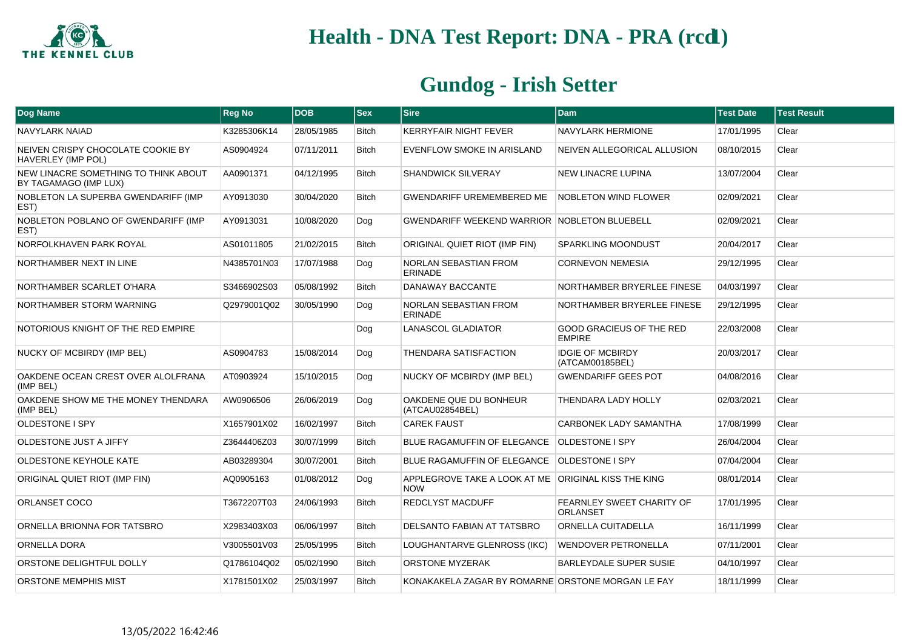# Health - DNA Test Report: DNA - PRA (rcd1)

## Gundog - Irish Setter

| Dog Name | Reg No | DOB | Sex | Sire | Dam | Test Date | Test Result |
|---|---|---|---|---|---|---|---|
| NAVYLARK NAIAD | K3285306K14 | 28/05/1985 | Bitch | KERRYFAIR NIGHT FEVER | NAVYLARK HERMIONE | 17/01/1995 | Clear |
| NEIVEN CRISPY CHOCOLATE COOKIE BY HAVERLEY (IMP POL) | AS0904924 | 07/11/2011 | Bitch | EVENFLOW SMOKE IN ARISLAND | NEIVEN ALLEGORICAL ALLUSION | 08/10/2015 | Clear |
| NEW LINACRE SOMETHING TO THINK ABOUT BY TAGAMAGO (IMP LUX) | AA0901371 | 04/12/1995 | Bitch | SHANDWICK SILVERAY | NEW LINACRE LUPINA | 13/07/2004 | Clear |
| NOBLETON LA SUPERBA GWENDARIFF (IMP EST) | AY0913030 | 30/04/2020 | Bitch | GWENDARIFF UREMEMBERED ME | NOBLETON WIND FLOWER | 02/09/2021 | Clear |
| NOBLETON POBLANO OF GWENDARIFF (IMP EST) | AY0913031 | 10/08/2020 | Dog | GWENDARIFF WEEKEND WARRIOR | NOBLETON BLUEBELL | 02/09/2021 | Clear |
| NORFOLKHAVEN PARK ROYAL | AS01011805 | 21/02/2015 | Bitch | ORIGINAL QUIET RIOT (IMP FIN) | SPARKLING MOONDUST | 20/04/2017 | Clear |
| NORTHAMBER NEXT IN LINE | N4385701N03 | 17/07/1988 | Dog | NORLAN SEBASTIAN FROM ERINADE | CORNEVON NEMESIA | 29/12/1995 | Clear |
| NORTHAMBER SCARLET O'HARA | S3466902S03 | 05/08/1992 | Bitch | DANAWAY BACCANTE | NORTHAMBER BRYERLEE FINESE | 04/03/1997 | Clear |
| NORTHAMBER STORM WARNING | Q2979001Q02 | 30/05/1990 | Dog | NORLAN SEBASTIAN FROM ERINADE | NORTHAMBER BRYERLEE FINESE | 29/12/1995 | Clear |
| NOTORIOUS KNIGHT OF THE RED EMPIRE | | | Dog | LANASCOL GLADIATOR | GOOD GRACIEUS OF THE RED EMPIRE | 22/03/2008 | Clear |
| NUCKY OF MCBIRDY (IMP BEL) | AS0904783 | 15/08/2014 | Dog | THENDARA SATISFACTION | IDGIE OF MCBIRDY (ATCAM00185BEL) | 20/03/2017 | Clear |
| OAKDENE OCEAN CREST OVER ALOLFRANA (IMP BEL) | AT0903924 | 15/10/2015 | Dog | NUCKY OF MCBIRDY (IMP BEL) | GWENDARIFF GEES POT | 04/08/2016 | Clear |
| OAKDENE SHOW ME THE MONEY THENDARA (IMP BEL) | AW0906506 | 26/06/2019 | Dog | OAKDENE QUE DU BONHEUR (ATCAU02854BEL) | THENDARA LADY HOLLY | 02/03/2021 | Clear |
| OLDESTONE I SPY | X1657901X02 | 16/02/1997 | Bitch | CAREK FAUST | CARBONEK LADY SAMANTHA | 17/08/1999 | Clear |
| OLDESTONE JUST A JIFFY | Z3644406Z03 | 30/07/1999 | Bitch | BLUE RAGAMUFFIN OF ELEGANCE | OLDESTONE I SPY | 26/04/2004 | Clear |
| OLDESTONE KEYHOLE KATE | AB03289304 | 30/07/2001 | Bitch | BLUE RAGAMUFFIN OF ELEGANCE | OLDESTONE I SPY | 07/04/2004 | Clear |
| ORIGINAL QUIET RIOT (IMP FIN) | AQ0905163 | 01/08/2012 | Dog | APPLEGROVE TAKE A LOOK AT ME NOW | ORIGINAL KISS THE KING | 08/01/2014 | Clear |
| ORLANSET COCO | T3672207T03 | 24/06/1993 | Bitch | REDCLYST MACDUFF | FEARNLEY SWEET CHARITY OF ORLANSET | 17/01/1995 | Clear |
| ORNELLA BRIONNA FOR TATSBRO | X2983403X03 | 06/06/1997 | Bitch | DELSANTO FABIAN AT TATSBRO | ORNELLA CUITADELLA | 16/11/1999 | Clear |
| ORNELLA DORA | V3005501V03 | 25/05/1995 | Bitch | LOUGHANTARVE GLENROSS (IKC) | WENDOVER PETRONELLA | 07/11/2001 | Clear |
| ORSTONE DELIGHTFUL DOLLY | Q1786104Q02 | 05/02/1990 | Bitch | ORSTONE MYZERAK | BARLEYDALE SUPER SUSIE | 04/10/1997 | Clear |
| ORSTONE MEMPHIS MIST | X1781501X02 | 25/03/1997 | Bitch | KONAKAKELA ZAGAR BY ROMARNE | ORSTONE MORGAN LE FAY | 18/11/1999 | Clear |

13/05/2022 16:42:46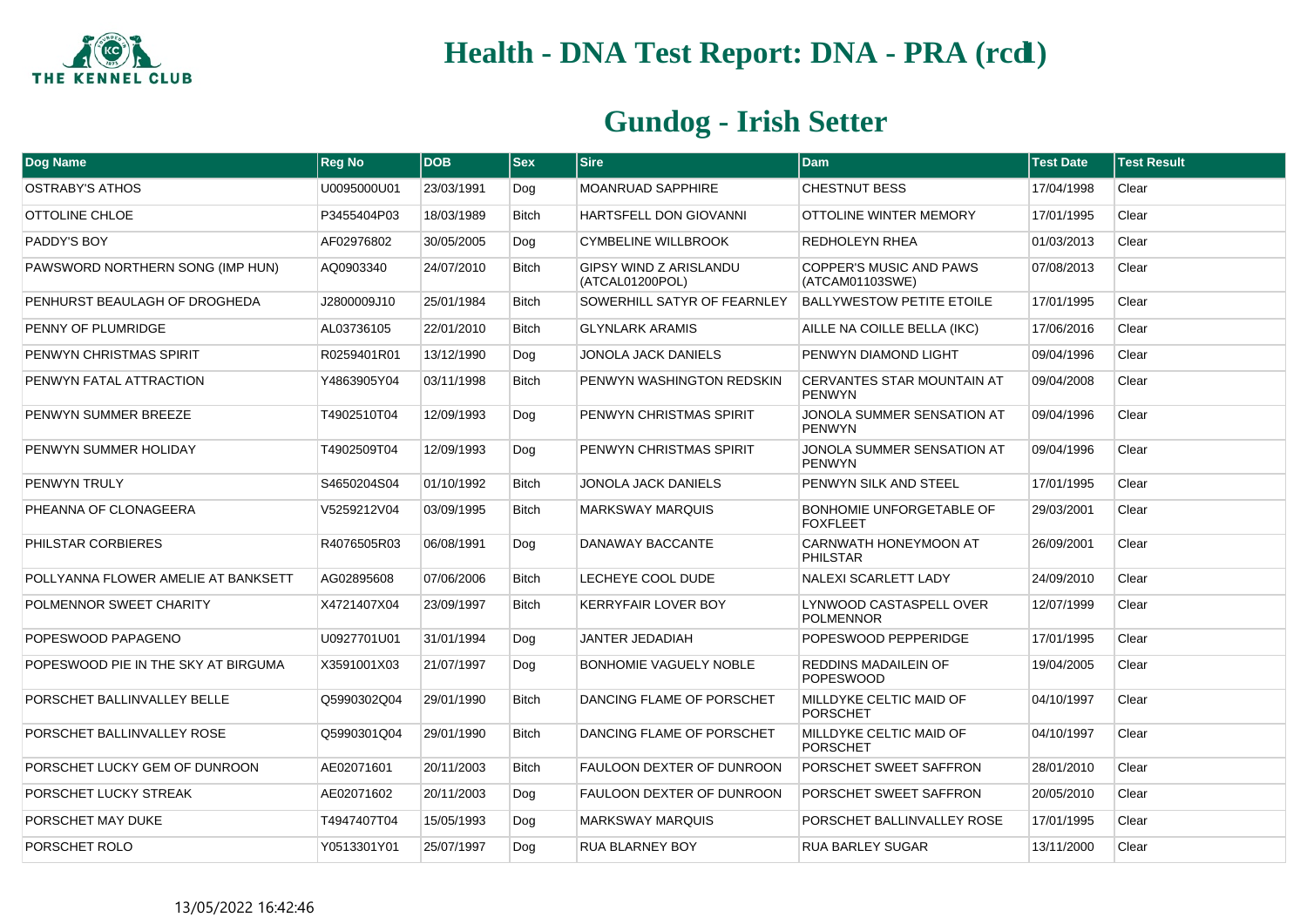# Health - DNA Test Report: DNA - PRA (rcd1)

## Gundog - Irish Setter

| Dog Name | Reg No | DOB | Sex | Sire | Dam | Test Date | Test Result |
|---|---|---|---|---|---|---|---|
| OSTRABY'S ATHOS | U0095000U01 | 23/03/1991 | Dog | MOANRUAD SAPPHIRE | CHESTNUT BESS | 17/04/1998 | Clear |
| OTTOLINE CHLOE | P3455404P03 | 18/03/1989 | Bitch | HARTSFELL DON GIOVANNI | OTTOLINE WINTER MEMORY | 17/01/1995 | Clear |
| PADDY'S BOY | AF02976802 | 30/05/2005 | Dog | CYMBELINE WILLBROOK | REDHOLEYN RHEA | 01/03/2013 | Clear |
| PAWSWORD NORTHERN SONG (IMP HUN) | AQ0903340 | 24/07/2010 | Bitch | GIPSY WIND Z ARISLANDU (ATCAL01200POL) | COPPER'S MUSIC AND PAWS (ATCAM01103SWE) | 07/08/2013 | Clear |
| PENHURST BEAULAGH OF DROGHEDA | J2800009J10 | 25/01/1984 | Bitch | SOWERHILL SATYR OF FEARNLEY | BALLYWESTOW PETITE ETOILE | 17/01/1995 | Clear |
| PENNY OF PLUMRIDGE | AL03736105 | 22/01/2010 | Bitch | GLYNLARK ARAMIS | AILLE NA COILLE BELLA (IKC) | 17/06/2016 | Clear |
| PENWYN CHRISTMAS SPIRIT | R0259401R01 | 13/12/1990 | Dog | JONOLA JACK DANIELS | PENWYN DIAMOND LIGHT | 09/04/1996 | Clear |
| PENWYN FATAL ATTRACTION | Y4863905Y04 | 03/11/1998 | Bitch | PENWYN WASHINGTON REDSKIN | CERVANTES STAR MOUNTAIN AT PENWYN | 09/04/2008 | Clear |
| PENWYN SUMMER BREEZE | T4902510T04 | 12/09/1993 | Dog | PENWYN CHRISTMAS SPIRIT | JONOLA SUMMER SENSATION AT PENWYN | 09/04/1996 | Clear |
| PENWYN SUMMER HOLIDAY | T4902509T04 | 12/09/1993 | Dog | PENWYN CHRISTMAS SPIRIT | JONOLA SUMMER SENSATION AT PENWYN | 09/04/1996 | Clear |
| PENWYN TRULY | S4650204S04 | 01/10/1992 | Bitch | JONOLA JACK DANIELS | PENWYN SILK AND STEEL | 17/01/1995 | Clear |
| PHEANNA OF CLONAGEERA | V5259212V04 | 03/09/1995 | Bitch | MARKSWAY MARQUIS | BONHOMIE UNFORGETABLE OF FOXFLEET | 29/03/2001 | Clear |
| PHILSTAR CORBIERES | R4076505R03 | 06/08/1991 | Dog | DANAWAY BACCANTE | CARNWATH HONEYMOON AT PHILSTAR | 26/09/2001 | Clear |
| POLLYANNA FLOWER AMELIE AT BANKSETT | AG02895608 | 07/06/2006 | Bitch | LECHEYE COOL DUDE | NALEXI SCARLETT LADY | 24/09/2010 | Clear |
| POLMENNOR SWEET CHARITY | X4721407X04 | 23/09/1997 | Bitch | KERRYFAIR LOVER BOY | LYNWOOD CASTASPELL OVER POLMENNOR | 12/07/1999 | Clear |
| POPESWOOD PAPAGENO | U0927701U01 | 31/01/1994 | Dog | JANTER JEDADIAH | POPESWOOD PEPPERIDGE | 17/01/1995 | Clear |
| POPESWOOD PIE IN THE SKY AT BIRGUMA | X3591001X03 | 21/07/1997 | Dog | BONHOMIE VAGUELY NOBLE | REDDINS MADAILEIN OF POPESWOOD | 19/04/2005 | Clear |
| PORSCHET BALLINVALLEY BELLE | Q5990302Q04 | 29/01/1990 | Bitch | DANCING FLAME OF PORSCHET | MILLDYKE CELTIC MAID OF PORSCHET | 04/10/1997 | Clear |
| PORSCHET BALLINVALLEY ROSE | Q5990301Q04 | 29/01/1990 | Bitch | DANCING FLAME OF PORSCHET | MILLDYKE CELTIC MAID OF PORSCHET | 04/10/1997 | Clear |
| PORSCHET LUCKY GEM OF DUNROON | AE02071601 | 20/11/2003 | Bitch | FAULOON DEXTER OF DUNROON | PORSCHET SWEET SAFFRON | 28/01/2010 | Clear |
| PORSCHET LUCKY STREAK | AE02071602 | 20/11/2003 | Dog | FAULOON DEXTER OF DUNROON | PORSCHET SWEET SAFFRON | 20/05/2010 | Clear |
| PORSCHET MAY DUKE | T4947407T04 | 15/05/1993 | Dog | MARKSWAY MARQUIS | PORSCHET BALLINVALLEY ROSE | 17/01/1995 | Clear |
| PORSCHET ROLO | Y0513301Y01 | 25/07/1997 | Dog | RUA BLARNEY BOY | RUA BARLEY SUGAR | 13/11/2000 | Clear |

13/05/2022 16:42:46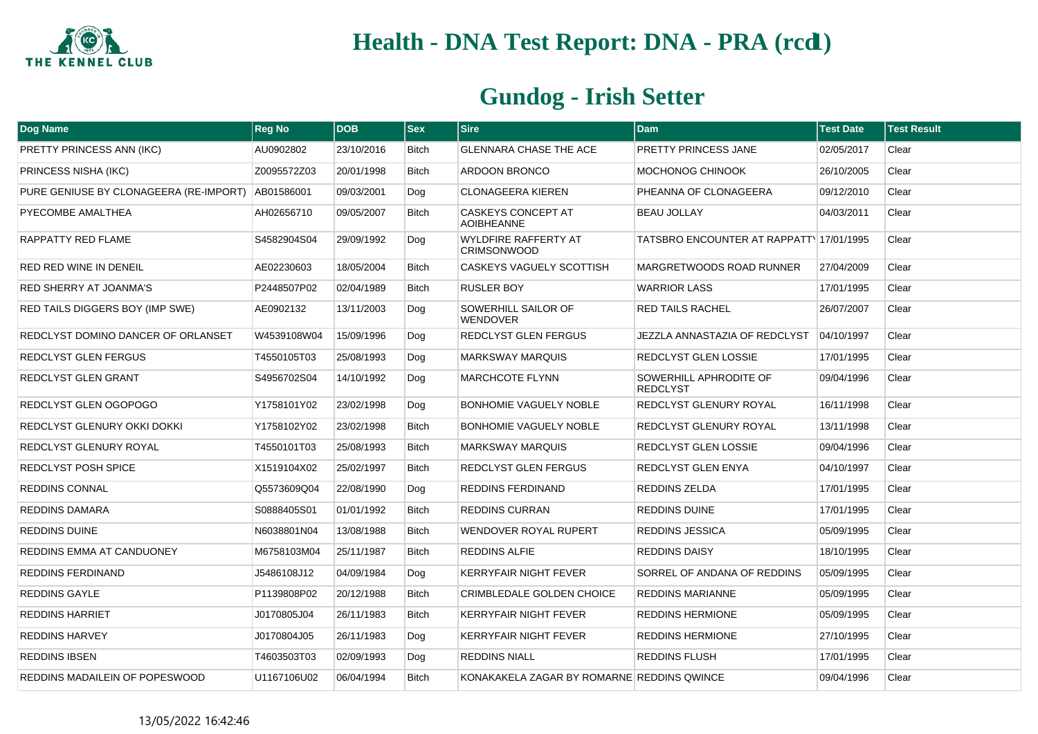# Health - DNA Test Report: DNA - PRA (rcd1)

## Gundog - Irish Setter

| Dog Name | Reg No | DOB | Sex | Sire | Dam | Test Date | Test Result |
| --- | --- | --- | --- | --- | --- | --- | --- |
| PRETTY PRINCESS ANN (IKC) | AU0902802 | 23/10/2016 | Bitch | GLENNARA CHASE THE ACE | PRETTY PRINCESS JANE | 02/05/2017 | Clear |
| PRINCESS NISHA (IKC) | Z0095572Z03 | 20/01/1998 | Bitch | ARDOON BRONCO | MOCHONOG CHINOOK | 26/10/2005 | Clear |
| PURE GENIUSE BY CLONAGEERA (RE-IMPORT) | AB01586001 | 09/03/2001 | Dog | CLONAGEERA KIEREN | PHEANNA OF CLONAGEERA | 09/12/2010 | Clear |
| PYECOMBE AMALTHEA | AH02656710 | 09/05/2007 | Bitch | CASKEYS CONCEPT AT AOIBHEANNE | BEAU JOLLAY | 04/03/2011 | Clear |
| RAPPATTY RED FLAME | S4582904S04 | 29/09/1992 | Dog | WYLDFIRE RAFFERTY AT CRIMSONWOOD | TATSBRO ENCOUNTER AT RAPPATTY | 17/01/1995 | Clear |
| RED RED WINE IN DENEIL | AE02230603 | 18/05/2004 | Bitch | CASKEYS VAGUELY SCOTTISH | MARGRETWOODS ROAD RUNNER | 27/04/2009 | Clear |
| RED SHERRY AT JOANMA'S | P2448507P02 | 02/04/1989 | Bitch | RUSLER BOY | WARRIOR LASS | 17/01/1995 | Clear |
| RED TAILS DIGGERS BOY (IMP SWE) | AE0902132 | 13/11/2003 | Dog | SOWERHILL SAILOR OF WENDOVER | RED TAILS RACHEL | 26/07/2007 | Clear |
| REDCLYST DOMINO DANCER OF ORLANSET | W4539108W04 | 15/09/1996 | Dog | REDCLYST GLEN FERGUS | JEZZLA ANNASTAZIA OF REDCLYST | 04/10/1997 | Clear |
| REDCLYST GLEN FERGUS | T4550105T03 | 25/08/1993 | Dog | MARKSWAY MARQUIS | REDCLYST GLEN LOSSIE | 17/01/1995 | Clear |
| REDCLYST GLEN GRANT | S4956702S04 | 14/10/1992 | Dog | MARCHCOTE FLYNN | SOWERHILL APHRODITE OF REDCLYST | 09/04/1996 | Clear |
| REDCLYST GLEN OGOPOGO | Y1758101Y02 | 23/02/1998 | Dog | BONHOMIE VAGUELY NOBLE | REDCLYST GLENURY ROYAL | 16/11/1998 | Clear |
| REDCLYST GLENURY OKKI DOKKI | Y1758102Y02 | 23/02/1998 | Bitch | BONHOMIE VAGUELY NOBLE | REDCLYST GLENURY ROYAL | 13/11/1998 | Clear |
| REDCLYST GLENURY ROYAL | T4550101T03 | 25/08/1993 | Bitch | MARKSWAY MARQUIS | REDCLYST GLEN LOSSIE | 09/04/1996 | Clear |
| REDCLYST POSH SPICE | X1519104X02 | 25/02/1997 | Bitch | REDCLYST GLEN FERGUS | REDCLYST GLEN ENYA | 04/10/1997 | Clear |
| REDDINS CONNAL | Q5573609Q04 | 22/08/1990 | Dog | REDDINS FERDINAND | REDDINS ZELDA | 17/01/1995 | Clear |
| REDDINS DAMARA | S0888405S01 | 01/01/1992 | Bitch | REDDINS CURRAN | REDDINS DUINE | 17/01/1995 | Clear |
| REDDINS DUINE | N6038801N04 | 13/08/1988 | Bitch | WENDOVER ROYAL RUPERT | REDDINS JESSICA | 05/09/1995 | Clear |
| REDDINS EMMA AT CANDUONEY | M6758103M04 | 25/11/1987 | Bitch | REDDINS ALFIE | REDDINS DAISY | 18/10/1995 | Clear |
| REDDINS FERDINAND | J5486108J12 | 04/09/1984 | Dog | KERRYFAIR NIGHT FEVER | SORREL OF ANDANA OF REDDINS | 05/09/1995 | Clear |
| REDDINS GAYLE | P1139808P02 | 20/12/1988 | Bitch | CRIMBLEDALE GOLDEN CHOICE | REDDINS MARIANNE | 05/09/1995 | Clear |
| REDDINS HARRIET | J0170805J04 | 26/11/1983 | Bitch | KERRYFAIR NIGHT FEVER | REDDINS HERMIONE | 05/09/1995 | Clear |
| REDDINS HARVEY | J0170804J05 | 26/11/1983 | Dog | KERRYFAIR NIGHT FEVER | REDDINS HERMIONE | 27/10/1995 | Clear |
| REDDINS IBSEN | T4603503T03 | 02/09/1993 | Dog | REDDINS NIALL | REDDINS FLUSH | 17/01/1995 | Clear |
| REDDINS MADAILEIN OF POPESWOOD | U1167106U02 | 06/04/1994 | Bitch | KONAKAKELA ZAGAR BY ROMARNE | REDDINS QWINCE | 09/04/1996 | Clear |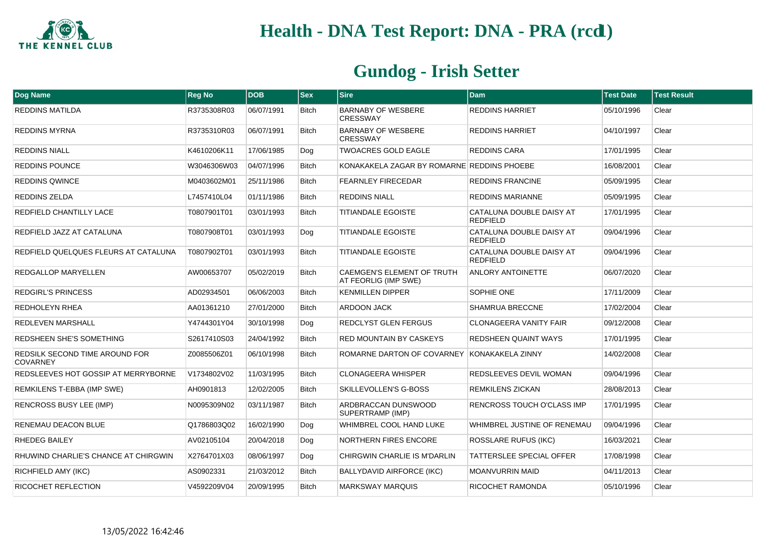# Health - DNA Test Report: DNA - PRA (rcd1)

## Gundog - Irish Setter

| Dog Name | Reg No | DOB | Sex | Sire | Dam | Test Date | Test Result |
|---|---|---|---|---|---|---|---|
| REDDINS MATILDA | R3735308R03 | 06/07/1991 | Bitch | BARNABY OF WESBERE CRESSWAY | REDDINS HARRIET | 05/10/1996 | Clear |
| REDDINS MYRNA | R3735310R03 | 06/07/1991 | Bitch | BARNABY OF WESBERE CRESSWAY | REDDINS HARRIET | 04/10/1997 | Clear |
| REDDINS NIALL | K4610206K11 | 17/06/1985 | Dog | TWOACRES GOLD EAGLE | REDDINS CARA | 17/01/1995 | Clear |
| REDDINS POUNCE | W3046306W03 | 04/07/1996 | Bitch | KONAKAKELA ZAGAR BY ROMARNE | REDDINS PHOEBE | 16/08/2001 | Clear |
| REDDINS QWINCE | M0403602M01 | 25/11/1986 | Bitch | FEARNLEY FIRECEDAR | REDDINS FRANCINE | 05/09/1995 | Clear |
| REDDINS ZELDA | L7457410L04 | 01/11/1986 | Bitch | REDDINS NIALL | REDDINS MARIANNE | 05/09/1995 | Clear |
| REDFIELD CHANTILLY LACE | T0807901T01 | 03/01/1993 | Bitch | TITIANDALE EGOISTE | CATALUNA DOUBLE DAISY AT REDFIELD | 17/01/1995 | Clear |
| REDFIELD JAZZ AT CATALUNA | T0807908T01 | 03/01/1993 | Dog | TITIANDALE EGOISTE | CATALUNA DOUBLE DAISY AT REDFIELD | 09/04/1996 | Clear |
| REDFIELD QUELQUES FLEURS AT CATALUNA | T0807902T01 | 03/01/1993 | Bitch | TITIANDALE EGOISTE | CATALUNA DOUBLE DAISY AT REDFIELD | 09/04/1996 | Clear |
| REDGALLOP MARYELLEN | AW00653707 | 05/02/2019 | Bitch | CAEMGEN'S ELEMENT OF TRUTH AT FEORLIG (IMP SWE) | ANLORY ANTOINETTE | 06/07/2020 | Clear |
| REDGIRL'S PRINCESS | AD02934501 | 06/06/2003 | Bitch | KENMILLEN DIPPER | SOPHIE ONE | 17/11/2009 | Clear |
| REDHOLEYN RHEA | AA01361210 | 27/01/2000 | Bitch | ARDOON JACK | SHAMRUA BRECCNE | 17/02/2004 | Clear |
| REDLEVEN MARSHALL | Y4744301Y04 | 30/10/1998 | Dog | REDCLYST GLEN FERGUS | CLONAGEERA VANITY FAIR | 09/12/2008 | Clear |
| REDSHEEN SHE'S SOMETHING | S2617410S03 | 24/04/1992 | Bitch | RED MOUNTAIN BY CASKEYS | REDSHEEN QUAINT WAYS | 17/01/1995 | Clear |
| REDSILK SECOND TIME AROUND FOR COVARNEY | Z0085506Z01 | 06/10/1998 | Bitch | ROMARNE DARTON OF COVARNEY | KONAKAKELA ZINNY | 14/02/2008 | Clear |
| REDSLEEVES HOT GOSSIP AT MERRYBORNE | V1734802V02 | 11/03/1995 | Bitch | CLONAGEERA WHISPER | REDSLEEVES DEVIL WOMAN | 09/04/1996 | Clear |
| REMKILENS T-EBBA (IMP SWE) | AH0901813 | 12/02/2005 | Bitch | SKILLEVOLLEN'S G-BOSS | REMKILENS ZICKAN | 28/08/2013 | Clear |
| RENCROSS BUSY LEE (IMP) | N0095309N02 | 03/11/1987 | Bitch | ARDBRACCAN DUNSWOOD SUPERTRAMP (IMP) | RENCROSS TOUCH O'CLASS IMP | 17/01/1995 | Clear |
| RENEMAU DEACON BLUE | Q1786803Q02 | 16/02/1990 | Dog | WHIMBREL COOL HAND LUKE | WHIMBREL JUSTINE OF RENEMAU | 09/04/1996 | Clear |
| RHEDEG BAILEY | AV02105104 | 20/04/2018 | Dog | NORTHERN FIRES ENCORE | ROSSLARE RUFUS (IKC) | 16/03/2021 | Clear |
| RHUWIND CHARLIE'S CHANCE AT CHIRGWIN | X2764701X03 | 08/06/1997 | Dog | CHIRGWIN CHARLIE IS M'DARLIN | TATTERSLEE SPECIAL OFFER | 17/08/1998 | Clear |
| RICHFIELD AMY (IKC) | AS0902331 | 21/03/2012 | Bitch | BALLYDAVID AIRFORCE (IKC) | MOANVURRIN MAID | 04/11/2013 | Clear |
| RICOCHET REFLECTION | V4592209V04 | 20/09/1995 | Bitch | MARKSWAY MARQUIS | RICOCHET RAMONDA | 05/10/1996 | Clear |

13/05/2022 16:42:46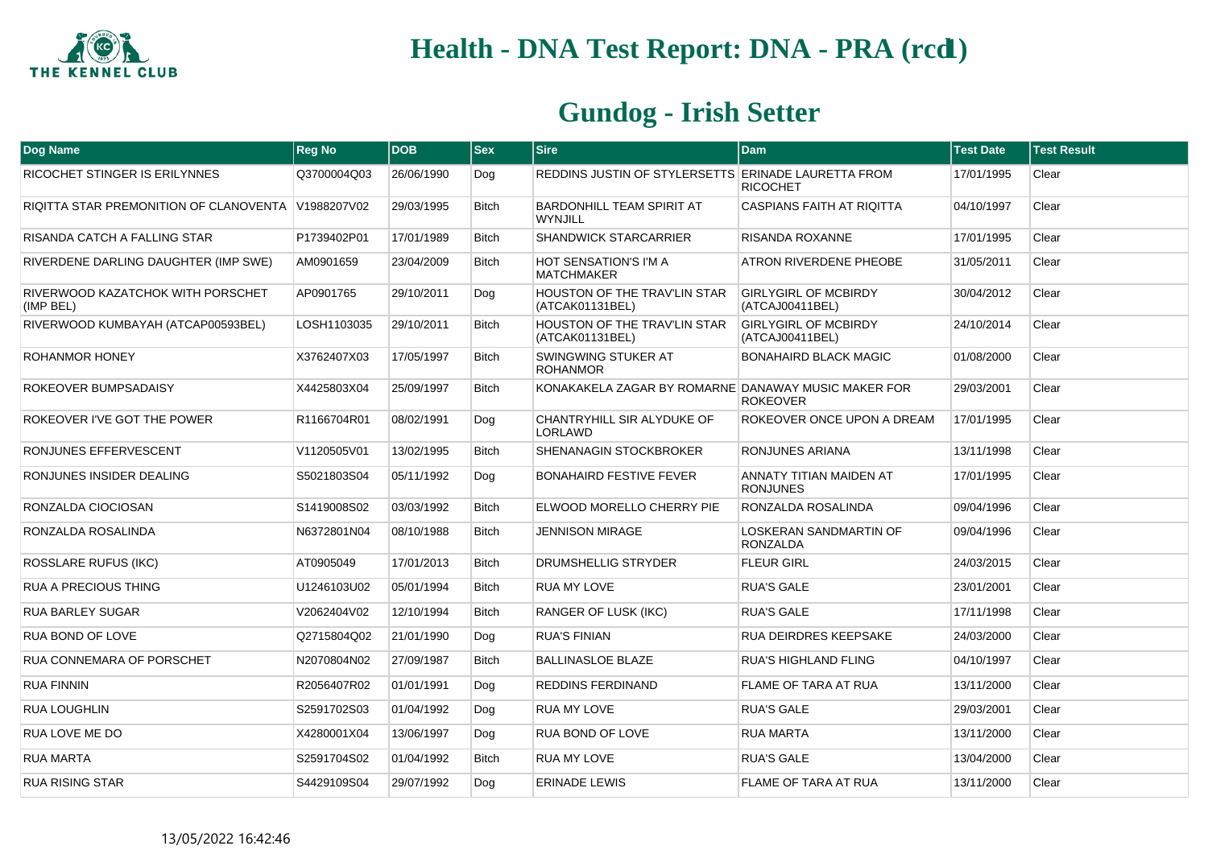# Health - DNA Test Report: DNA - PRA (rcd1)

## Gundog - Irish Setter

| Dog Name | Reg No | DOB | Sex | Sire | Dam | Test Date | Test Result |
|---|---|---|---|---|---|---|---|
| RICOCHET STINGER IS ERILYNNES | Q3700004Q03 | 26/06/1990 | Dog | REDDINS JUSTIN OF STYLERSETTS | ERINADE LAURETTA FROM RICOCHET | 17/01/1995 | Clear |
| RIQITTA STAR PREMONITION OF CLANOVENTA | V1988207V02 | 29/03/1995 | Bitch | BARDONHILL TEAM SPIRIT AT WYNJILL | CASPIANS FAITH AT RIQITTA | 04/10/1997 | Clear |
| RISANDA CATCH A FALLING STAR | P1739402P01 | 17/01/1989 | Bitch | SHANDWICK STARCARRIER | RISANDA ROXANNE | 17/01/1995 | Clear |
| RIVERDENE DARLING DAUGHTER (IMP SWE) | AM0901659 | 23/04/2009 | Bitch | HOT SENSATION'S I'M A MATCHMAKER | ATRON RIVERDENE PHEOBE | 31/05/2011 | Clear |
| RIVERWOOD KAZATCHOK WITH PORSCHET (IMP BEL) | AP0901765 | 29/10/2011 | Dog | HOUSTON OF THE TRAV'LIN STAR (ATCAK01131BEL) | GIRLYGIRL OF MCBIRDY (ATCAJ00411BEL) | 30/04/2012 | Clear |
| RIVERWOOD KUMBAYAH (ATCAP00593BEL) | LOSH1103035 | 29/10/2011 | Bitch | HOUSTON OF THE TRAV'LIN STAR (ATCAK01131BEL) | GIRLYGIRL OF MCBIRDY (ATCAJ00411BEL) | 24/10/2014 | Clear |
| ROHANMOR HONEY | X3762407X03 | 17/05/1997 | Bitch | SWINGWING STUKER AT ROHANMOR | BONAHAIRD BLACK MAGIC | 01/08/2000 | Clear |
| ROKEOVER BUMPSADAISY | X4425803X04 | 25/09/1997 | Bitch | KONAKAKELA ZAGAR BY ROMARNE | DANAWAY MUSIC MAKER FOR ROKEOVER | 29/03/2001 | Clear |
| ROKEOVER I'VE GOT THE POWER | R1166704R01 | 08/02/1991 | Dog | CHANTRYHILL SIR ALYDUKE OF LORLAWD | ROKEOVER ONCE UPON A DREAM | 17/01/1995 | Clear |
| RONJUNES EFFERVESCENT | V1120505V01 | 13/02/1995 | Bitch | SHENANAGIN STOCKBROKER | RONJUNES ARIANA | 13/11/1998 | Clear |
| RONJUNES INSIDER DEALING | S5021803S04 | 05/11/1992 | Dog | BONAHAIRD FESTIVE FEVER | ANNATY TITIAN MAIDEN AT RONJUNES | 17/01/1995 | Clear |
| RONZALDA CIOCIOSAN | S1419008S02 | 03/03/1992 | Bitch | ELWOOD MORELLO CHERRY PIE | RONZALDA ROSALINDA | 09/04/1996 | Clear |
| RONZALDA ROSALINDA | N6372801N04 | 08/10/1988 | Bitch | JENNISON MIRAGE | LOSKERAN SANDMARTIN OF RONZALDA | 09/04/1996 | Clear |
| ROSSLARE RUFUS (IKC) | AT0905049 | 17/01/2013 | Bitch | DRUMSHELLIG STRYDER | FLEUR GIRL | 24/03/2015 | Clear |
| RUA A PRECIOUS THING | U1246103U02 | 05/01/1994 | Bitch | RUA MY LOVE | RUA'S GALE | 23/01/2001 | Clear |
| RUA BARLEY SUGAR | V2062404V02 | 12/10/1994 | Bitch | RANGER OF LUSK (IKC) | RUA'S GALE | 17/11/1998 | Clear |
| RUA BOND OF LOVE | Q2715804Q02 | 21/01/1990 | Dog | RUA'S FINIAN | RUA DEIRDRES KEEPSAKE | 24/03/2000 | Clear |
| RUA CONNEMARA OF PORSCHET | N2070804N02 | 27/09/1987 | Bitch | BALLINASLOE BLAZE | RUA'S HIGHLAND FLING | 04/10/1997 | Clear |
| RUA FINNIN | R2056407R02 | 01/01/1991 | Dog | REDDINS FERDINAND | FLAME OF TARA AT RUA | 13/11/2000 | Clear |
| RUA LOUGHLIN | S2591702S03 | 01/04/1992 | Dog | RUA MY LOVE | RUA'S GALE | 29/03/2001 | Clear |
| RUA LOVE ME DO | X4280001X04 | 13/06/1997 | Dog | RUA BOND OF LOVE | RUA MARTA | 13/11/2000 | Clear |
| RUA MARTA | S2591704S02 | 01/04/1992 | Bitch | RUA MY LOVE | RUA'S GALE | 13/04/2000 | Clear |
| RUA RISING STAR | S4429109S04 | 29/07/1992 | Dog | ERINADE LEWIS | FLAME OF TARA AT RUA | 13/11/2000 | Clear |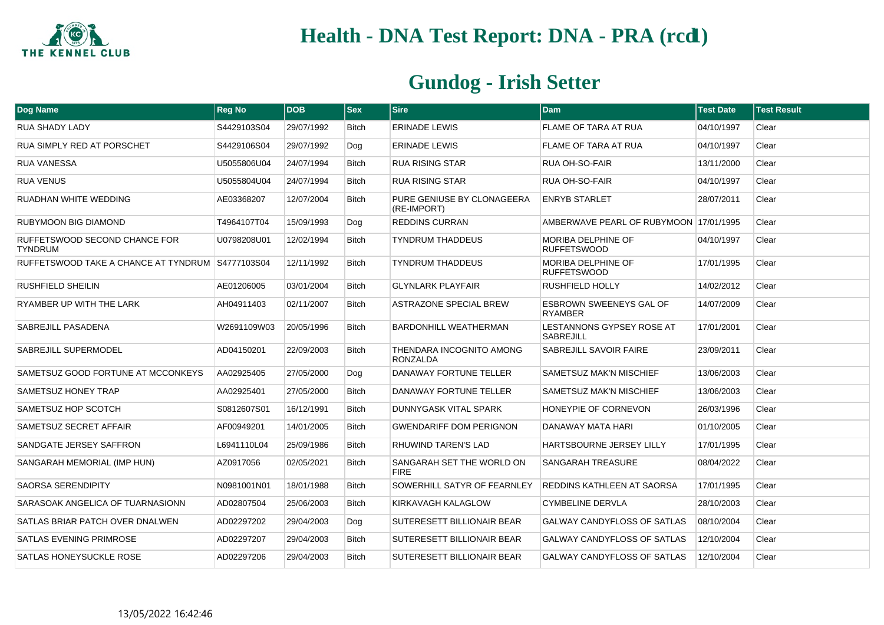# Health - DNA Test Report: DNA - PRA (rcd1)

## Gundog - Irish Setter

| Dog Name | Reg No | DOB | Sex | Sire | Dam | Test Date | Test Result |
|---|---|---|---|---|---|---|---|
| RUA SHADY LADY | S4429103S04 | 29/07/1992 | Bitch | ERINADE LEWIS | FLAME OF TARA AT RUA | 04/10/1997 | Clear |
| RUA SIMPLY RED AT PORSCHET | S4429106S04 | 29/07/1992 | Dog | ERINADE LEWIS | FLAME OF TARA AT RUA | 04/10/1997 | Clear |
| RUA VANESSA | U5055806U04 | 24/07/1994 | Bitch | RUA RISING STAR | RUA OH-SO-FAIR | 13/11/2000 | Clear |
| RUA VENUS | U5055804U04 | 24/07/1994 | Bitch | RUA RISING STAR | RUA OH-SO-FAIR | 04/10/1997 | Clear |
| RUADHAN WHITE WEDDING | AE03368207 | 12/07/2004 | Bitch | PURE GENIUSE BY CLONAGEERA (RE-IMPORT) | ENRYB STARLET | 28/07/2011 | Clear |
| RUBYMOON BIG DIAMOND | T4964107T04 | 15/09/1993 | Dog | REDDINS CURRAN | AMBERWAVE PEARL OF RUBYMOON | 17/01/1995 | Clear |
| RUFFETSWOOD SECOND CHANCE FOR TYNDRUM | U0798208U01 | 12/02/1994 | Bitch | TYNDRUM THADDEUS | MORIBA DELPHINE OF RUFFETSWOOD | 04/10/1997 | Clear |
| RUFFETSWOOD TAKE A CHANCE AT TYNDRUM | S4777103S04 | 12/11/1992 | Bitch | TYNDRUM THADDEUS | MORIBA DELPHINE OF RUFFETSWOOD | 17/01/1995 | Clear |
| RUSHFIELD SHEILIN | AE01206005 | 03/01/2004 | Bitch | GLYNLARK PLAYFAIR | RUSHFIELD HOLLY | 14/02/2012 | Clear |
| RYAMBER UP WITH THE LARK | AH04911403 | 02/11/2007 | Bitch | ASTRAZONE SPECIAL BREW | ESBROWN SWEENEYS GAL OF RYAMBER | 14/07/2009 | Clear |
| SABREJILL PASADENA | W2691109W03 | 20/05/1996 | Bitch | BARDONHILL WEATHERMAN | LESTANNONS GYPSEY ROSE AT SABREJILL | 17/01/2001 | Clear |
| SABREJILL SUPERMODEL | AD04150201 | 22/09/2003 | Bitch | THENDARA INCOGNITO AMONG RONZALDA | SABREJILL SAVOIR FAIRE | 23/09/2011 | Clear |
| SAMETSUZ GOOD FORTUNE AT MCCONKEYS | AA02925405 | 27/05/2000 | Dog | DANAWAY FORTUNE TELLER | SAMETSUZ MAK'N MISCHIEF | 13/06/2003 | Clear |
| SAMETSUZ HONEY TRAP | AA02925401 | 27/05/2000 | Bitch | DANAWAY FORTUNE TELLER | SAMETSUZ MAK'N MISCHIEF | 13/06/2003 | Clear |
| SAMETSUZ HOP SCOTCH | S0812607S01 | 16/12/1991 | Bitch | DUNNYGASK VITAL SPARK | HONEYPIE OF CORNEVON | 26/03/1996 | Clear |
| SAMETSUZ SECRET AFFAIR | AF00949201 | 14/01/2005 | Bitch | GWENDARIFF DOM PERIGNON | DANAWAY MATA HARI | 01/10/2005 | Clear |
| SANDGATE JERSEY SAFFRON | L6941110L04 | 25/09/1986 | Bitch | RHUWIND TAREN'S LAD | HARTSBOURNE JERSEY LILLY | 17/01/1995 | Clear |
| SANGARAH MEMORIAL (IMP HUN) | AZ0917056 | 02/05/2021 | Bitch | SANGARAH SET THE WORLD ON FIRE | SANGARAH TREASURE | 08/04/2022 | Clear |
| SAORSA SERENDIPITY | N0981001N01 | 18/01/1988 | Bitch | SOWERHILL SATYR OF FEARNLEY | REDDINS KATHLEEN AT SAORSA | 17/01/1995 | Clear |
| SARASOAK ANGELICA OF TUARNASIONN | AD02807504 | 25/06/2003 | Bitch | KIRKAVAGH KALAGLOW | CYMBELINE DERVLA | 28/10/2003 | Clear |
| SATLAS BRIAR PATCH OVER DNALWEN | AD02297202 | 29/04/2003 | Dog | SUTERESETT BILLIONAIR BEAR | GALWAY CANDYFLOSS OF SATLAS | 08/10/2004 | Clear |
| SATLAS EVENING PRIMROSE | AD02297207 | 29/04/2003 | Bitch | SUTERESETT BILLIONAIR BEAR | GALWAY CANDYFLOSS OF SATLAS | 12/10/2004 | Clear |
| SATLAS HONEYSUCKLE ROSE | AD02297206 | 29/04/2003 | Bitch | SUTERESETT BILLIONAIR BEAR | GALWAY CANDYFLOSS OF SATLAS | 12/10/2004 | Clear |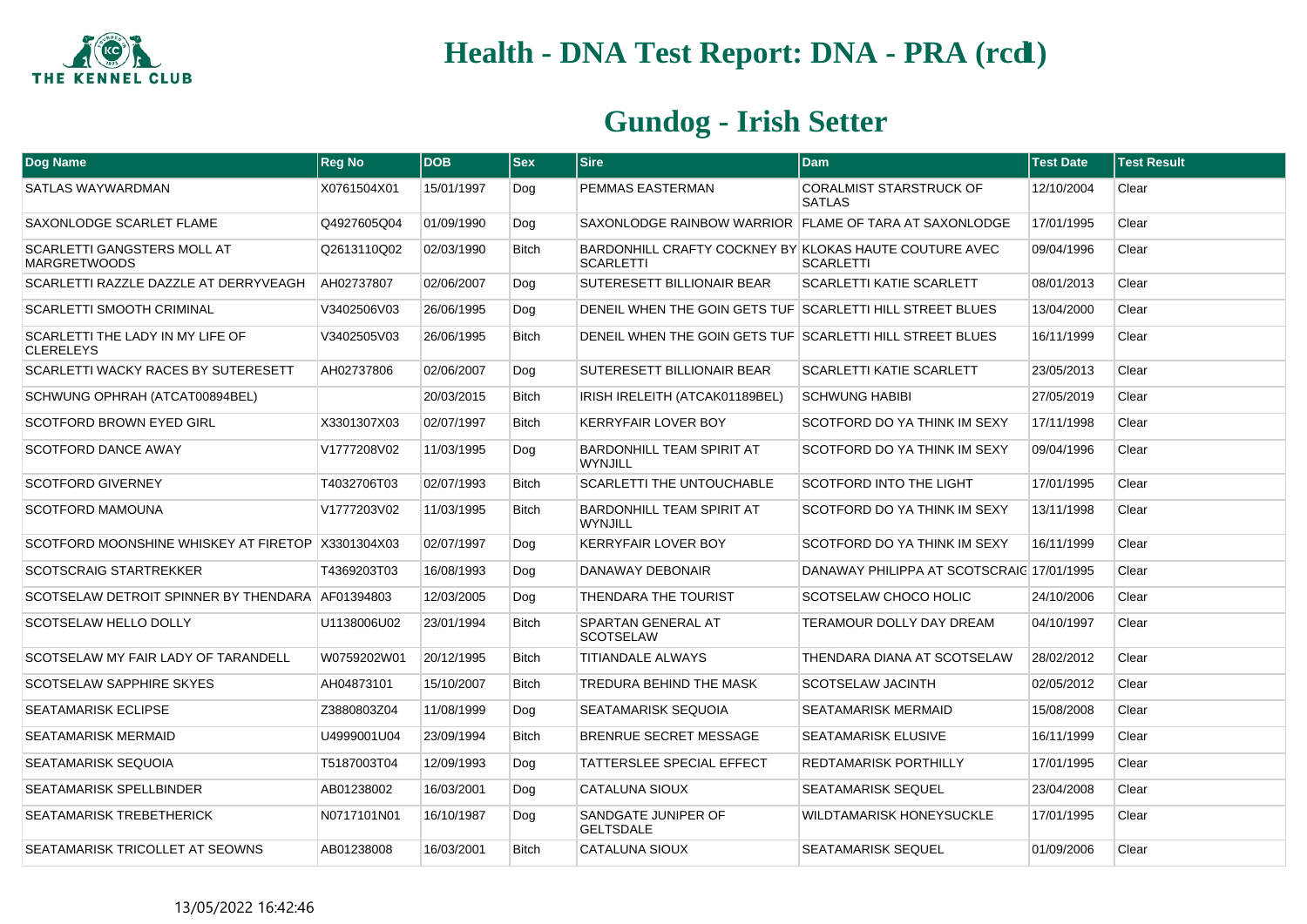# Health - DNA Test Report: DNA - PRA (rcd1)

## Gundog - Irish Setter

| Dog Name | Reg No | DOB | Sex | Sire | Dam | Test Date | Test Result |
|---|---|---|---|---|---|---|---|
| SATLAS WAYWARDMAN | X0761504X01 | 15/01/1997 | Dog | PEMMAS EASTERMAN | CORALMIST STARSTRUCK OF SATLAS | 12/10/2004 | Clear |
| SAXONLODGE SCARLET FLAME | Q4927605Q04 | 01/09/1990 | Dog | SAXONLODGE RAINBOW WARRIOR | FLAME OF TARA AT SAXONLODGE | 17/01/1995 | Clear |
| SCARLETTI GANGSTERS MOLL AT MARGRETWOODS | Q2613110Q02 | 02/03/1990 | Bitch | BARDONHILL CRAFTY COCKNEY BY SCARLETTI | KLOKAS HAUTE COUTURE AVEC SCARLETTI | 09/04/1996 | Clear |
| SCARLETTI RAZZLE DAZZLE AT DERRYVEAGH | AH02737807 | 02/06/2007 | Dog | SUTERESETT BILLIONAIR BEAR | SCARLETTI KATIE SCARLETT | 08/01/2013 | Clear |
| SCARLETTI SMOOTH CRIMINAL | V3402506V03 | 26/06/1995 | Dog | DENEIL WHEN THE GOIN GETS TUF | SCARLETTI HILL STREET BLUES | 13/04/2000 | Clear |
| SCARLETTI THE LADY IN MY LIFE OF CLERELEYS | V3402505V03 | 26/06/1995 | Bitch | DENEIL WHEN THE GOIN GETS TUF | SCARLETTI HILL STREET BLUES | 16/11/1999 | Clear |
| SCARLETTI WACKY RACES BY SUTERESETT | AH02737806 | 02/06/2007 | Dog | SUTERESETT BILLIONAIR BEAR | SCARLETTI KATIE SCARLETT | 23/05/2013 | Clear |
| SCHWUNG OPHRAH (ATCAT00894BEL) | | 20/03/2015 | Bitch | IRISH IRELEITH (ATCAK01189BEL) | SCHWUNG HABIBI | 27/05/2019 | Clear |
| SCOTFORD BROWN EYED GIRL | X3301307X03 | 02/07/1997 | Bitch | KERRYFAIR LOVER BOY | SCOTFORD DO YA THINK IM SEXY | 17/11/1998 | Clear |
| SCOTFORD DANCE AWAY | V1777208V02 | 11/03/1995 | Dog | BARDONHILL TEAM SPIRIT AT WYNJILL | SCOTFORD DO YA THINK IM SEXY | 09/04/1996 | Clear |
| SCOTFORD GIVERNEY | T4032706T03 | 02/07/1993 | Bitch | SCARLETTI THE UNTOUCHABLE | SCOTFORD INTO THE LIGHT | 17/01/1995 | Clear |
| SCOTFORD MAMOUNA | V1777203V02 | 11/03/1995 | Bitch | BARDONHILL TEAM SPIRIT AT WYNJILL | SCOTFORD DO YA THINK IM SEXY | 13/11/1998 | Clear |
| SCOTFORD MOONSHINE WHISKEY AT FIRETOP | X3301304X03 | 02/07/1997 | Dog | KERRYFAIR LOVER BOY | SCOTFORD DO YA THINK IM SEXY | 16/11/1999 | Clear |
| SCOTSCRAIG STARTREKKER | T4369203T03 | 16/08/1993 | Dog | DANAWAY DEBONAIR | DANAWAY PHILIPPA AT SCOTSCRAIG | 17/01/1995 | Clear |
| SCOTSELAW DETROIT SPINNER BY THENDARA | AF01394803 | 12/03/2005 | Dog | THENDARA THE TOURIST | SCOTSELAW CHOCO HOLIC | 24/10/2006 | Clear |
| SCOTSELAW HELLO DOLLY | U1138006U02 | 23/01/1994 | Bitch | SPARTAN GENERAL AT SCOTSELAW | TERAMOUR DOLLY DAY DREAM | 04/10/1997 | Clear |
| SCOTSELAW MY FAIR LADY OF TARANDELL | W0759202W01 | 20/12/1995 | Bitch | TITIANDALE ALWAYS | THENDARA DIANA AT SCOTSELAW | 28/02/2012 | Clear |
| SCOTSELAW SAPPHIRE SKYES | AH04873101 | 15/10/2007 | Bitch | TREDURA BEHIND THE MASK | SCOTSELAW JACINTH | 02/05/2012 | Clear |
| SEATAMARISK ECLIPSE | Z3880803Z04 | 11/08/1999 | Dog | SEATAMARISK SEQUOIA | SEATAMARISK MERMAID | 15/08/2008 | Clear |
| SEATAMARISK MERMAID | U4999001U04 | 23/09/1994 | Bitch | BRENRUE SECRET MESSAGE | SEATAMARISK ELUSIVE | 16/11/1999 | Clear |
| SEATAMARISK SEQUOIA | T5187003T04 | 12/09/1993 | Dog | TATTERSLEE SPECIAL EFFECT | REDTAMARISK PORTHILLY | 17/01/1995 | Clear |
| SEATAMARISK SPELLBINDER | AB01238002 | 16/03/2001 | Dog | CATALUNA SIOUX | SEATAMARISK SEQUEL | 23/04/2008 | Clear |
| SEATAMARISK TREBETHERICK | N0717101N01 | 16/10/1987 | Dog | SANDGATE JUNIPER OF GELTSDALE | WILDTAMARISK HONEYSUCKLE | 17/01/1995 | Clear |
| SEATAMARISK TRICOLLET AT SEOWNS | AB01238008 | 16/03/2001 | Bitch | CATALUNA SIOUX | SEATAMARISK SEQUEL | 01/09/2006 | Clear |

13/05/2022 16:42:46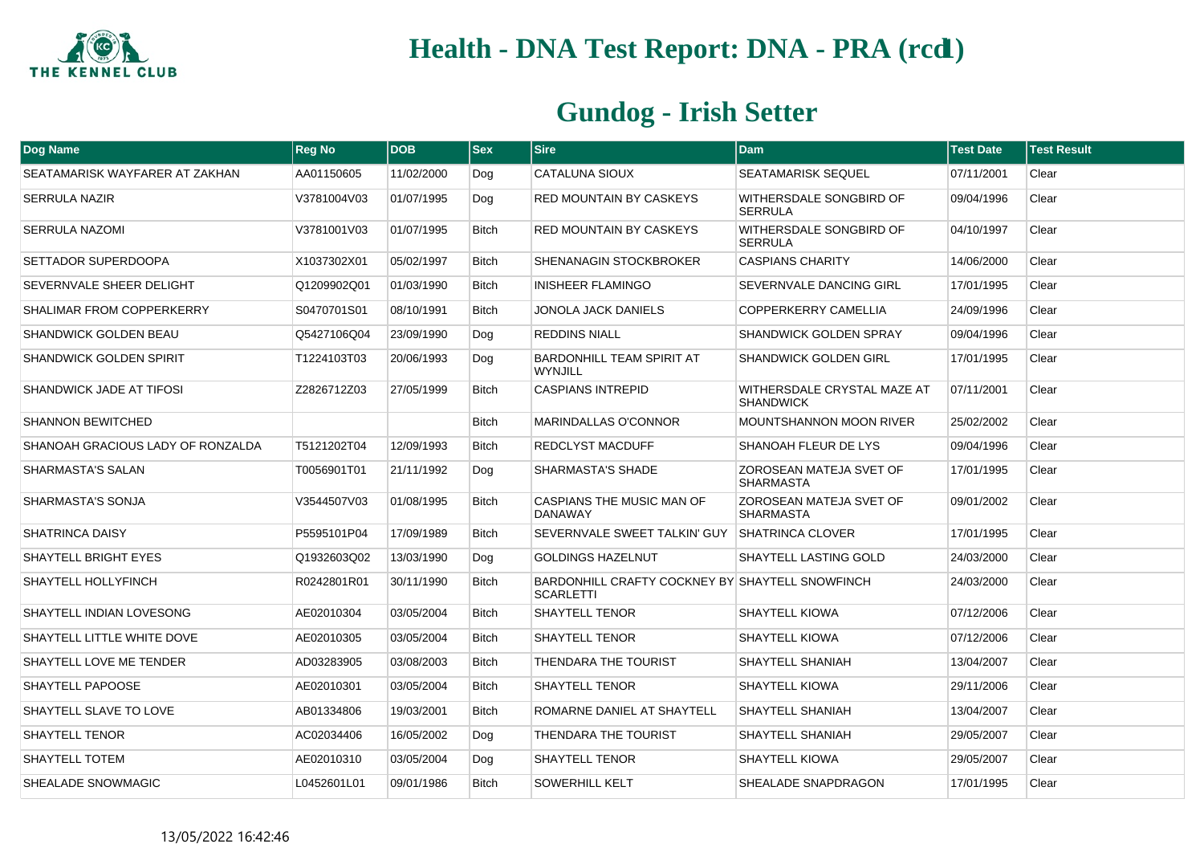# Health - DNA Test Report: DNA - PRA (rcd1)

## Gundog - Irish Setter

| Dog Name | Reg No | DOB | Sex | Sire | Dam | Test Date | Test Result |
|---|---|---|---|---|---|---|---|
| SEATAMARISK WAYFARER AT ZAKHAN | AA01150605 | 11/02/2000 | Dog | CATALUNA SIOUX | SEATAMARISK SEQUEL | 07/11/2001 | Clear |
| SERRULA NAZIR | V3781004V03 | 01/07/1995 | Dog | RED MOUNTAIN BY CASKEYS | WITHERSDALE SONGBIRD OF SERRULA | 09/04/1996 | Clear |
| SERRULA NAZOMI | V3781001V03 | 01/07/1995 | Bitch | RED MOUNTAIN BY CASKEYS | WITHERSDALE SONGBIRD OF SERRULA | 04/10/1997 | Clear |
| SETTADOR SUPERDOOPA | X1037302X01 | 05/02/1997 | Bitch | SHENANAGIN STOCKBROKER | CASPIANS CHARITY | 14/06/2000 | Clear |
| SEVERNVALE SHEER DELIGHT | Q1209902Q01 | 01/03/1990 | Bitch | INISHEER FLAMINGO | SEVERNVALE DANCING GIRL | 17/01/1995 | Clear |
| SHALIMAR FROM COPPERKERRY | S0470701S01 | 08/10/1991 | Bitch | JONOLA JACK DANIELS | COPPERKERRY CAMELLIA | 24/09/1996 | Clear |
| SHANDWICK GOLDEN BEAU | Q5427106Q04 | 23/09/1990 | Dog | REDDINS NIALL | SHANDWICK GOLDEN SPRAY | 09/04/1996 | Clear |
| SHANDWICK GOLDEN SPIRIT | T1224103T03 | 20/06/1993 | Dog | BARDONHILL TEAM SPIRIT AT WYNJILL | SHANDWICK GOLDEN GIRL | 17/01/1995 | Clear |
| SHANDWICK JADE AT TIFOSI | Z2826712Z03 | 27/05/1999 | Bitch | CASPIANS INTREPID | WITHERSDALE CRYSTAL MAZE AT SHANDWICK | 07/11/2001 | Clear |
| SHANNON BEWITCHED | | | Bitch | MARINDALLAS O'CONNOR | MOUNTSHANNON MOON RIVER | 25/02/2002 | Clear |
| SHANOAH GRACIOUS LADY OF RONZALDA | T5121202T04 | 12/09/1993 | Bitch | REDCLYST MACDUFF | SHANOAH FLEUR DE LYS | 09/04/1996 | Clear |
| SHARMASTA'S SALAN | T0056901T01 | 21/11/1992 | Dog | SHARMASTA'S SHADE | ZOROSEAN MATEJA SVET OF SHARMASTA | 17/01/1995 | Clear |
| SHARMASTA'S SONJA | V3544507V03 | 01/08/1995 | Bitch | CASPIANS THE MUSIC MAN OF DANAWAY | ZOROSEAN MATEJA SVET OF SHARMASTA | 09/01/2002 | Clear |
| SHATRINCA DAISY | P5595101P04 | 17/09/1989 | Bitch | SEVERNVALE SWEET TALKIN' GUY | SHATRINCA CLOVER | 17/01/1995 | Clear |
| SHAYTELL BRIGHT EYES | Q1932603Q02 | 13/03/1990 | Dog | GOLDINGS HAZELNUT | SHAYTELL LASTING GOLD | 24/03/2000 | Clear |
| SHAYTELL HOLLYFINCH | R0242801R01 | 30/11/1990 | Bitch | BARDONHILL CRAFTY COCKNEY BY SCARLETTI | SHAYTELL SNOWFINCH | 24/03/2000 | Clear |
| SHAYTELL INDIAN LOVESONG | AE02010304 | 03/05/2004 | Bitch | SHAYTELL TENOR | SHAYTELL KIOWA | 07/12/2006 | Clear |
| SHAYTELL LITTLE WHITE DOVE | AE02010305 | 03/05/2004 | Bitch | SHAYTELL TENOR | SHAYTELL KIOWA | 07/12/2006 | Clear |
| SHAYTELL LOVE ME TENDER | AD03283905 | 03/08/2003 | Bitch | THENDARA THE TOURIST | SHAYTELL SHANIAH | 13/04/2007 | Clear |
| SHAYTELL PAPOOSE | AE02010301 | 03/05/2004 | Bitch | SHAYTELL TENOR | SHAYTELL KIOWA | 29/11/2006 | Clear |
| SHAYTELL SLAVE TO LOVE | AB01334806 | 19/03/2001 | Bitch | ROMARNE DANIEL AT SHAYTELL | SHAYTELL SHANIAH | 13/04/2007 | Clear |
| SHAYTELL TENOR | AC02034406 | 16/05/2002 | Dog | THENDARA THE TOURIST | SHAYTELL SHANIAH | 29/05/2007 | Clear |
| SHAYTELL TOTEM | AE02010310 | 03/05/2004 | Dog | SHAYTELL TENOR | SHAYTELL KIOWA | 29/05/2007 | Clear |
| SHEALADE SNOWMAGIC | L0452601L01 | 09/01/1986 | Bitch | SOWERHILL KELT | SHEALADE SNAPDRAGON | 17/01/1995 | Clear |

13/05/2022 16:42:46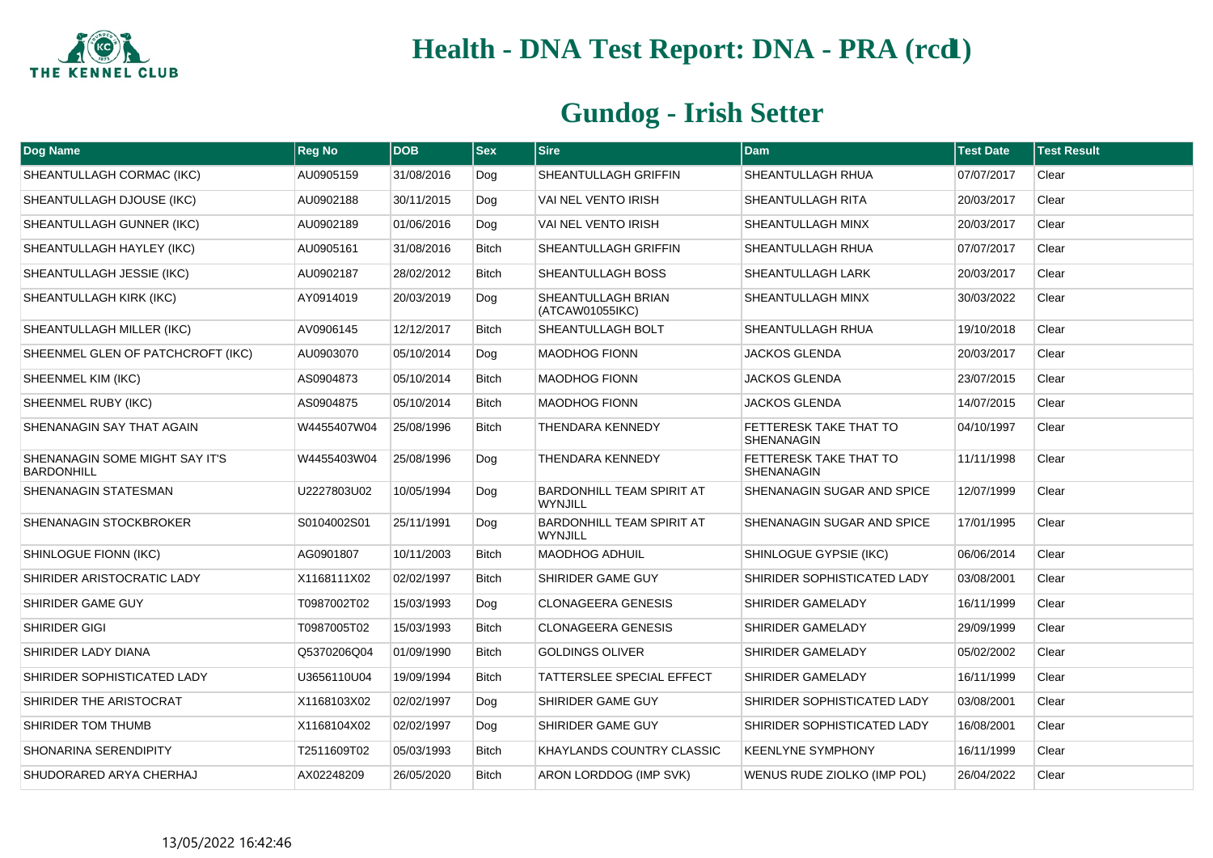# Health - DNA Test Report: DNA - PRA (rcd1)

## Gundog - Irish Setter

| Dog Name | Reg No | DOB | Sex | Sire | Dam | Test Date | Test Result |
|---|---|---|---|---|---|---|---|
| SHEANTULLAGH CORMAC (IKC) | AU0905159 | 31/08/2016 | Dog | SHEANTULLAGH GRIFFIN | SHEANTULLAGH RHUA | 07/07/2017 | Clear |
| SHEANTULLAGH DJOUSE (IKC) | AU0902188 | 30/11/2015 | Dog | VAI NEL VENTO IRISH | SHEANTULLAGH RITA | 20/03/2017 | Clear |
| SHEANTULLAGH GUNNER (IKC) | AU0902189 | 01/06/2016 | Dog | VAI NEL VENTO IRISH | SHEANTULLAGH MINX | 20/03/2017 | Clear |
| SHEANTULLAGH HAYLEY (IKC) | AU0905161 | 31/08/2016 | Bitch | SHEANTULLAGH GRIFFIN | SHEANTULLAGH RHUA | 07/07/2017 | Clear |
| SHEANTULLAGH JESSIE (IKC) | AU0902187 | 28/02/2012 | Bitch | SHEANTULLAGH BOSS | SHEANTULLAGH LARK | 20/03/2017 | Clear |
| SHEANTULLAGH KIRK (IKC) | AY0914019 | 20/03/2019 | Dog | SHEANTULLAGH BRIAN (ATCAW01055IKC) | SHEANTULLAGH MINX | 30/03/2022 | Clear |
| SHEANTULLAGH MILLER (IKC) | AV0906145 | 12/12/2017 | Bitch | SHEANTULLAGH BOLT | SHEANTULLAGH RHUA | 19/10/2018 | Clear |
| SHEENMEL GLEN OF PATCHCROFT (IKC) | AU0903070 | 05/10/2014 | Dog | MAODHOG FIONN | JACKOS GLENDA | 20/03/2017 | Clear |
| SHEENMEL KIM (IKC) | AS0904873 | 05/10/2014 | Bitch | MAODHOG FIONN | JACKOS GLENDA | 23/07/2015 | Clear |
| SHEENMEL RUBY (IKC) | AS0904875 | 05/10/2014 | Bitch | MAODHOG FIONN | JACKOS GLENDA | 14/07/2015 | Clear |
| SHENANAGIN SAY THAT AGAIN | W4455407W04 | 25/08/1996 | Bitch | THENDARA KENNEDY | FETTERESK TAKE THAT TO SHENANAGIN | 04/10/1997 | Clear |
| SHENANAGIN SOME MIGHT SAY IT'S BARDONHILL | W4455403W04 | 25/08/1996 | Dog | THENDARA KENNEDY | FETTERESK TAKE THAT TO SHENANAGIN | 11/11/1998 | Clear |
| SHENANAGIN STATESMAN | U2227803U02 | 10/05/1994 | Dog | BARDONHILL TEAM SPIRIT AT WYNJILL | SHENANAGIN SUGAR AND SPICE | 12/07/1999 | Clear |
| SHENANAGIN STOCKBROKER | S0104002S01 | 25/11/1991 | Dog | BARDONHILL TEAM SPIRIT AT WYNJILL | SHENANAGIN SUGAR AND SPICE | 17/01/1995 | Clear |
| SHINLOGUE FIONN (IKC) | AG0901807 | 10/11/2003 | Bitch | MAODHOG ADHUIL | SHINLOGUE GYPSIE (IKC) | 06/06/2014 | Clear |
| SHIRIDER ARISTOCRATIC LADY | X1168111X02 | 02/02/1997 | Bitch | SHIRIDER GAME GUY | SHIRIDER SOPHISTICATED LADY | 03/08/2001 | Clear |
| SHIRIDER GAME GUY | T0987002T02 | 15/03/1993 | Dog | CLONAGEERA GENESIS | SHIRIDER GAMELADY | 16/11/1999 | Clear |
| SHIRIDER GIGI | T0987005T02 | 15/03/1993 | Bitch | CLONAGEERA GENESIS | SHIRIDER GAMELADY | 29/09/1999 | Clear |
| SHIRIDER LADY DIANA | Q5370206Q04 | 01/09/1990 | Bitch | GOLDINGS OLIVER | SHIRIDER GAMELADY | 05/02/2002 | Clear |
| SHIRIDER SOPHISTICATED LADY | U3656110U04 | 19/09/1994 | Bitch | TATTERSLEE SPECIAL EFFECT | SHIRIDER GAMELADY | 16/11/1999 | Clear |
| SHIRIDER THE ARISTOCRAT | X1168103X02 | 02/02/1997 | Dog | SHIRIDER GAME GUY | SHIRIDER SOPHISTICATED LADY | 03/08/2001 | Clear |
| SHIRIDER TOM THUMB | X1168104X02 | 02/02/1997 | Dog | SHIRIDER GAME GUY | SHIRIDER SOPHISTICATED LADY | 16/08/2001 | Clear |
| SHONARINA SERENDIPITY | T2511609T02 | 05/03/1993 | Bitch | KHAYLANDS COUNTRY CLASSIC | KEENLYNE SYMPHONY | 16/11/1999 | Clear |
| SHUDORARED ARYA CHERHAJ | AX02248209 | 26/05/2020 | Bitch | ARON LORDDOG (IMP SVK) | WENUS RUDE ZIOLKO (IMP POL) | 26/04/2022 | Clear |

13/05/2022 16:42:46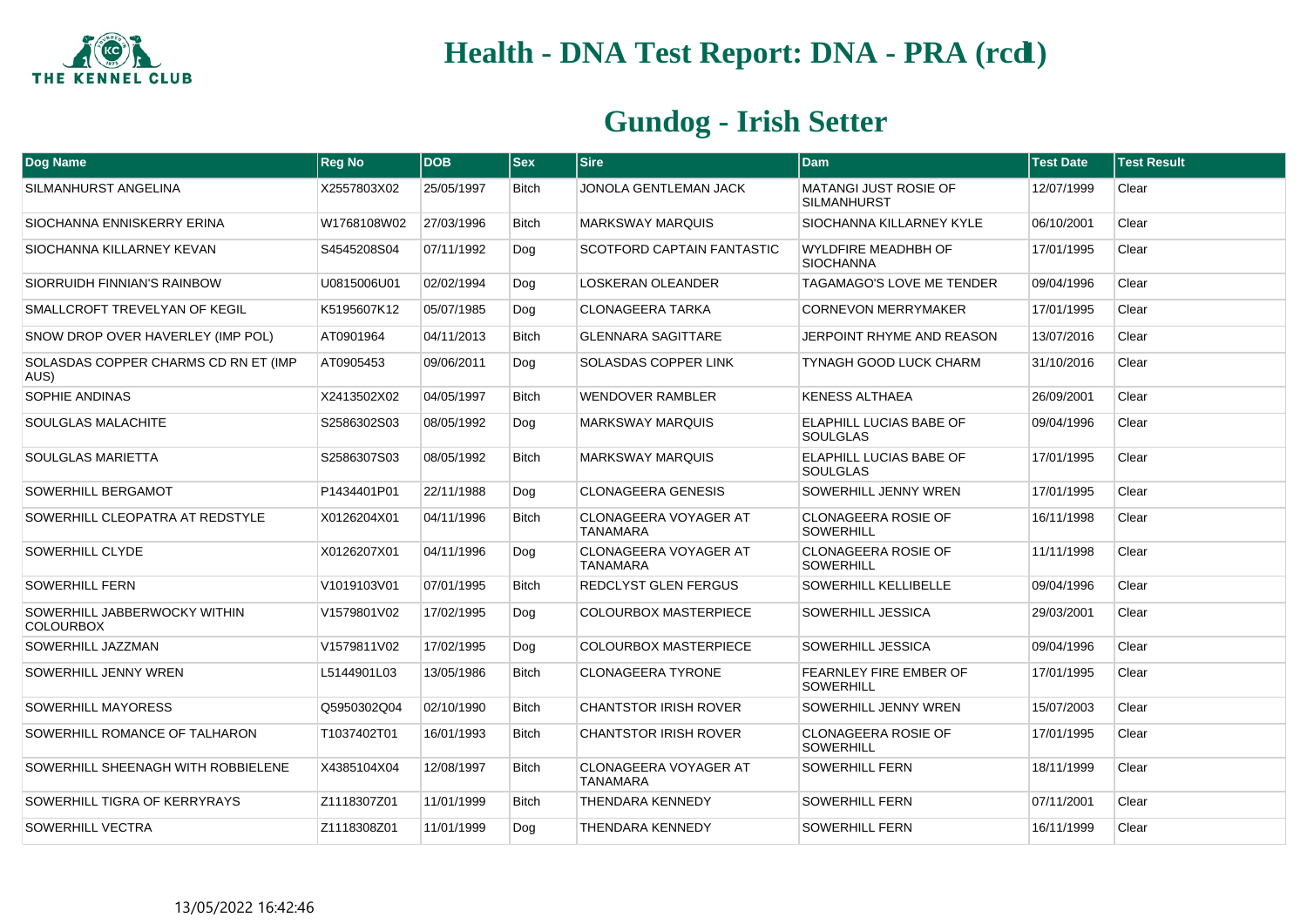# Health - DNA Test Report: DNA - PRA (rcd1)

## Gundog - Irish Setter

| Dog Name | Reg No | DOB | Sex | Sire | Dam | Test Date | Test Result |
|---|---|---|---|---|---|---|---|
| SILMANHURST ANGELINA | X2557803X02 | 25/05/1997 | Bitch | JONOLA GENTLEMAN JACK | MATANGI JUST ROSIE OF SILMANHURST | 12/07/1999 | Clear |
| SIOCHANNA ENNISKERRY ERINA | W1768108W02 | 27/03/1996 | Bitch | MARKSWAY MARQUIS | SIOCHANNA KILLARNEY KYLE | 06/10/2001 | Clear |
| SIOCHANNA KILLARNEY KEVAN | S4545208S04 | 07/11/1992 | Dog | SCOTFORD CAPTAIN FANTASTIC | WYLDFIRE MEADHBH OF SIOCHANNA | 17/01/1995 | Clear |
| SIORRUIDH FINNIAN'S RAINBOW | U0815006U01 | 02/02/1994 | Dog | LOSKERAN OLEANDER | TAGAMAGO'S LOVE ME TENDER | 09/04/1996 | Clear |
| SMALLCROFT TREVELYAN OF KEGIL | K5195607K12 | 05/07/1985 | Dog | CLONAGEERA TARKA | CORNEVON MERRYMAKER | 17/01/1995 | Clear |
| SNOW DROP OVER HAVERLEY (IMP POL) | AT0901964 | 04/11/2013 | Bitch | GLENNARA SAGITTARE | JERPOINT RHYME AND REASON | 13/07/2016 | Clear |
| SOLASDAS COPPER CHARMS CD RN ET (IMP AUS) | AT0905453 | 09/06/2011 | Dog | SOLASDAS COPPER LINK | TYNAGH GOOD LUCK CHARM | 31/10/2016 | Clear |
| SOPHIE ANDINAS | X2413502X02 | 04/05/1997 | Bitch | WENDOVER RAMBLER | KENESS ALTHAEA | 26/09/2001 | Clear |
| SOULGLAS MALACHITE | S2586302S03 | 08/05/1992 | Dog | MARKSWAY MARQUIS | ELAPHILL LUCIAS BABE OF SOULGLAS | 09/04/1996 | Clear |
| SOULGLAS MARIETTA | S2586307S03 | 08/05/1992 | Bitch | MARKSWAY MARQUIS | ELAPHILL LUCIAS BABE OF SOULGLAS | 17/01/1995 | Clear |
| SOWERHILL BERGAMOT | P1434401P01 | 22/11/1988 | Dog | CLONAGEERA GENESIS | SOWERHILL JENNY WREN | 17/01/1995 | Clear |
| SOWERHILL CLEOPATRA AT REDSTYLE | X0126204X01 | 04/11/1996 | Bitch | CLONAGEERA VOYAGER AT TANAMARA | CLONAGEERA ROSIE OF SOWERHILL | 16/11/1998 | Clear |
| SOWERHILL CLYDE | X0126207X01 | 04/11/1996 | Dog | CLONAGEERA VOYAGER AT TANAMARA | CLONAGEERA ROSIE OF SOWERHILL | 11/11/1998 | Clear |
| SOWERHILL FERN | V1019103V01 | 07/01/1995 | Bitch | REDCLYST GLEN FERGUS | SOWERHILL KELLIBELLE | 09/04/1996 | Clear |
| SOWERHILL JABBERWOCKY WITHIN COLOURBOX | V1579801V02 | 17/02/1995 | Dog | COLOURBOX MASTERPIECE | SOWERHILL JESSICA | 29/03/2001 | Clear |
| SOWERHILL JAZZMAN | V1579811V02 | 17/02/1995 | Dog | COLOURBOX MASTERPIECE | SOWERHILL JESSICA | 09/04/1996 | Clear |
| SOWERHILL JENNY WREN | L5144901L03 | 13/05/1986 | Bitch | CLONAGEERA TYRONE | FEARNLEY FIRE EMBER OF SOWERHILL | 17/01/1995 | Clear |
| SOWERHILL MAYORESS | Q5950302Q04 | 02/10/1990 | Bitch | CHANTSTOR IRISH ROVER | SOWERHILL JENNY WREN | 15/07/2003 | Clear |
| SOWERHILL ROMANCE OF TALHARON | T1037402T01 | 16/01/1993 | Bitch | CHANTSTOR IRISH ROVER | CLONAGEERA ROSIE OF SOWERHILL | 17/01/1995 | Clear |
| SOWERHILL SHEENAGH WITH ROBBIELENE | X4385104X04 | 12/08/1997 | Bitch | CLONAGEERA VOYAGER AT TANAMARA | SOWERHILL FERN | 18/11/1999 | Clear |
| SOWERHILL TIGRA OF KERRYRAYS | Z1118307Z01 | 11/01/1999 | Bitch | THENDARA KENNEDY | SOWERHILL FERN | 07/11/2001 | Clear |
| SOWERHILL VECTRA | Z1118308Z01 | 11/01/1999 | Dog | THENDARA KENNEDY | SOWERHILL FERN | 16/11/1999 | Clear |

13/05/2022 16:42:46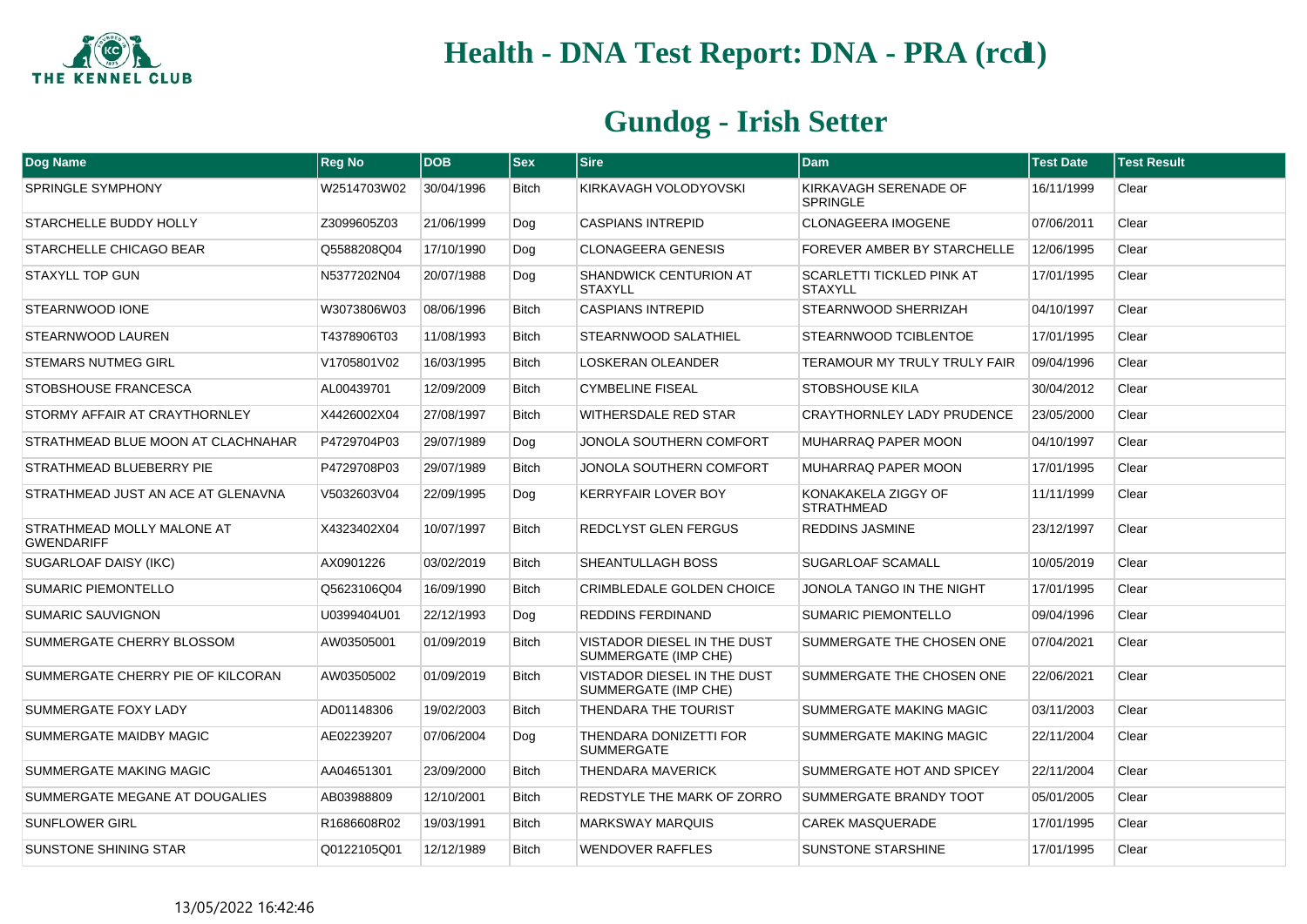# Health - DNA Test Report: DNA - PRA (rcd1)

## Gundog - Irish Setter

| Dog Name | Reg No | DOB | Sex | Sire | Dam | Test Date | Test Result |
|---|---|---|---|---|---|---|---|
| SPRINGLE SYMPHONY | W2514703W02 | 30/04/1996 | Bitch | KIRKAVAGH VOLODYOVSKI | KIRKAVAGH SERENADE OF SPRINGLE | 16/11/1999 | Clear |
| STARCHELLE BUDDY HOLLY | Z3099605Z03 | 21/06/1999 | Dog | CASPIANS INTREPID | CLONAGEERA IMOGENE | 07/06/2011 | Clear |
| STARCHELLE CHICAGO BEAR | Q5588208Q04 | 17/10/1990 | Dog | CLONAGEERA GENESIS | FOREVER AMBER BY STARCHELLE | 12/06/1995 | Clear |
| STAXYLL TOP GUN | N5377202N04 | 20/07/1988 | Dog | SHANDWICK CENTURION AT STAXYLL | SCARLETTI TICKLED PINK AT STAXYLL | 17/01/1995 | Clear |
| STEARNWOOD IONE | W3073806W03 | 08/06/1996 | Bitch | CASPIANS INTREPID | STEARNWOOD SHERRIZAH | 04/10/1997 | Clear |
| STEARNWOOD LAUREN | T4378906T03 | 11/08/1993 | Bitch | STEARNWOOD SALATHIEL | STEARNWOOD TCIBLENTOE | 17/01/1995 | Clear |
| STEMARS NUTMEG GIRL | V1705801V02 | 16/03/1995 | Bitch | LOSKERAN OLEANDER | TERAMOUR MY TRULY TRULY FAIR | 09/04/1996 | Clear |
| STOBSHOUSE FRANCESCA | AL00439701 | 12/09/2009 | Bitch | CYMBELINE FISEAL | STOBSHOUSE KILA | 30/04/2012 | Clear |
| STORMY AFFAIR AT CRAYTHORNLEY | X4426002X04 | 27/08/1997 | Bitch | WITHERSDALE RED STAR | CRAYTHORNLEY LADY PRUDENCE | 23/05/2000 | Clear |
| STRATHMEAD BLUE MOON AT CLACHNAHAR | P4729704P03 | 29/07/1989 | Dog | JONOLA SOUTHERN COMFORT | MUHARRAQ PAPER MOON | 04/10/1997 | Clear |
| STRATHMEAD BLUEBERRY PIE | P4729708P03 | 29/07/1989 | Bitch | JONOLA SOUTHERN COMFORT | MUHARRAQ PAPER MOON | 17/01/1995 | Clear |
| STRATHMEAD JUST AN ACE AT GLENAVNA | V5032603V04 | 22/09/1995 | Dog | KERRYFAIR LOVER BOY | KONAKAKELA ZIGGY OF STRATHMEAD | 11/11/1999 | Clear |
| STRATHMEAD MOLLY MALONE AT GWENDARIFF | X4323402X04 | 10/07/1997 | Bitch | REDCLYST GLEN FERGUS | REDDINS JASMINE | 23/12/1997 | Clear |
| SUGARLOAF DAISY (IKC) | AX0901226 | 03/02/2019 | Bitch | SHEANTULLAGH BOSS | SUGARLOAF SCAMALL | 10/05/2019 | Clear |
| SUMARIC PIEMONTELLO | Q5623106Q04 | 16/09/1990 | Bitch | CRIMBLEDALE GOLDEN CHOICE | JONOLA TANGO IN THE NIGHT | 17/01/1995 | Clear |
| SUMARIC SAUVIGNON | U0399404U01 | 22/12/1993 | Dog | REDDINS FERDINAND | SUMARIC PIEMONTELLO | 09/04/1996 | Clear |
| SUMMERGATE CHERRY BLOSSOM | AW03505001 | 01/09/2019 | Bitch | VISTADOR DIESEL IN THE DUST SUMMERGATE (IMP CHE) | SUMMERGATE THE CHOSEN ONE | 07/04/2021 | Clear |
| SUMMERGATE CHERRY PIE OF KILCORAN | AW03505002 | 01/09/2019 | Bitch | VISTADOR DIESEL IN THE DUST SUMMERGATE (IMP CHE) | SUMMERGATE THE CHOSEN ONE | 22/06/2021 | Clear |
| SUMMERGATE FOXY LADY | AD01148306 | 19/02/2003 | Bitch | THENDARA THE TOURIST | SUMMERGATE MAKING MAGIC | 03/11/2003 | Clear |
| SUMMERGATE MAIDBY MAGIC | AE02239207 | 07/06/2004 | Dog | THENDARA DONIZETTI FOR SUMMERGATE | SUMMERGATE MAKING MAGIC | 22/11/2004 | Clear |
| SUMMERGATE MAKING MAGIC | AA04651301 | 23/09/2000 | Bitch | THENDARA MAVERICK | SUMMERGATE HOT AND SPICEY | 22/11/2004 | Clear |
| SUMMERGATE MEGANE AT DOUGALIES | AB03988809 | 12/10/2001 | Bitch | REDSTYLE THE MARK OF ZORRO | SUMMERGATE BRANDY TOOT | 05/01/2005 | Clear |
| SUNFLOWER GIRL | R1686608R02 | 19/03/1991 | Bitch | MARKSWAY MARQUIS | CAREK MASQUERADE | 17/01/1995 | Clear |
| SUNSTONE SHINING STAR | Q0122105Q01 | 12/12/1989 | Bitch | WENDOVER RAFFLES | SUNSTONE STARSHINE | 17/01/1995 | Clear |

13/05/2022 16:42:46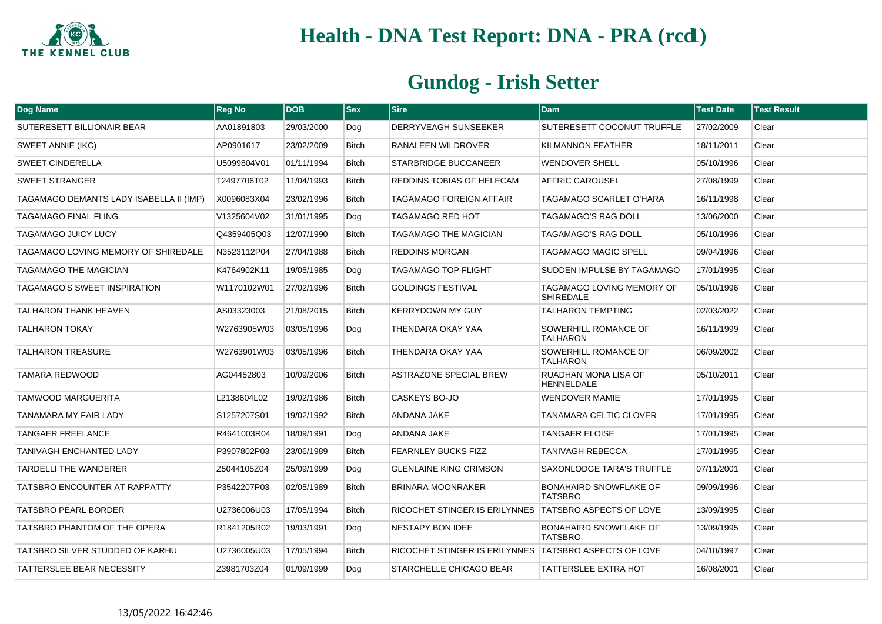# Health - DNA Test Report: DNA - PRA (rcd1)

## Gundog - Irish Setter

| Dog Name | Reg No | DOB | Sex | Sire | Dam | Test Date | Test Result |
|---|---|---|---|---|---|---|---|
| SUTERESETT BILLIONAIR BEAR | AA01891803 | 29/03/2000 | Dog | DERRYVEAGH SUNSEEKER | SUTERESETT COCONUT TRUFFLE | 27/02/2009 | Clear |
| SWEET ANNIE (IKC) | AP0901617 | 23/02/2009 | Bitch | RANALEEN WILDROVER | KILMANNON FEATHER | 18/11/2011 | Clear |
| SWEET CINDERELLA | U5099804V01 | 01/11/1994 | Bitch | STARBRIDGE BUCCANEER | WENDOVER SHELL | 05/10/1996 | Clear |
| SWEET STRANGER | T2497706T02 | 11/04/1993 | Bitch | REDDINS TOBIAS OF HELECAM | AFFRIC CAROUSEL | 27/08/1999 | Clear |
| TAGAMAGO DEMANTS LADY ISABELLA II (IMP) | X0096083X04 | 23/02/1996 | Bitch | TAGAMAGO FOREIGN AFFAIR | TAGAMAGO SCARLET O'HARA | 16/11/1998 | Clear |
| TAGAMAGO FINAL FLING | V1325604V02 | 31/01/1995 | Dog | TAGAMAGO RED HOT | TAGAMAGO'S RAG DOLL | 13/06/2000 | Clear |
| TAGAMAGO JUICY LUCY | Q4359405Q03 | 12/07/1990 | Bitch | TAGAMAGO THE MAGICIAN | TAGAMAGO'S RAG DOLL | 05/10/1996 | Clear |
| TAGAMAGO LOVING MEMORY OF SHIREDALE | N3523112P04 | 27/04/1988 | Bitch | REDDINS MORGAN | TAGAMAGO MAGIC SPELL | 09/04/1996 | Clear |
| TAGAMAGO THE MAGICIAN | K4764902K11 | 19/05/1985 | Dog | TAGAMAGO TOP FLIGHT | SUDDEN IMPULSE BY TAGAMAGO | 17/01/1995 | Clear |
| TAGAMAGO'S SWEET INSPIRATION | W1170102W01 | 27/02/1996 | Bitch | GOLDINGS FESTIVAL | TAGAMAGO LOVING MEMORY OF SHIREDALE | 05/10/1996 | Clear |
| TALHARON THANK HEAVEN | AS03323003 | 21/08/2015 | Bitch | KERRYDOWN MY GUY | TALHARON TEMPTING | 02/03/2022 | Clear |
| TALHARON TOKAY | W2763905W03 | 03/05/1996 | Dog | THENDARA OKAY YAA | SOWERHILL ROMANCE OF TALHARON | 16/11/1999 | Clear |
| TALHARON TREASURE | W2763901W03 | 03/05/1996 | Bitch | THENDARA OKAY YAA | SOWERHILL ROMANCE OF TALHARON | 06/09/2002 | Clear |
| TAMARA REDWOOD | AG04452803 | 10/09/2006 | Bitch | ASTRAZONE SPECIAL BREW | RUADHAN MONA LISA OF HENNELDALE | 05/10/2011 | Clear |
| TAMWOOD MARGUERITA | L2138604L02 | 19/02/1986 | Bitch | CASKEYS BO-JO | WENDOVER MAMIE | 17/01/1995 | Clear |
| TANAMARA MY FAIR LADY | S1257207S01 | 19/02/1992 | Bitch | ANDANA JAKE | TANAMARA CELTIC CLOVER | 17/01/1995 | Clear |
| TANGAER FREELANCE | R4641003R04 | 18/09/1991 | Dog | ANDANA JAKE | TANGAER ELOISE | 17/01/1995 | Clear |
| TANIVAGH ENCHANTED LADY | P3907802P03 | 23/06/1989 | Bitch | FEARNLEY BUCKS FIZZ | TANIVAGH REBECCA | 17/01/1995 | Clear |
| TARDELLI THE WANDERER | Z5044105Z04 | 25/09/1999 | Dog | GLENLAINE KING CRIMSON | SAXONLODGE TARA'S TRUFFLE | 07/11/2001 | Clear |
| TATSBRO ENCOUNTER AT RAPPATTY | P3542207P03 | 02/05/1989 | Bitch | BRINARA MOONRAKER | BONAHAIRD SNOWFLAKE OF TATSBRO | 09/09/1996 | Clear |
| TATSBRO PEARL BORDER | U2736006U03 | 17/05/1994 | Bitch | RICOCHET STINGER IS ERILYNNES | TATSBRO ASPECTS OF LOVE | 13/09/1995 | Clear |
| TATSBRO PHANTOM OF THE OPERA | R1841205R02 | 19/03/1991 | Dog | NESTAPY BON IDEE | BONAHAIRD SNOWFLAKE OF TATSBRO | 13/09/1995 | Clear |
| TATSBRO SILVER STUDDED OF KARHU | U2736005U03 | 17/05/1994 | Bitch | RICOCHET STINGER IS ERILYNNES | TATSBRO ASPECTS OF LOVE | 04/10/1997 | Clear |
| TATTERSLEE BEAR NECESSITY | Z3981703Z04 | 01/09/1999 | Dog | STARCHELLE CHICAGO BEAR | TATTERSLEE EXTRA HOT | 16/08/2001 | Clear |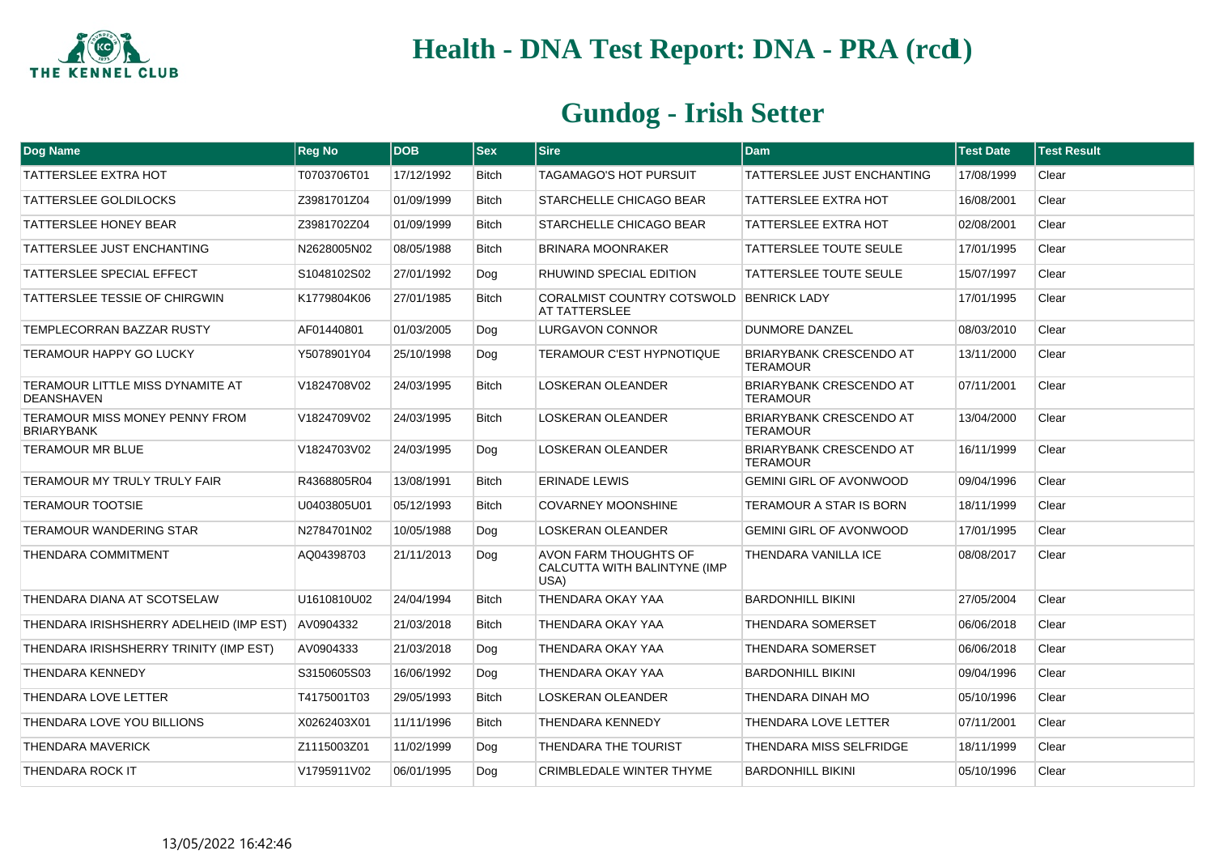# Health - DNA Test Report: DNA - PRA (rcd1)

## Gundog - Irish Setter

| Dog Name | Reg No | DOB | Sex | Sire | Dam | Test Date | Test Result |
|---|---|---|---|---|---|---|---|
| TATTERSLEE EXTRA HOT | T0703706T01 | 17/12/1992 | Bitch | TAGAMAGO'S HOT PURSUIT | TATTERSLEE JUST ENCHANTING | 17/08/1999 | Clear |
| TATTERSLEE GOLDILOCKS | Z3981701Z04 | 01/09/1999 | Bitch | STARCHELLE CHICAGO BEAR | TATTERSLEE EXTRA HOT | 16/08/2001 | Clear |
| TATTERSLEE HONEY BEAR | Z3981702Z04 | 01/09/1999 | Bitch | STARCHELLE CHICAGO BEAR | TATTERSLEE EXTRA HOT | 02/08/2001 | Clear |
| TATTERSLEE JUST ENCHANTING | N2628005N02 | 08/05/1988 | Bitch | BRINARA MOONRAKER | TATTERSLEE TOUTE SEULE | 17/01/1995 | Clear |
| TATTERSLEE SPECIAL EFFECT | S1048102S02 | 27/01/1992 | Dog | RHUWIND SPECIAL EDITION | TATTERSLEE TOUTE SEULE | 15/07/1997 | Clear |
| TATTERSLEE TESSIE OF CHIRGWIN | K1779804K06 | 27/01/1985 | Bitch | CORALMIST COUNTRY COTSWOLD AT TATTERSLEE | BENRICK LADY | 17/01/1995 | Clear |
| TEMPLECORRAN BAZZAR RUSTY | AF01440801 | 01/03/2005 | Dog | LURGAVON CONNOR | DUNMORE DANZEL | 08/03/2010 | Clear |
| TERAMOUR HAPPY GO LUCKY | Y5078901Y04 | 25/10/1998 | Dog | TERAMOUR C'EST HYPNOTIQUE | BRIARYBANK CRESCENDO AT TERAMOUR | 13/11/2000 | Clear |
| TERAMOUR LITTLE MISS DYNAMITE AT DEANSHAVEN | V1824708V02 | 24/03/1995 | Bitch | LOSKERAN OLEANDER | BRIARYBANK CRESCENDO AT TERAMOUR | 07/11/2001 | Clear |
| TERAMOUR MISS MONEY PENNY FROM BRIARYBANK | V1824709V02 | 24/03/1995 | Bitch | LOSKERAN OLEANDER | BRIARYBANK CRESCENDO AT TERAMOUR | 13/04/2000 | Clear |
| TERAMOUR MR BLUE | V1824703V02 | 24/03/1995 | Dog | LOSKERAN OLEANDER | BRIARYBANK CRESCENDO AT TERAMOUR | 16/11/1999 | Clear |
| TERAMOUR MY TRULY TRULY FAIR | R4368805R04 | 13/08/1991 | Bitch | ERINADE LEWIS | GEMINI GIRL OF AVONWOOD | 09/04/1996 | Clear |
| TERAMOUR TOOTSIE | U0403805U01 | 05/12/1993 | Bitch | COVARNEY MOONSHINE | TERAMOUR A STAR IS BORN | 18/11/1999 | Clear |
| TERAMOUR WANDERING STAR | N2784701N02 | 10/05/1988 | Dog | LOSKERAN OLEANDER | GEMINI GIRL OF AVONWOOD | 17/01/1995 | Clear |
| THENDARA COMMITMENT | AQ04398703 | 21/11/2013 | Dog | AVON FARM THOUGHTS OF CALCUTTA WITH BALINTYNE (IMP USA) | THENDARA VANILLA ICE | 08/08/2017 | Clear |
| THENDARA DIANA AT SCOTSELAW | U1610810U02 | 24/04/1994 | Bitch | THENDARA OKAY YAA | BARDONHILL BIKINI | 27/05/2004 | Clear |
| THENDARA IRISHSHERRY ADELHEID (IMP EST) | AV0904332 | 21/03/2018 | Bitch | THENDARA OKAY YAA | THENDARA SOMERSET | 06/06/2018 | Clear |
| THENDARA IRISHSHERRY TRINITY (IMP EST) | AV0904333 | 21/03/2018 | Dog | THENDARA OKAY YAA | THENDARA SOMERSET | 06/06/2018 | Clear |
| THENDARA KENNEDY | S3150605S03 | 16/06/1992 | Dog | THENDARA OKAY YAA | BARDONHILL BIKINI | 09/04/1996 | Clear |
| THENDARA LOVE LETTER | T4175001T03 | 29/05/1993 | Bitch | LOSKERAN OLEANDER | THENDARA DINAH MO | 05/10/1996 | Clear |
| THENDARA LOVE YOU BILLIONS | X0262403X01 | 11/11/1996 | Bitch | THENDARA KENNEDY | THENDARA LOVE LETTER | 07/11/2001 | Clear |
| THENDARA MAVERICK | Z1115003Z01 | 11/02/1999 | Dog | THENDARA THE TOURIST | THENDARA MISS SELFRIDGE | 18/11/1999 | Clear |
| THENDARA ROCK IT | V1795911V02 | 06/01/1995 | Dog | CRIMBLEDALE WINTER THYME | BARDONHILL BIKINI | 05/10/1996 | Clear |

13/05/2022 16:42:46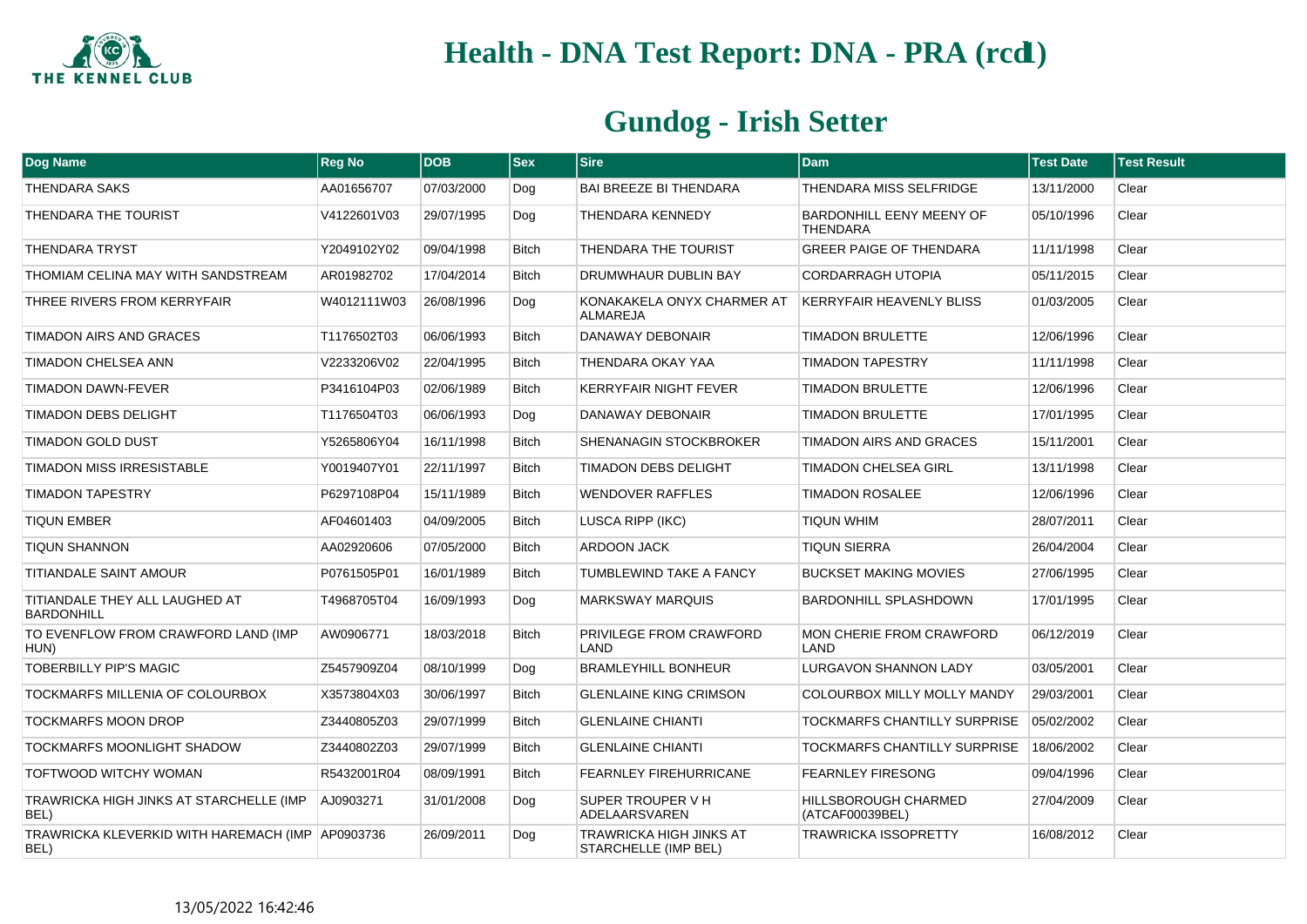# Health - DNA Test Report: DNA - PRA (rcd1)

## Gundog - Irish Setter

| Dog Name | Reg No | DOB | Sex | Sire | Dam | Test Date | Test Result |
|---|---|---|---|---|---|---|---|
| THENDARA SAKS | AA01656707 | 07/03/2000 | Dog | BAI BREEZE BI THENDARA | THENDARA MISS SELFRIDGE | 13/11/2000 | Clear |
| THENDARA THE TOURIST | V4122601V03 | 29/07/1995 | Dog | THENDARA KENNEDY | BARDONHILL EENY MEENY OF THENDARA | 05/10/1996 | Clear |
| THENDARA TRYST | Y2049102Y02 | 09/04/1998 | Bitch | THENDARA THE TOURIST | GREER PAIGE OF THENDARA | 11/11/1998 | Clear |
| THOMIAM CELINA MAY WITH SANDSTREAM | AR01982702 | 17/04/2014 | Bitch | DRUMWHAUR DUBLIN BAY | CORDARRAGH UTOPIA | 05/11/2015 | Clear |
| THREE RIVERS FROM KERRYFAIR | W4012111W03 | 26/08/1996 | Dog | KONAKAKELA ONYX CHARMER AT ALMAREJA | KERRYFAIR HEAVENLY BLISS | 01/03/2005 | Clear |
| TIMADON AIRS AND GRACES | T1176502T03 | 06/06/1993 | Bitch | DANAWAY DEBONAIR | TIMADON BRULETTE | 12/06/1996 | Clear |
| TIMADON CHELSEA ANN | V2233206V02 | 22/04/1995 | Bitch | THENDARA OKAY YAA | TIMADON TAPESTRY | 11/11/1998 | Clear |
| TIMADON DAWN-FEVER | P3416104P03 | 02/06/1989 | Bitch | KERRYFAIR NIGHT FEVER | TIMADON BRULETTE | 12/06/1996 | Clear |
| TIMADON DEBS DELIGHT | T1176504T03 | 06/06/1993 | Dog | DANAWAY DEBONAIR | TIMADON BRULETTE | 17/01/1995 | Clear |
| TIMADON GOLD DUST | Y5265806Y04 | 16/11/1998 | Bitch | SHENANAGIN STOCKBROKER | TIMADON AIRS AND GRACES | 15/11/2001 | Clear |
| TIMADON MISS IRRESISTABLE | Y0019407Y01 | 22/11/1997 | Bitch | TIMADON DEBS DELIGHT | TIMADON CHELSEA GIRL | 13/11/1998 | Clear |
| TIMADON TAPESTRY | P6297108P04 | 15/11/1989 | Bitch | WENDOVER RAFFLES | TIMADON ROSALEE | 12/06/1996 | Clear |
| TIQUN EMBER | AF04601403 | 04/09/2005 | Bitch | LUSCA RIPP (IKC) | TIQUN WHIM | 28/07/2011 | Clear |
| TIQUN SHANNON | AA02920606 | 07/05/2000 | Bitch | ARDOON JACK | TIQUN SIERRA | 26/04/2004 | Clear |
| TITIANDALE SAINT AMOUR | P0761505P01 | 16/01/1989 | Bitch | TUMBLEWIND TAKE A FANCY | BUCKSET MAKING MOVIES | 27/06/1995 | Clear |
| TITIANDALE THEY ALL LAUGHED AT BARDONHILL | T4968705T04 | 16/09/1993 | Dog | MARKSWAY MARQUIS | BARDONHILL SPLASHDOWN | 17/01/1995 | Clear |
| TO EVENFLOW FROM CRAWFORD LAND (IMP HUN) | AW0906771 | 18/03/2018 | Bitch | PRIVILEGE FROM CRAWFORD LAND | MON CHERIE FROM CRAWFORD LAND | 06/12/2019 | Clear |
| TOBERBILLY PIP'S MAGIC | Z5457909Z04 | 08/10/1999 | Dog | BRAMLEYHILL BONHEUR | LURGAVON SHANNON LADY | 03/05/2001 | Clear |
| TOCKMARFS MILLENIA OF COLOURBOX | X3573804X03 | 30/06/1997 | Bitch | GLENLAINE KING CRIMSON | COLOURBOX MILLY MOLLY MANDY | 29/03/2001 | Clear |
| TOCKMARFS MOON DROP | Z3440805Z03 | 29/07/1999 | Bitch | GLENLAINE CHIANTI | TOCKMARFS CHANTILLY SURPRISE | 05/02/2002 | Clear |
| TOCKMARFS MOONLIGHT SHADOW | Z3440802Z03 | 29/07/1999 | Bitch | GLENLAINE CHIANTI | TOCKMARFS CHANTILLY SURPRISE | 18/06/2002 | Clear |
| TOFTWOOD WITCHY WOMAN | R5432001R04 | 08/09/1991 | Bitch | FEARNLEY FIREHURRICANE | FEARNLEY FIRESONG | 09/04/1996 | Clear |
| TRAWRICKA HIGH JINKS AT STARCHELLE (IMP BEL) | AJ0903271 | 31/01/2008 | Dog | SUPER TROUPER V H ADELAARSVAREN | HILLSBOROUGH CHARMED (ATCAF00039BEL) | 27/04/2009 | Clear |
| TRAWRICKA KLEVERKID WITH HAREMACH (IMP BEL) | AP0903736 | 26/09/2011 | Dog | TRAWRICKA HIGH JINKS AT STARCHELLE (IMP BEL) | TRAWRICKA ISSOPRETTY | 16/08/2012 | Clear |

13/05/2022 16:42:46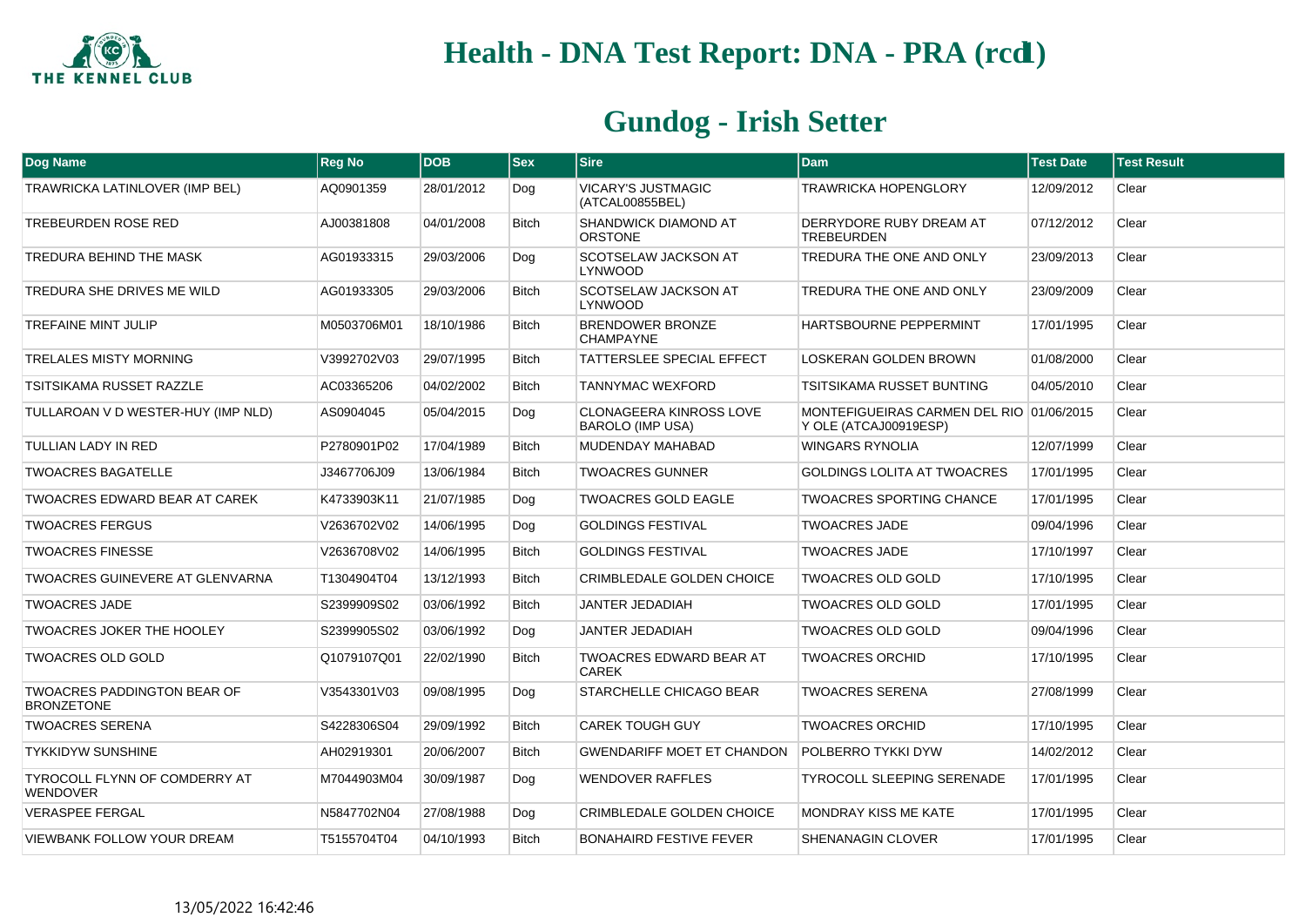# Health - DNA Test Report: DNA - PRA (rcd1)

## Gundog - Irish Setter

| Dog Name | Reg No | DOB | Sex | Sire | Dam | Test Date | Test Result |
|---|---|---|---|---|---|---|---|
| TRAWRICKA LATINLOVER (IMP BEL) | AQ0901359 | 28/01/2012 | Dog | VICARY'S JUSTMAGIC (ATCAL00855BEL) | TRAWRICKA HOPENGLORY | 12/09/2012 | Clear |
| TREBEURDEN ROSE RED | AJ00381808 | 04/01/2008 | Bitch | SHANDWICK DIAMOND AT ORSTONE | DERRYDORE RUBY DREAM AT TREBEURDEN | 07/12/2012 | Clear |
| TREDURA BEHIND THE MASK | AG01933315 | 29/03/2006 | Dog | SCOTSELAW JACKSON AT LYNWOOD | TREDURA THE ONE AND ONLY | 23/09/2013 | Clear |
| TREDURA SHE DRIVES ME WILD | AG01933305 | 29/03/2006 | Bitch | SCOTSELAW JACKSON AT LYNWOOD | TREDURA THE ONE AND ONLY | 23/09/2009 | Clear |
| TREFAINE MINT JULIP | M0503706M01 | 18/10/1986 | Bitch | BRENDOWER BRONZE CHAMPAYNE | HARTSBOURNE PEPPERMINT | 17/01/1995 | Clear |
| TRELALES MISTY MORNING | V3992702V03 | 29/07/1995 | Bitch | TATTERSLEE SPECIAL EFFECT | LOSKERAN GOLDEN BROWN | 01/08/2000 | Clear |
| TSITSIKAMA RUSSET RAZZLE | AC03365206 | 04/02/2002 | Bitch | TANNYMAC WEXFORD | TSITSIKAMA RUSSET BUNTING | 04/05/2010 | Clear |
| TULLAROAN V D WESTER-HUY (IMP NLD) | AS0904045 | 05/04/2015 | Dog | CLONAGEERA KINROSS LOVE BAROLO (IMP USA) | MONTEFIGUEIRAS CARMEN DEL RIO Y OLE (ATCAJ00919ESP) | 01/06/2015 | Clear |
| TULLIAN LADY IN RED | P2780901P02 | 17/04/1989 | Bitch | MUDENDAY MAHABAD | WINGARS RYNOLIA | 12/07/1999 | Clear |
| TWOACRES BAGATELLE | J3467706J09 | 13/06/1984 | Bitch | TWOACRES GUNNER | GOLDINGS LOLITA AT TWOACRES | 17/01/1995 | Clear |
| TWOACRES EDWARD BEAR AT CAREK | K4733903K11 | 21/07/1985 | Dog | TWOACRES GOLD EAGLE | TWOACRES SPORTING CHANCE | 17/01/1995 | Clear |
| TWOACRES FERGUS | V2636702V02 | 14/06/1995 | Dog | GOLDINGS FESTIVAL | TWOACRES JADE | 09/04/1996 | Clear |
| TWOACRES FINESSE | V2636708V02 | 14/06/1995 | Bitch | GOLDINGS FESTIVAL | TWOACRES JADE | 17/10/1997 | Clear |
| TWOACRES GUINEVERE AT GLENVARNA | T1304904T04 | 13/12/1993 | Bitch | CRIMBLEDALE GOLDEN CHOICE | TWOACRES OLD GOLD | 17/10/1995 | Clear |
| TWOACRES JADE | S2399909S02 | 03/06/1992 | Bitch | JANTER JEDADIAH | TWOACRES OLD GOLD | 17/01/1995 | Clear |
| TWOACRES JOKER THE HOOLEY | S2399905S02 | 03/06/1992 | Dog | JANTER JEDADIAH | TWOACRES OLD GOLD | 09/04/1996 | Clear |
| TWOACRES OLD GOLD | Q1079107Q01 | 22/02/1990 | Bitch | TWOACRES EDWARD BEAR AT CAREK | TWOACRES ORCHID | 17/10/1995 | Clear |
| TWOACRES PADDINGTON BEAR OF BRONZETONE | V3543301V03 | 09/08/1995 | Dog | STARCHELLE CHICAGO BEAR | TWOACRES SERENA | 27/08/1999 | Clear |
| TWOACRES SERENA | S4228306S04 | 29/09/1992 | Bitch | CAREK TOUGH GUY | TWOACRES ORCHID | 17/10/1995 | Clear |
| TYKKIDYW SUNSHINE | AH02919301 | 20/06/2007 | Bitch | GWENDARIFF MOET ET CHANDON | POLBERRO TYKKI DYW | 14/02/2012 | Clear |
| TYROCOLL FLYNN OF COMDERRY AT WENDOVER | M7044903M04 | 30/09/1987 | Dog | WENDOVER RAFFLES | TYROCOLL SLEEPING SERENADE | 17/01/1995 | Clear |
| VERASPEE FERGAL | N5847702N04 | 27/08/1988 | Dog | CRIMBLEDALE GOLDEN CHOICE | MONDRAY KISS ME KATE | 17/01/1995 | Clear |
| VIEWBANK FOLLOW YOUR DREAM | T5155704T04 | 04/10/1993 | Bitch | BONAHAIRD FESTIVE FEVER | SHENANAGIN CLOVER | 17/01/1995 | Clear |

13/05/2022 16:42:46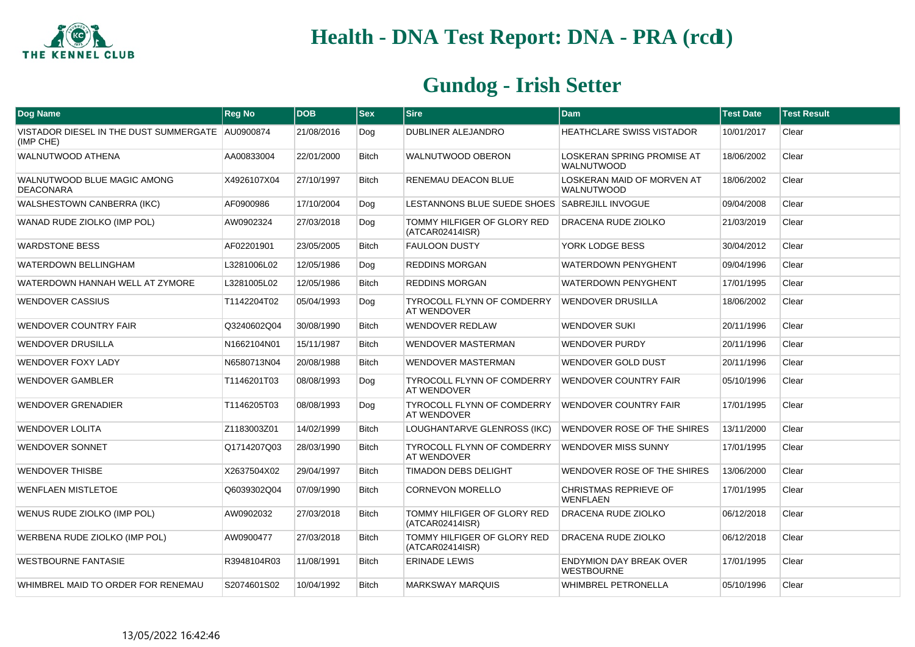# Health - DNA Test Report: DNA - PRA (rcd1)

## Gundog - Irish Setter

| Dog Name | Reg No | DOB | Sex | Sire | Dam | Test Date | Test Result |
|---|---|---|---|---|---|---|---|
| VISTADOR DIESEL IN THE DUST SUMMERGATE (IMP CHE) | AU0900874 | 21/08/2016 | Dog | DUBLINER ALEJANDRO | HEATHCLARE SWISS VISTADOR | 10/01/2017 | Clear |
| WALNUTWOOD ATHENA | AA00833004 | 22/01/2000 | Bitch | WALNUTWOOD OBERON | LOSKERAN SPRING PROMISE AT WALNUTWOOD | 18/06/2002 | Clear |
| WALNUTWOOD BLUE MAGIC AMONG DEACONARA | X4926107X04 | 27/10/1997 | Bitch | RENEMAU DEACON BLUE | LOSKERAN MAID OF MORVEN AT WALNUTWOOD | 18/06/2002 | Clear |
| WALSHESTOWN CANBERRA (IKC) | AF0900986 | 17/10/2004 | Dog | LESTANNONS BLUE SUEDE SHOES | SABREJILL INVOGUE | 09/04/2008 | Clear |
| WANAD RUDE ZIOLKO (IMP POL) | AW0902324 | 27/03/2018 | Dog | TOMMY HILFIGER OF GLORY RED (ATCAR02414ISR) | DRACENA RUDE ZIOLKO | 21/03/2019 | Clear |
| WARDSTONE BESS | AF02201901 | 23/05/2005 | Bitch | FAULOON DUSTY | YORK LODGE BESS | 30/04/2012 | Clear |
| WATERDOWN BELLINGHAM | L3281006L02 | 12/05/1986 | Dog | REDDINS MORGAN | WATERDOWN PENYGHENT | 09/04/1996 | Clear |
| WATERDOWN HANNAH WELL AT ZYMORE | L3281005L02 | 12/05/1986 | Bitch | REDDINS MORGAN | WATERDOWN PENYGHENT | 17/01/1995 | Clear |
| WENDOVER CASSIUS | T1142204T02 | 05/04/1993 | Dog | TYROCOLL FLYNN OF COMDERRY AT WENDOVER | WENDOVER DRUSILLA | 18/06/2002 | Clear |
| WENDOVER COUNTRY FAIR | Q3240602Q04 | 30/08/1990 | Bitch | WENDOVER REDLAW | WENDOVER SUKI | 20/11/1996 | Clear |
| WENDOVER DRUSILLA | N1662104N01 | 15/11/1987 | Bitch | WENDOVER MASTERMAN | WENDOVER PURDY | 20/11/1996 | Clear |
| WENDOVER FOXY LADY | N6580713N04 | 20/08/1988 | Bitch | WENDOVER MASTERMAN | WENDOVER GOLD DUST | 20/11/1996 | Clear |
| WENDOVER GAMBLER | T1146201T03 | 08/08/1993 | Dog | TYROCOLL FLYNN OF COMDERRY AT WENDOVER | WENDOVER COUNTRY FAIR | 05/10/1996 | Clear |
| WENDOVER GRENADIER | T1146205T03 | 08/08/1993 | Dog | TYROCOLL FLYNN OF COMDERRY AT WENDOVER | WENDOVER COUNTRY FAIR | 17/01/1995 | Clear |
| WENDOVER LOLITA | Z1183003Z01 | 14/02/1999 | Bitch | LOUGHANTARVE GLENROSS (IKC) | WENDOVER ROSE OF THE SHIRES | 13/11/2000 | Clear |
| WENDOVER SONNET | Q1714207Q03 | 28/03/1990 | Bitch | TYROCOLL FLYNN OF COMDERRY AT WENDOVER | WENDOVER MISS SUNNY | 17/01/1995 | Clear |
| WENDOVER THISBE | X2637504X02 | 29/04/1997 | Bitch | TIMADON DEBS DELIGHT | WENDOVER ROSE OF THE SHIRES | 13/06/2000 | Clear |
| WENFLAEN MISTLETOE | Q6039302Q04 | 07/09/1990 | Bitch | CORNEVON MORELLO | CHRISTMAS REPRIEVE OF WENFLAEN | 17/01/1995 | Clear |
| WENUS RUDE ZIOLKO (IMP POL) | AW0902032 | 27/03/2018 | Bitch | TOMMY HILFIGER OF GLORY RED (ATCAR02414ISR) | DRACENA RUDE ZIOLKO | 06/12/2018 | Clear |
| WERBENA RUDE ZIOLKO (IMP POL) | AW0900477 | 27/03/2018 | Bitch | TOMMY HILFIGER OF GLORY RED (ATCAR02414ISR) | DRACENA RUDE ZIOLKO | 06/12/2018 | Clear |
| WESTBOURNE FANTASIE | R3948104R03 | 11/08/1991 | Bitch | ERINADE LEWIS | ENDYMION DAY BREAK OVER WESTBOURNE | 17/01/1995 | Clear |
| WHIMBREL MAID TO ORDER FOR RENEMAU | S2074601S02 | 10/04/1992 | Bitch | MARKSWAY MARQUIS | WHIMBREL PETRONELLA | 05/10/1996 | Clear |

13/05/2022 16:42:46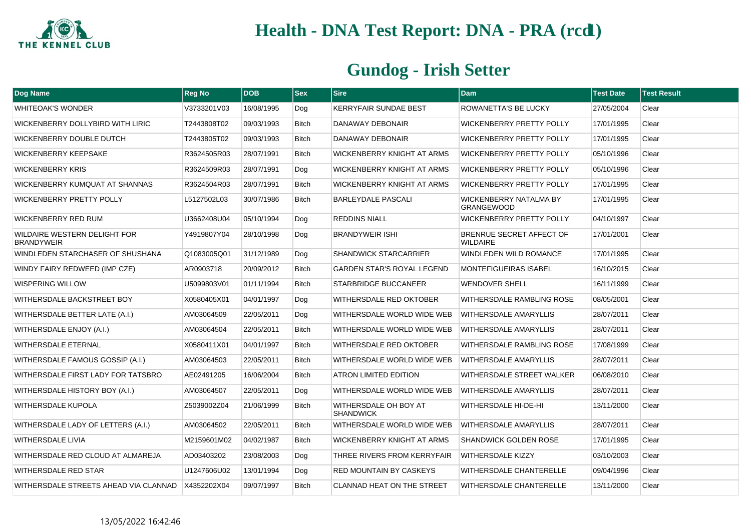# Health - DNA Test Report: DNA - PRA (rcd1)

## Gundog - Irish Setter

| Dog Name | Reg No | DOB | Sex | Sire | Dam | Test Date | Test Result |
|---|---|---|---|---|---|---|---|
| WHITEOAK'S WONDER | V3733201V03 | 16/08/1995 | Dog | KERRYFAIR SUNDAE BEST | ROWANETTA'S BE LUCKY | 27/05/2004 | Clear |
| WICKENBERRY DOLLYBIRD WITH LIRIC | T2443808T02 | 09/03/1993 | Bitch | DANAWAY DEBONAIR | WICKENBERRY PRETTY POLLY | 17/01/1995 | Clear |
| WICKENBERRY DOUBLE DUTCH | T2443805T02 | 09/03/1993 | Bitch | DANAWAY DEBONAIR | WICKENBERRY PRETTY POLLY | 17/01/1995 | Clear |
| WICKENBERRY KEEPSAKE | R3624505R03 | 28/07/1991 | Bitch | WICKENBERRY KNIGHT AT ARMS | WICKENBERRY PRETTY POLLY | 05/10/1996 | Clear |
| WICKENBERRY KRIS | R3624509R03 | 28/07/1991 | Dog | WICKENBERRY KNIGHT AT ARMS | WICKENBERRY PRETTY POLLY | 05/10/1996 | Clear |
| WICKENBERRY KUMQUAT AT SHANNAS | R3624504R03 | 28/07/1991 | Bitch | WICKENBERRY KNIGHT AT ARMS | WICKENBERRY PRETTY POLLY | 17/01/1995 | Clear |
| WICKENBERRY PRETTY POLLY | L5127502L03 | 30/07/1986 | Bitch | BARLEYDALE PASCALI | WICKENBERRY NATALMA BY GRANGEWOOD | 17/01/1995 | Clear |
| WICKENBERRY RED RUM | U3662408U04 | 05/10/1994 | Dog | REDDINS NIALL | WICKENBERRY PRETTY POLLY | 04/10/1997 | Clear |
| WILDAIRE WESTERN DELIGHT FOR BRANDYWEIR | Y4919807Y04 | 28/10/1998 | Dog | BRANDYWEIR ISHI | BRENRUE SECRET AFFECT OF WILDAIRE | 17/01/2001 | Clear |
| WINDLEDEN STARCHASER OF SHUSHANA | Q1083005Q01 | 31/12/1989 | Dog | SHANDWICK STARCARRIER | WINDLEDEN WILD ROMANCE | 17/01/1995 | Clear |
| WINDY FAIRY REDWEED (IMP CZE) | AR0903718 | 20/09/2012 | Bitch | GARDEN STAR'S ROYAL LEGEND | MONTEFIGUEIRAS ISABEL | 16/10/2015 | Clear |
| WISPERING WILLOW | U5099803V01 | 01/11/1994 | Bitch | STARBRIDGE BUCCANEER | WENDOVER SHELL | 16/11/1999 | Clear |
| WITHERSDALE BACKSTREET BOY | X0580405X01 | 04/01/1997 | Dog | WITHERSDALE RED OKTOBER | WITHERSDALE RAMBLING ROSE | 08/05/2001 | Clear |
| WITHERSDALE BETTER LATE (A.I.) | AM03064509 | 22/05/2011 | Dog | WITHERSDALE WORLD WIDE WEB | WITHERSDALE AMARYLLIS | 28/07/2011 | Clear |
| WITHERSDALE ENJOY (A.I.) | AM03064504 | 22/05/2011 | Bitch | WITHERSDALE WORLD WIDE WEB | WITHERSDALE AMARYLLIS | 28/07/2011 | Clear |
| WITHERSDALE ETERNAL | X0580411X01 | 04/01/1997 | Bitch | WITHERSDALE RED OKTOBER | WITHERSDALE RAMBLING ROSE | 17/08/1999 | Clear |
| WITHERSDALE FAMOUS GOSSIP (A.I.) | AM03064503 | 22/05/2011 | Bitch | WITHERSDALE WORLD WIDE WEB | WITHERSDALE AMARYLLIS | 28/07/2011 | Clear |
| WITHERSDALE FIRST LADY FOR TATSBRO | AE02491205 | 16/06/2004 | Bitch | ATRON LIMITED EDITION | WITHERSDALE STREET WALKER | 06/08/2010 | Clear |
| WITHERSDALE HISTORY BOY (A.I.) | AM03064507 | 22/05/2011 | Dog | WITHERSDALE WORLD WIDE WEB | WITHERSDALE AMARYLLIS | 28/07/2011 | Clear |
| WITHERSDALE KUPOLA | Z5039002Z04 | 21/06/1999 | Bitch | WITHERSDALE OH BOY AT SHANDWICK | WITHERSDALE HI-DE-HI | 13/11/2000 | Clear |
| WITHERSDALE LADY OF LETTERS (A.I.) | AM03064502 | 22/05/2011 | Bitch | WITHERSDALE WORLD WIDE WEB | WITHERSDALE AMARYLLIS | 28/07/2011 | Clear |
| WITHERSDALE LIVIA | M2159601M02 | 04/02/1987 | Bitch | WICKENBERRY KNIGHT AT ARMS | SHANDWICK GOLDEN ROSE | 17/01/1995 | Clear |
| WITHERSDALE RED CLOUD AT ALMAREJA | AD03403202 | 23/08/2003 | Dog | THREE RIVERS FROM KERRYFAIR | WITHERSDALE KIZZY | 03/10/2003 | Clear |
| WITHERSDALE RED STAR | U1247606U02 | 13/01/1994 | Dog | RED MOUNTAIN BY CASKEYS | WITHERSDALE CHANTERELLE | 09/04/1996 | Clear |
| WITHERSDALE STREETS AHEAD VIA CLANNAD | X4352202X04 | 09/07/1997 | Bitch | CLANNAD HEAT ON THE STREET | WITHERSDALE CHANTERELLE | 13/11/2000 | Clear |

13/05/2022 16:42:46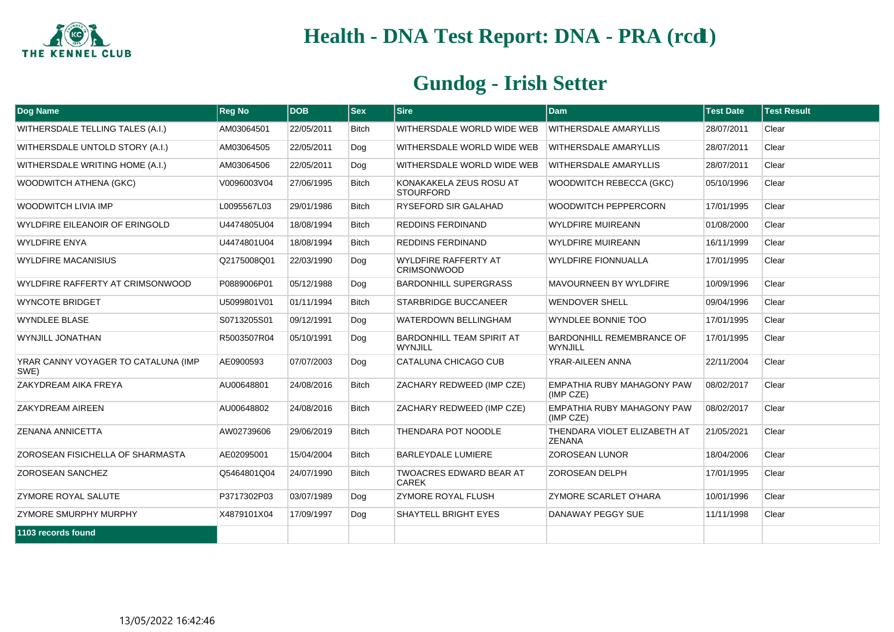# Health - DNA Test Report: DNA - PRA (rcd1)

## Gundog - Irish Setter

| Dog Name | Reg No | DOB | Sex | Sire | Dam | Test Date | Test Result |
|---|---|---|---|---|---|---|---|
| WITHERSDALE TELLING TALES (A.I.) | AM03064501 | 22/05/2011 | Bitch | WITHERSDALE WORLD WIDE WEB | WITHERSDALE AMARYLLIS | 28/07/2011 | Clear |
| WITHERSDALE UNTOLD STORY (A.I.) | AM03064505 | 22/05/2011 | Dog | WITHERSDALE WORLD WIDE WEB | WITHERSDALE AMARYLLIS | 28/07/2011 | Clear |
| WITHERSDALE WRITING HOME (A.I.) | AM03064506 | 22/05/2011 | Dog | WITHERSDALE WORLD WIDE WEB | WITHERSDALE AMARYLLIS | 28/07/2011 | Clear |
| WOODWITCH ATHENA (GKC) | V0096003V04 | 27/06/1995 | Bitch | KONAKAKELA ZEUS ROSU AT STOURFORD | WOODWITCH REBECCA (GKC) | 05/10/1996 | Clear |
| WOODWITCH LIVIA IMP | L0095567L03 | 29/01/1986 | Bitch | RYSEFORD SIR GALAHAD | WOODWITCH PEPPERCORN | 17/01/1995 | Clear |
| WYLDFIRE EILEANOIR OF ERINGOLD | U4474805U04 | 18/08/1994 | Bitch | REDDINS FERDINAND | WYLDFIRE MUIREANN | 01/08/2000 | Clear |
| WYLDFIRE ENYA | U4474801U04 | 18/08/1994 | Bitch | REDDINS FERDINAND | WYLDFIRE MUIREANN | 16/11/1999 | Clear |
| WYLDFIRE MACANISIUS | Q2175008Q01 | 22/03/1990 | Dog | WYLDFIRE RAFFERTY AT CRIMSONWOOD | WYLDFIRE FIONNUALLA | 17/01/1995 | Clear |
| WYLDFIRE RAFFERTY AT CRIMSONWOOD | P0889006P01 | 05/12/1988 | Dog | BARDONHILL SUPERGRASS | MAVOURNEEN BY WYLDFIRE | 10/09/1996 | Clear |
| WYNCOTE BRIDGET | U5099801V01 | 01/11/1994 | Bitch | STARBRIDGE BUCCANEER | WENDOVER SHELL | 09/04/1996 | Clear |
| WYNDLEE BLASE | S0713205S01 | 09/12/1991 | Dog | WATERDOWN BELLINGHAM | WYNDLEE BONNIE TOO | 17/01/1995 | Clear |
| WYNJILL JONATHAN | R5003507R04 | 05/10/1991 | Dog | BARDONHILL TEAM SPIRIT AT WYNJILL | BARDONHILL REMEMBRANCE OF WYNJILL | 17/01/1995 | Clear |
| YRAR CANNY VOYAGER TO CATALUNA (IMP SWE) | AE0900593 | 07/07/2003 | Dog | CATALUNA CHICAGO CUB | YRAR-AILEEN ANNA | 22/11/2004 | Clear |
| ZAKYDREAM AIKA FREYA | AU00648801 | 24/08/2016 | Bitch | ZACHARY REDWEED (IMP CZE) | EMPATHIA RUBY MAHAGONY PAW (IMP CZE) | 08/02/2017 | Clear |
| ZAKYDREAM AIREEN | AU00648802 | 24/08/2016 | Bitch | ZACHARY REDWEED (IMP CZE) | EMPATHIA RUBY MAHAGONY PAW (IMP CZE) | 08/02/2017 | Clear |
| ZENANA ANNICETTA | AW02739606 | 29/06/2019 | Bitch | THENDARA POT NOODLE | THENDARA VIOLET ELIZABETH AT ZENANA | 21/05/2021 | Clear |
| ZOROSEAN FISICHELLA OF SHARMASTA | AE02095001 | 15/04/2004 | Bitch | BARLEYDALE LUMIERE | ZOROSEAN LUNOR | 18/04/2006 | Clear |
| ZOROSEAN SANCHEZ | Q5464801Q04 | 24/07/1990 | Bitch | TWOACRES EDWARD BEAR AT CAREK | ZOROSEAN DELPH | 17/01/1995 | Clear |
| ZYMORE ROYAL SALUTE | P3717302P03 | 03/07/1989 | Dog | ZYMORE ROYAL FLUSH | ZYMORE SCARLET O'HARA | 10/01/1996 | Clear |
| ZYMORE SMURPHY MURPHY | X4879101X04 | 17/09/1997 | Dog | SHAYTELL BRIGHT EYES | DANAWAY PEGGY SUE | 11/11/1998 | Clear |
| **1103 records found** | | | | | | | |

13/05/2022 16:42:46